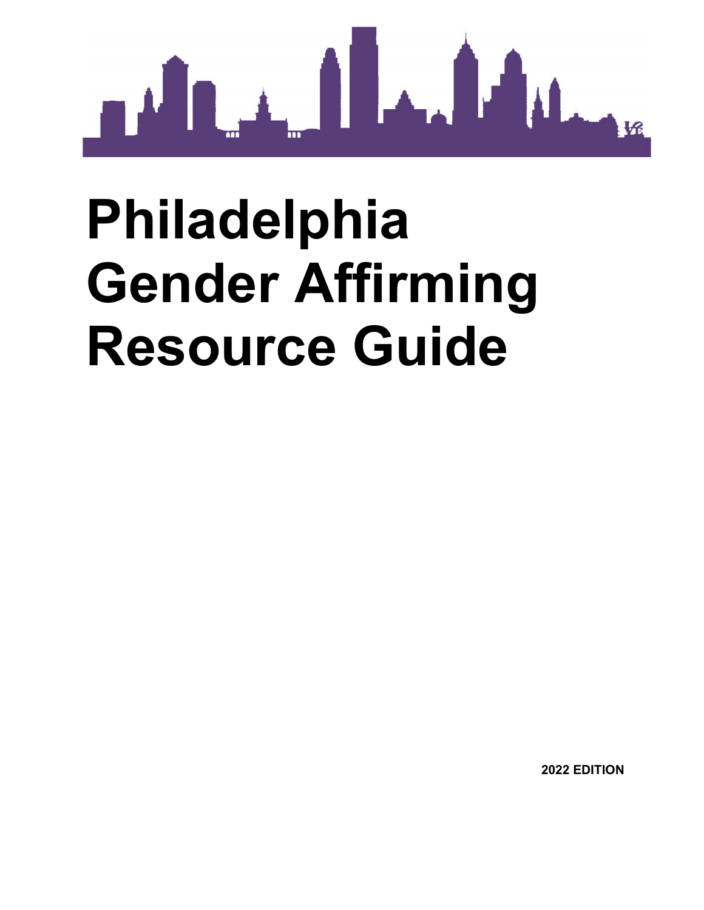# Philadelphia Gender Affirming Resource Guide

**2022 EDITION**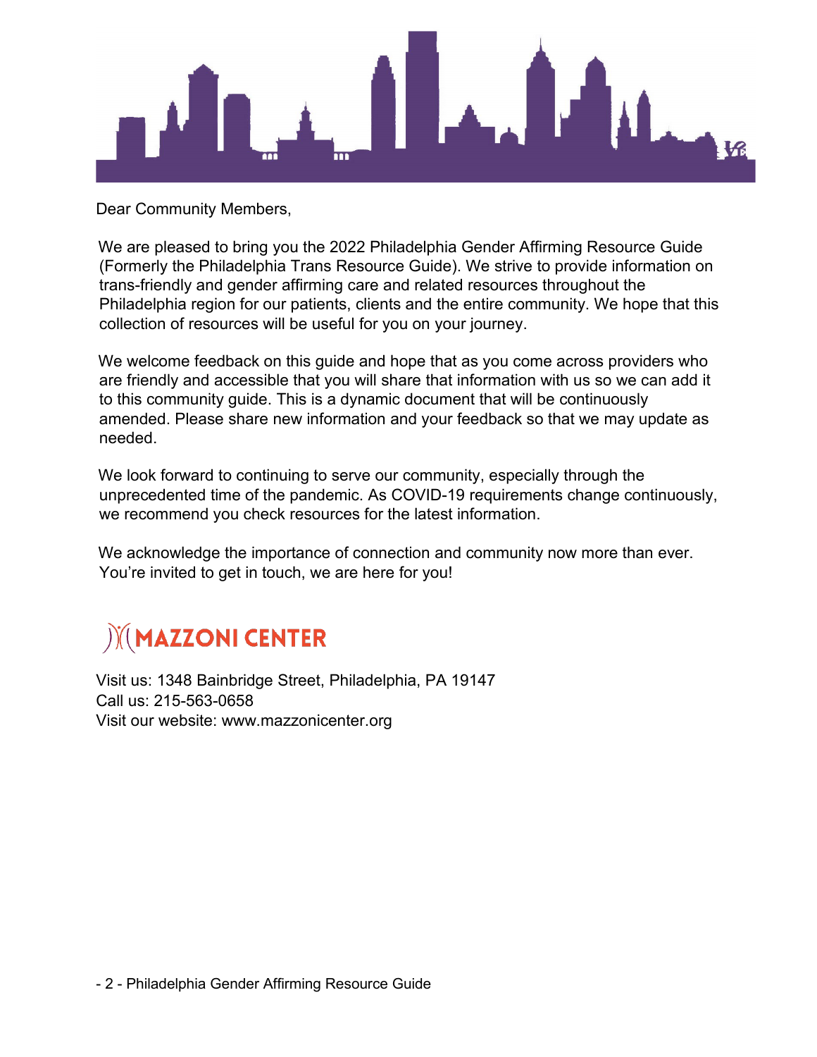Dear Community Members,

We are pleased to bring you the 2022 Philadelphia Gender Affirming Resource Guide (Formerly the Philadelphia Trans Resource Guide). We strive to provide information on trans-friendly and gender affirming care and related resources throughout the Philadelphia region for our patients, clients and the entire community. We hope that this collection of resources will be useful for you on your journey.

We welcome feedback on this guide and hope that as you come across providers who are friendly and accessible that you will share that information with us so we can add it to this community guide. This is a dynamic document that will be continuously amended. Please share new information and your feedback so that we may update as needed.

We look forward to continuing to serve our community, especially through the unprecedented time of the pandemic. As COVID-19 requirements change continuously, we recommend you check resources for the latest information.

We acknowledge the importance of connection and community now more than ever. You're invited to get in touch, we are here for you!

**MAZZONI CENTER**

Visit us: 1348 Bainbridge Street, Philadelphia, PA 19147
Call us: 215-563-0658
Visit our website: www.mazzonicenter.org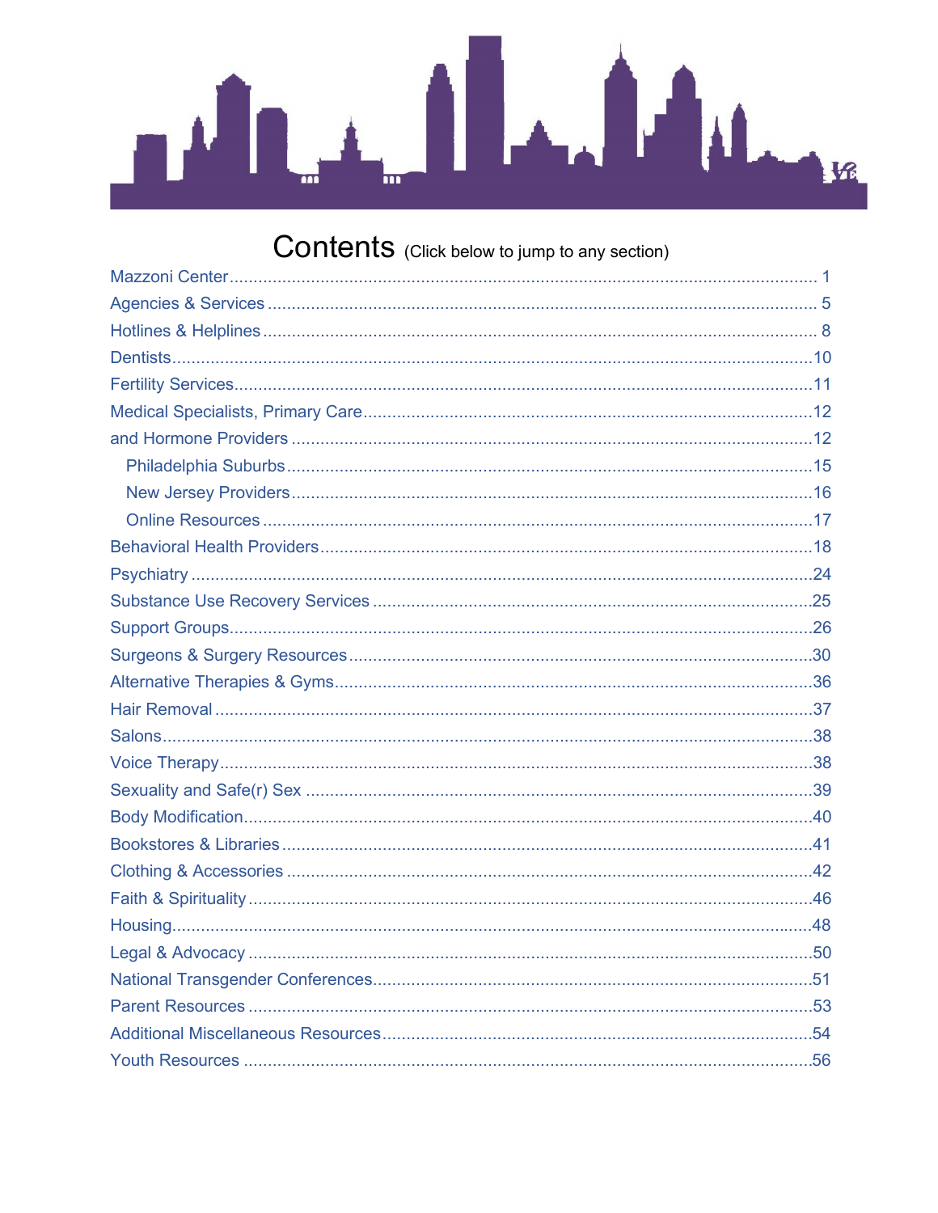# Contents (Click below to jump to any section)

- Mazzoni Center ........ 1
- Agencies & Services ........ 5
- Hotlines & Helplines ........ 8
- Dentists ........ 10
- Fertility Services ........ 11
- Medical Specialists, Primary Care ........ 12
- and Hormone Providers ........ 12
  - Philadelphia Suburbs ........ 15
  - New Jersey Providers ........ 16
  - Online Resources ........ 17
- Behavioral Health Providers ........ 18
- Psychiatry ........ 24
- Substance Use Recovery Services ........ 25
- Support Groups ........ 26
- Surgeons & Surgery Resources ........ 30
- Alternative Therapies & Gyms ........ 36
- Hair Removal ........ 37
- Salons ........ 38
- Voice Therapy ........ 38
- Sexuality and Safe(r) Sex ........ 39
- Body Modification ........ 40
- Bookstores & Libraries ........ 41
- Clothing & Accessories ........ 42
- Faith & Spirituality ........ 46
- Housing ........ 48
- Legal & Advocacy ........ 50
- National Transgender Conferences ........ 51
- Parent Resources ........ 53
- Additional Miscellaneous Resources ........ 54
- Youth Resources ........ 56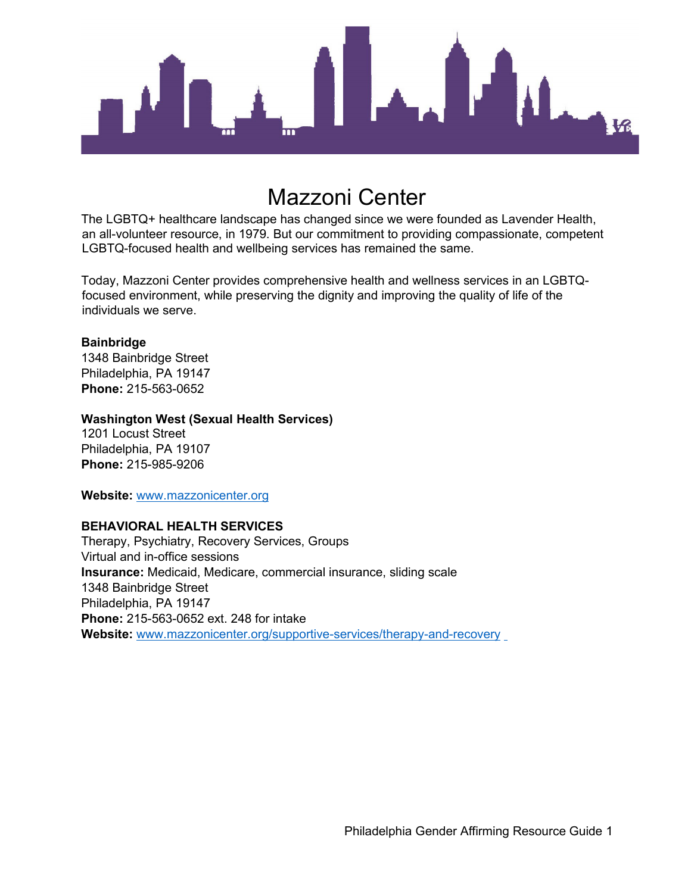# Mazzoni Center

The LGBTQ+ healthcare landscape has changed since we were founded as Lavender Health, an all-volunteer resource, in 1979. But our commitment to providing compassionate, competent LGBTQ-focused health and wellbeing services has remained the same.

Today, Mazzoni Center provides comprehensive health and wellness services in an LGBTQ-focused environment, while preserving the dignity and improving the quality of life of the individuals we serve.

**Bainbridge**
1348 Bainbridge Street
Philadelphia, PA 19147
**Phone:** 215-563-0652

**Washington West (Sexual Health Services)**
1201 Locust Street
Philadelphia, PA 19107
**Phone:** 215-985-9206

**Website:** www.mazzonicenter.org

**BEHAVIORAL HEALTH SERVICES**
Therapy, Psychiatry, Recovery Services, Groups
Virtual and in-office sessions
**Insurance:** Medicaid, Medicare, commercial insurance, sliding scale
1348 Bainbridge Street
Philadelphia, PA 19147
**Phone:** 215-563-0652 ext. 248 for intake
**Website:** www.mazzonicenter.org/supportive-services/therapy-and-recovery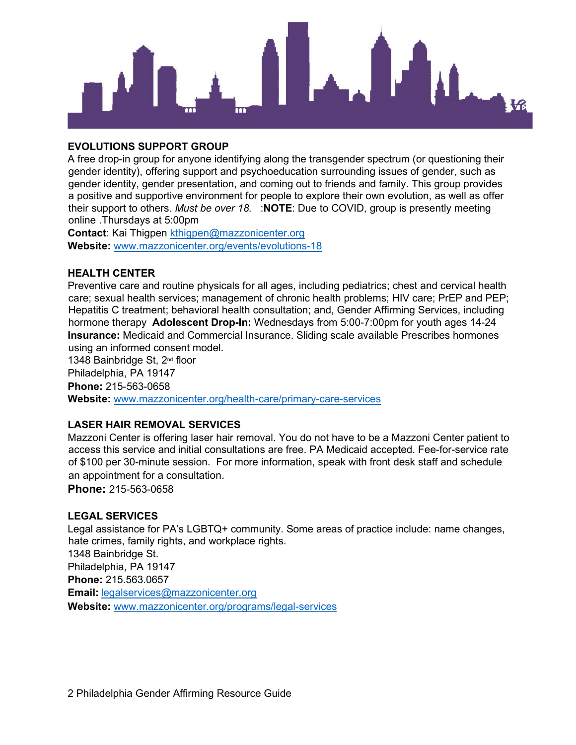## EVOLUTIONS SUPPORT GROUP

A free drop-in group for anyone identifying along the transgender spectrum (or questioning their gender identity), offering support and psychoeducation surrounding issues of gender, such as gender identity, gender presentation, and coming out to friends and family. This group provides a positive and supportive environment for people to explore their own evolution, as well as offer their support to others. *Must be over 18.* :**NOTE**: Due to COVID, group is presently meeting online .Thursdays at 5:00pm

**Contact**: Kai Thigpen kthigpen@mazzonicenter.org
**Website:** www.mazzonicenter.org/events/evolutions-18

## HEALTH CENTER

Preventive care and routine physicals for all ages, including pediatrics; chest and cervical health care; sexual health services; management of chronic health problems; HIV care; PrEP and PEP; Hepatitis C treatment; behavioral health consultation; and, Gender Affirming Services, including hormone therapy **Adolescent Drop-In:** Wednesdays from 5:00-7:00pm for youth ages 14-24
**Insurance:** Medicaid and Commercial Insurance. Sliding scale available Prescribes hormones using an informed consent model.
1348 Bainbridge St, 2nd floor
Philadelphia, PA 19147
**Phone:** 215-563-0658
**Website:** www.mazzonicenter.org/health-care/primary-care-services

## LASER HAIR REMOVAL SERVICES

Mazzoni Center is offering laser hair removal. You do not have to be a Mazzoni Center patient to access this service and initial consultations are free. PA Medicaid accepted. Fee-for-service rate of $100 per 30-minute session. For more information, speak with front desk staff and schedule an appointment for a consultation.
**Phone:** 215-563-0658

## LEGAL SERVICES

Legal assistance for PA's LGBTQ+ community. Some areas of practice include: name changes, hate crimes, family rights, and workplace rights.
1348 Bainbridge St.
Philadelphia, PA 19147
**Phone:** 215.563.0657
**Email:** legalservices@mazzonicenter.org
**Website:** www.mazzonicenter.org/programs/legal-services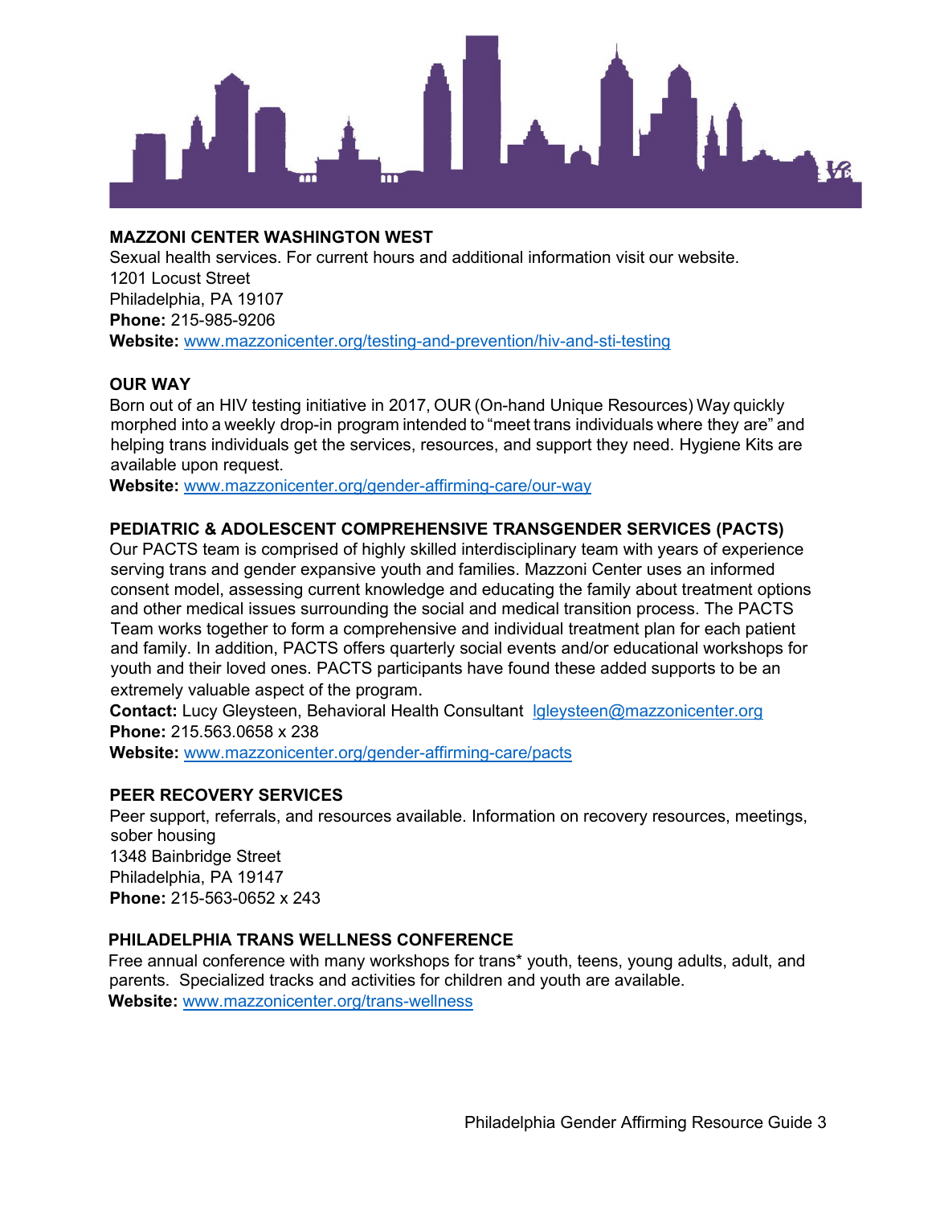## MAZZONI CENTER WASHINGTON WEST

Sexual health services. For current hours and additional information visit our website.
1201 Locust Street
Philadelphia, PA 19107
**Phone:** 215-985-9206
**Website:** www.mazzonicenter.org/testing-and-prevention/hiv-and-sti-testing

## OUR WAY

Born out of an HIV testing initiative in 2017, OUR (On-hand Unique Resources) Way quickly morphed into a weekly drop-in program intended to "meet trans individuals where they are" and helping trans individuals get the services, resources, and support they need. Hygiene Kits are available upon request.
**Website:** www.mazzonicenter.org/gender-affirming-care/our-way

## PEDIATRIC & ADOLESCENT COMPREHENSIVE TRANSGENDER SERVICES (PACTS)

Our PACTS team is comprised of highly skilled interdisciplinary team with years of experience serving trans and gender expansive youth and families. Mazzoni Center uses an informed consent model, assessing current knowledge and educating the family about treatment options and other medical issues surrounding the social and medical transition process. The PACTS Team works together to form a comprehensive and individual treatment plan for each patient and family. In addition, PACTS offers quarterly social events and/or educational workshops for youth and their loved ones. PACTS participants have found these added supports to be an extremely valuable aspect of the program.
**Contact:** Lucy Gleysteen, Behavioral Health Consultant lgleysteen@mazzonicenter.org
**Phone:** 215.563.0658 x 238
**Website:** www.mazzonicenter.org/gender-affirming-care/pacts

## PEER RECOVERY SERVICES

Peer support, referrals, and resources available. Information on recovery resources, meetings, sober housing
1348 Bainbridge Street
Philadelphia, PA 19147
**Phone:** 215-563-0652 x 243

## PHILADELPHIA TRANS WELLNESS CONFERENCE

Free annual conference with many workshops for trans* youth, teens, young adults, adult, and parents. Specialized tracks and activities for children and youth are available.
**Website:** www.mazzonicenter.org/trans-wellness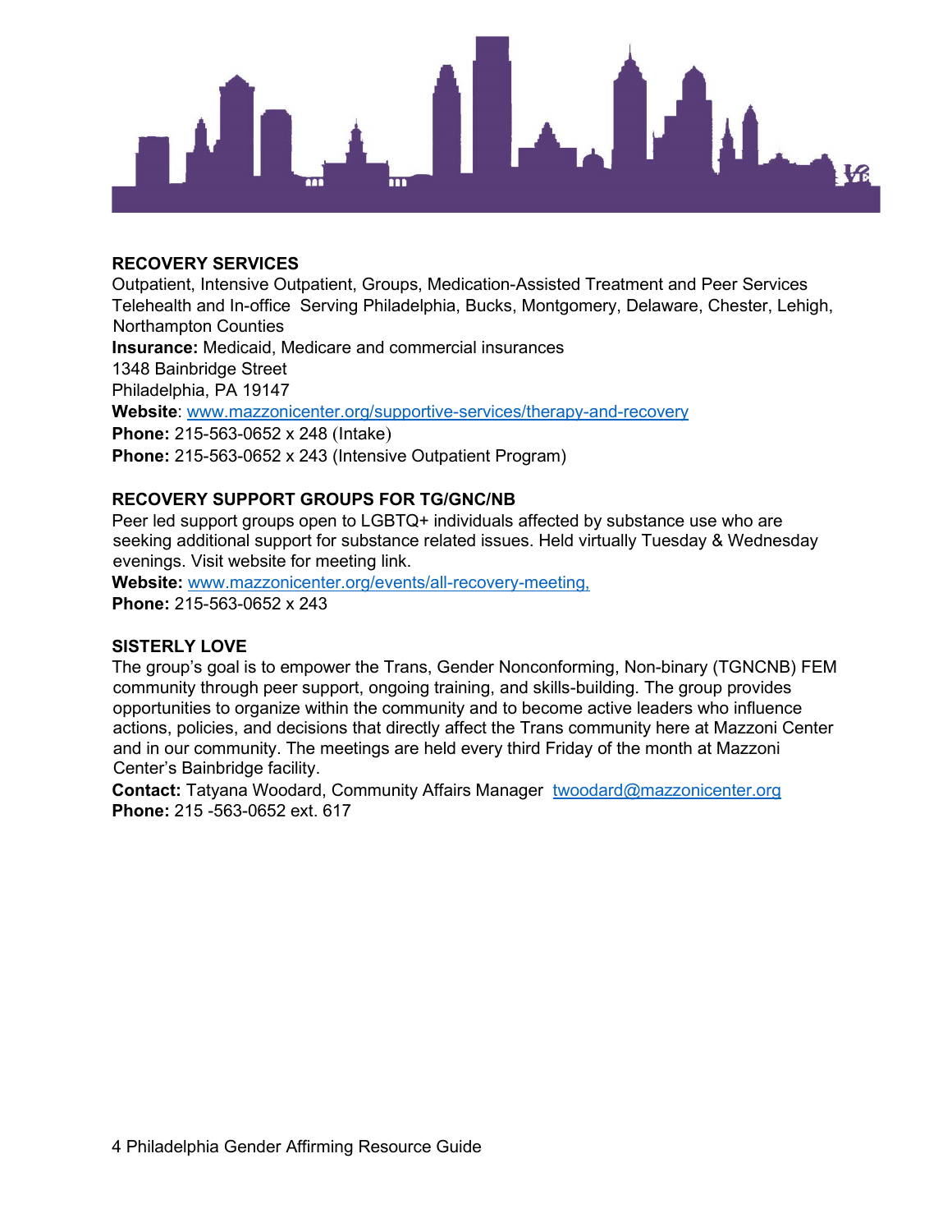**RECOVERY SERVICES**

Outpatient, Intensive Outpatient, Groups, Medication-Assisted Treatment and Peer Services
Telehealth and In-office Serving Philadelphia, Bucks, Montgomery, Delaware, Chester, Lehigh, Northampton Counties

**Insurance:** Medicaid, Medicare and commercial insurances
1348 Bainbridge Street
Philadelphia, PA 19147
**Website**: www.mazzonicenter.org/supportive-services/therapy-and-recovery
**Phone:** 215-563-0652 x 248 (Intake)
**Phone:** 215-563-0652 x 243 (Intensive Outpatient Program)

**RECOVERY SUPPORT GROUPS FOR TG/GNC/NB**

Peer led support groups open to LGBTQ+ individuals affected by substance use who are seeking additional support for substance related issues. Held virtually Tuesday & Wednesday evenings. Visit website for meeting link.
**Website:** www.mazzonicenter.org/events/all-recovery-meeting,
**Phone:** 215-563-0652 x 243

**SISTERLY LOVE**

The group's goal is to empower the Trans, Gender Nonconforming, Non-binary (TGNCNB) FEM community through peer support, ongoing training, and skills-building. The group provides opportunities to organize within the community and to become active leaders who influence actions, policies, and decisions that directly affect the Trans community here at Mazzoni Center and in our community. The meetings are held every third Friday of the month at Mazzoni Center's Bainbridge facility.
**Contact:** Tatyana Woodard, Community Affairs Manager twoodard@mazzonicenter.org
**Phone:** 215 -563-0652 ext. 617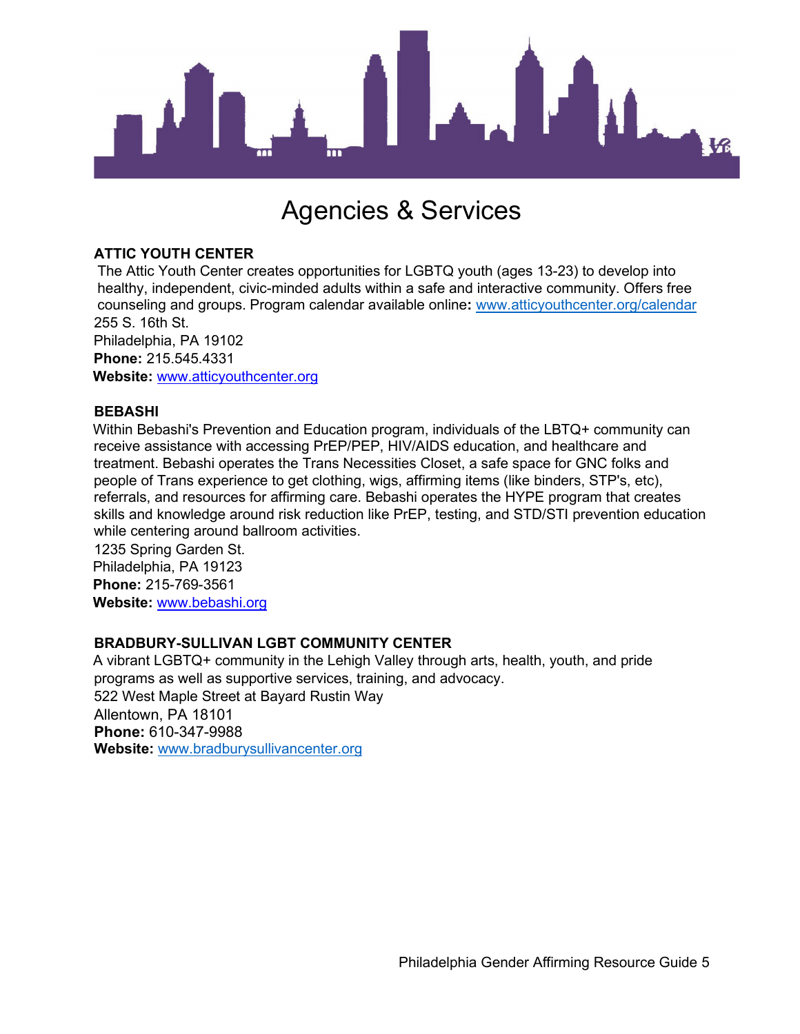# Agencies & Services

### ATTIC YOUTH CENTER

The Attic Youth Center creates opportunities for LGBTQ youth (ages 13-23) to develop into healthy, independent, civic-minded adults within a safe and interactive community. Offers free counseling and groups. Program calendar available online**:** www.atticyouthcenter.org/calendar

255 S. 16th St.
Philadelphia, PA 19102
**Phone:** 215.545.4331
**Website:** www.atticyouthcenter.org

### BEBASHI

Within Bebashi's Prevention and Education program, individuals of the LBTQ+ community can receive assistance with accessing PrEP/PEP, HIV/AIDS education, and healthcare and treatment. Bebashi operates the Trans Necessities Closet, a safe space for GNC folks and people of Trans experience to get clothing, wigs, affirming items (like binders, STP's, etc), referrals, and resources for affirming care. Bebashi operates the HYPE program that creates skills and knowledge around risk reduction like PrEP, testing, and STD/STI prevention education while centering around ballroom activities.

1235 Spring Garden St.
Philadelphia, PA 19123
**Phone:** 215-769-3561
**Website:** www.bebashi.org

### BRADBURY-SULLIVAN LGBT COMMUNITY CENTER

A vibrant LGBTQ+ community in the Lehigh Valley through arts, health, youth, and pride programs as well as supportive services, training, and advocacy.

522 West Maple Street at Bayard Rustin Way
Allentown, PA 18101
**Phone:** 610-347-9988
**Website:** www.bradburysullivancenter.org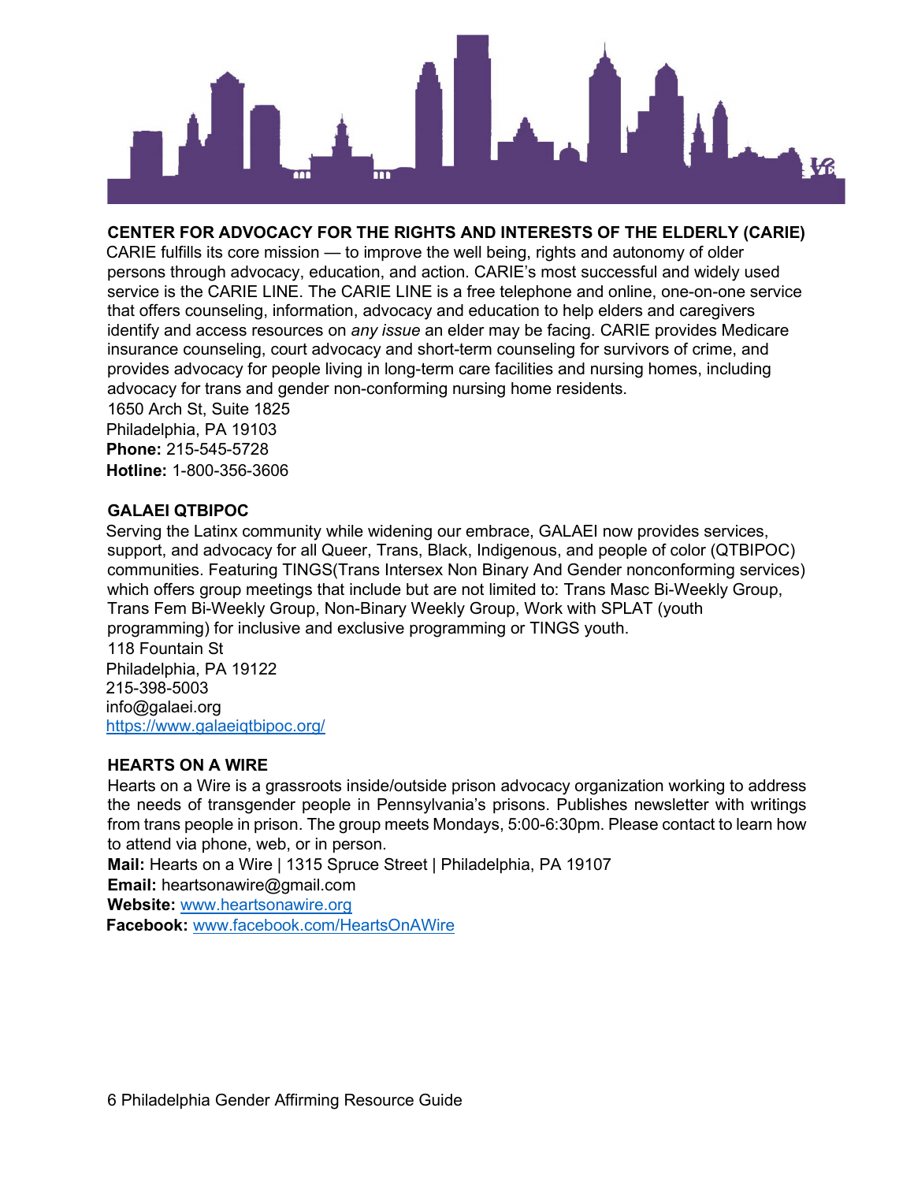## CENTER FOR ADVOCACY FOR THE RIGHTS AND INTERESTS OF THE ELDERLY (CARIE)

CARIE fulfills its core mission — to improve the well being, rights and autonomy of older persons through advocacy, education, and action. CARIE's most successful and widely used service is the CARIE LINE. The CARIE LINE is a free telephone and online, one-on-one service that offers counseling, information, advocacy and education to help elders and caregivers identify and access resources on *any issue* an elder may be facing. CARIE provides Medicare insurance counseling, court advocacy and short-term counseling for survivors of crime, and provides advocacy for people living in long-term care facilities and nursing homes, including advocacy for trans and gender non-conforming nursing home residents.

1650 Arch St, Suite 1825
Philadelphia, PA 19103
**Phone:** 215-545-5728
**Hotline:** 1-800-356-3606

## GALAEI QTBIPOC

Serving the Latinx community while widening our embrace, GALAEI now provides services, support, and advocacy for all Queer, Trans, Black, Indigenous, and people of color (QTBIPOC) communities. Featuring TINGS(Trans Intersex Non Binary And Gender nonconforming services) which offers group meetings that include but are not limited to: Trans Masc Bi-Weekly Group, Trans Fem Bi-Weekly Group, Non-Binary Weekly Group, Work with SPLAT (youth programming) for inclusive and exclusive programming or TINGS youth.

118 Fountain St
Philadelphia, PA 19122
215-398-5003
info@galaei.org
https://www.galaeiqtbipoc.org/

## HEARTS ON A WIRE

Hearts on a Wire is a grassroots inside/outside prison advocacy organization working to address the needs of transgender people in Pennsylvania's prisons. Publishes newsletter with writings from trans people in prison. The group meets Mondays, 5:00-6:30pm. Please contact to learn how to attend via phone, web, or in person.

**Mail:** Hearts on a Wire | 1315 Spruce Street | Philadelphia, PA 19107
**Email:** heartsonawire@gmail.com
**Website:** www.heartsonawire.org
**Facebook:** www.facebook.com/HeartsOnAWire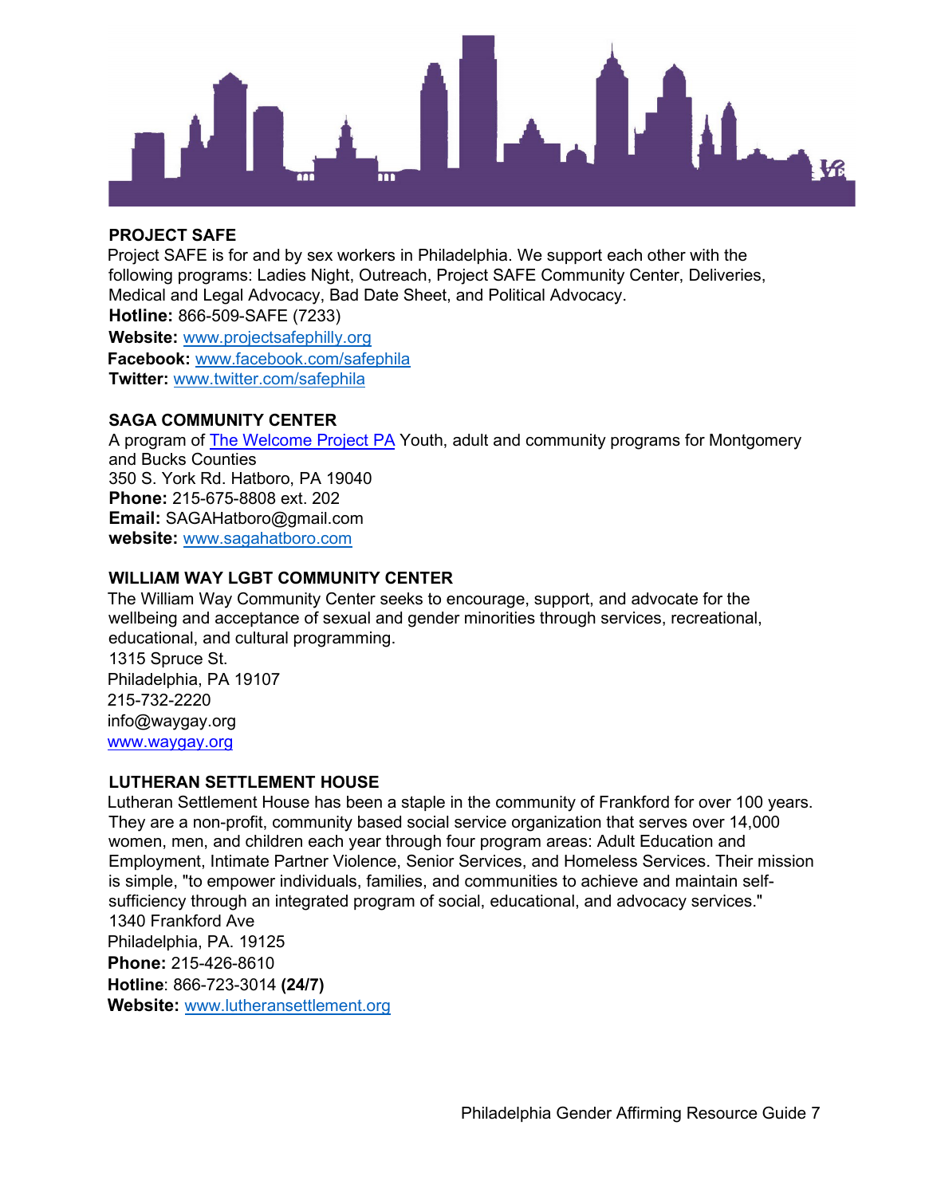## PROJECT SAFE

Project SAFE is for and by sex workers in Philadelphia. We support each other with the following programs: Ladies Night, Outreach, Project SAFE Community Center, Deliveries, Medical and Legal Advocacy, Bad Date Sheet, and Political Advocacy.

**Hotline:** 866-509-SAFE (7233)
**Website:** www.projectsafephilly.org
**Facebook:** www.facebook.com/safephila
**Twitter:** www.twitter.com/safephila

## SAGA COMMUNITY CENTER

A program of The Welcome Project PA Youth, adult and community programs for Montgomery and Bucks Counties
350 S. York Rd. Hatboro, PA 19040
**Phone:** 215-675-8808 ext. 202
**Email:** SAGAHatboro@gmail.com
**website:** www.sagahatboro.com

## WILLIAM WAY LGBT COMMUNITY CENTER

The William Way Community Center seeks to encourage, support, and advocate for the wellbeing and acceptance of sexual and gender minorities through services, recreational, educational, and cultural programming.
1315 Spruce St.
Philadelphia, PA 19107
215-732-2220
info@waygay.org
www.waygay.org

## LUTHERAN SETTLEMENT HOUSE

Lutheran Settlement House has been a staple in the community of Frankford for over 100 years. They are a non-profit, community based social service organization that serves over 14,000 women, men, and children each year through four program areas: Adult Education and Employment, Intimate Partner Violence, Senior Services, and Homeless Services. Their mission is simple, "to empower individuals, families, and communities to achieve and maintain self-sufficiency through an integrated program of social, educational, and advocacy services."
1340 Frankford Ave
Philadelphia, PA. 19125
**Phone:** 215-426-8610
**Hotline**: 866-723-3014 **(24/7)**
**Website:** www.lutheransettlement.org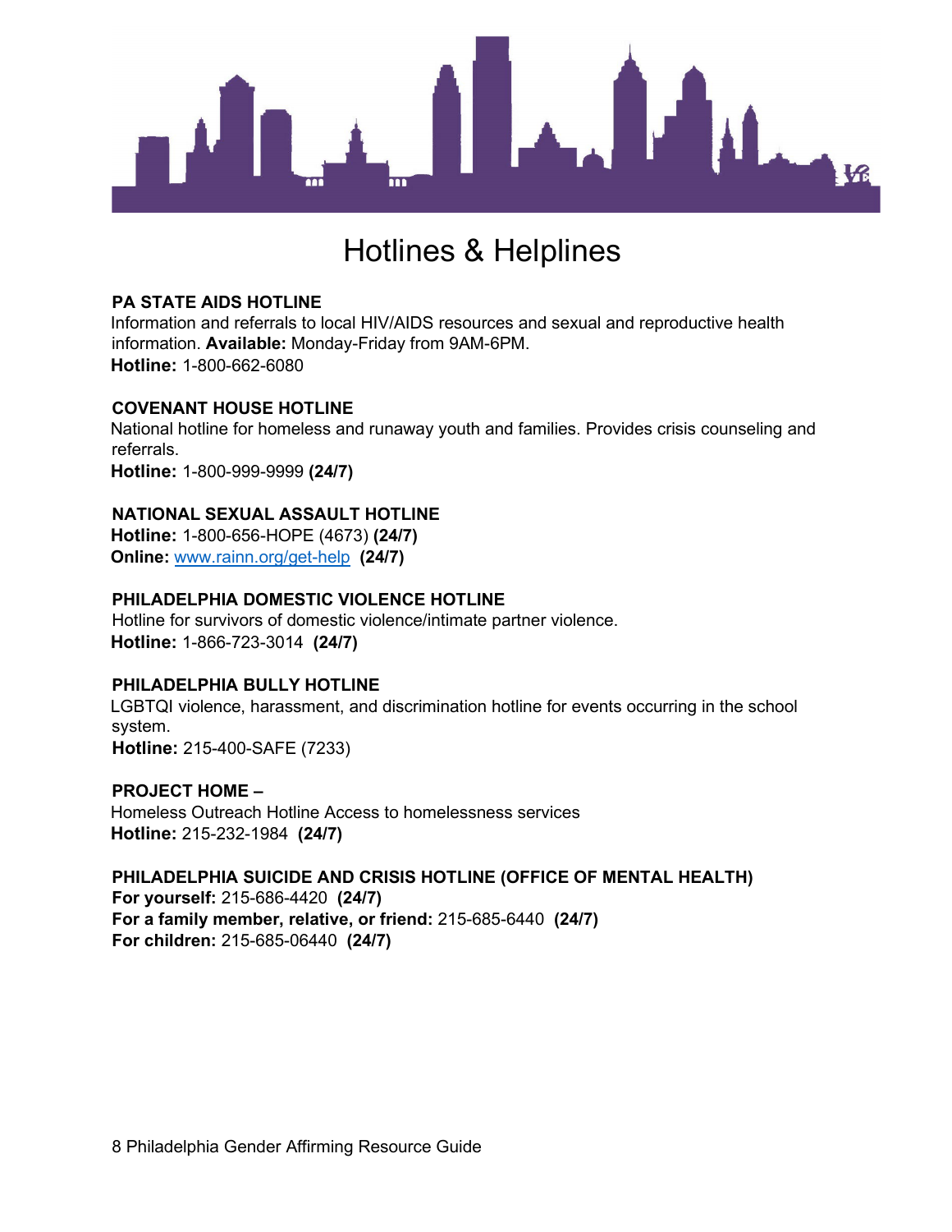# Hotlines & Helplines

**PA STATE AIDS HOTLINE**
Information and referrals to local HIV/AIDS resources and sexual and reproductive health information. **Available:** Monday-Friday from 9AM-6PM.
**Hotline:** 1-800-662-6080

**COVENANT HOUSE HOTLINE**
National hotline for homeless and runaway youth and families. Provides crisis counseling and referrals.
**Hotline:** 1-800-999-9999 **(24/7)**

**NATIONAL SEXUAL ASSAULT HOTLINE**
**Hotline:** 1-800-656-HOPE (4673) **(24/7)**
**Online:** [www.rainn.org/get-help](www.rainn.org/get-help) **(24/7)**

**PHILADELPHIA DOMESTIC VIOLENCE HOTLINE**
Hotline for survivors of domestic violence/intimate partner violence.
**Hotline:** 1-866-723-3014 **(24/7)**

**PHILADELPHIA BULLY HOTLINE**
LGBTQI violence, harassment, and discrimination hotline for events occurring in the school system.
**Hotline:** 215-400-SAFE (7233)

**PROJECT HOME –**
Homeless Outreach Hotline Access to homelessness services
**Hotline:** 215-232-1984 **(24/7)**

**PHILADELPHIA SUICIDE AND CRISIS HOTLINE (OFFICE OF MENTAL HEALTH)**
**For yourself:** 215-686-4420 **(24/7)**
**For a family member, relative, or friend:** 215-685-6440 **(24/7)**
**For children:** 215-685-06440 **(24/7)**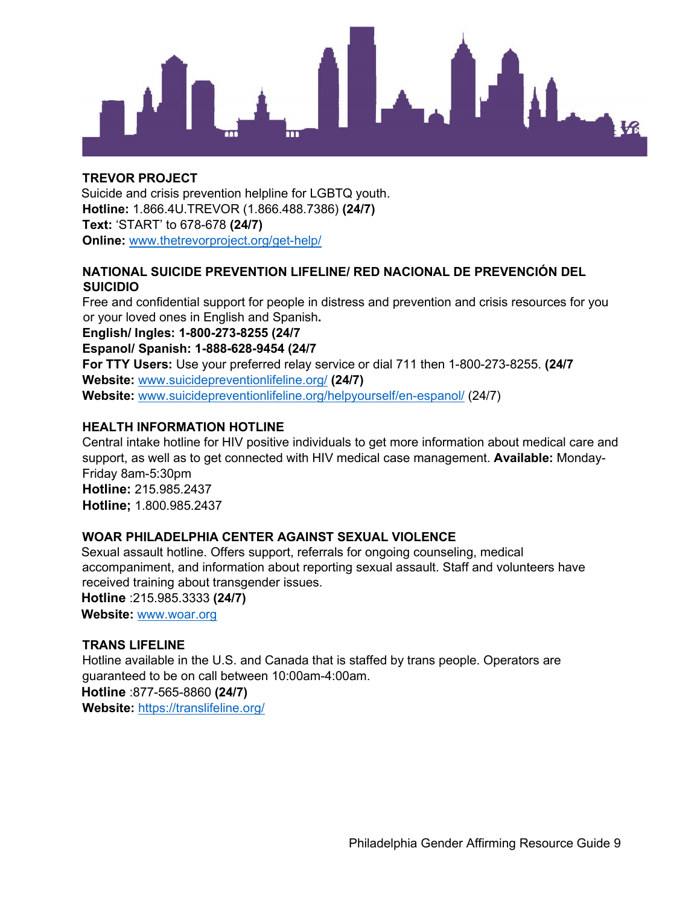### TREVOR PROJECT

Suicide and crisis prevention helpline for LGBTQ youth.
**Hotline:** 1.866.4U.TREVOR (1.866.488.7386) **(24/7)**
**Text:** 'START' to 678-678 **(24/7)**
**Online:** www.thetrevorproject.org/get-help/

### NATIONAL SUICIDE PREVENTION LIFELINE/ RED NACIONAL DE PREVENCIÓN DEL SUICIDIO

Free and confidential support for people in distress and prevention and crisis resources for you or your loved ones in English and Spanish**.**
**English/ Ingles: 1-800-273-8255 (24/7**
**Espanol/ Spanish: 1-888-628-9454 (24/7**
**For TTY Users:** Use your preferred relay service or dial 711 then 1-800-273-8255. **(24/7**
**Website:** www.suicidepreventionlifeline.org/ **(24/7)**
**Website:** www.suicidepreventionlifeline.org/helpyourself/en-espanol/ (24/7)

### HEALTH INFORMATION HOTLINE

Central intake hotline for HIV positive individuals to get more information about medical care and support, as well as to get connected with HIV medical case management. **Available:** Monday-Friday 8am-5:30pm
**Hotline:** 215.985.2437
**Hotline;** 1.800.985.2437

### WOAR PHILADELPHIA CENTER AGAINST SEXUAL VIOLENCE

Sexual assault hotline. Offers support, referrals for ongoing counseling, medical accompaniment, and information about reporting sexual assault. Staff and volunteers have received training about transgender issues.
**Hotline** :215.985.3333 **(24/7)**
**Website:** www.woar.org

### TRANS LIFELINE

Hotline available in the U.S. and Canada that is staffed by trans people. Operators are guaranteed to be on call between 10:00am-4:00am.
**Hotline** :877-565-8860 **(24/7)**
**Website:** https://translifeline.org/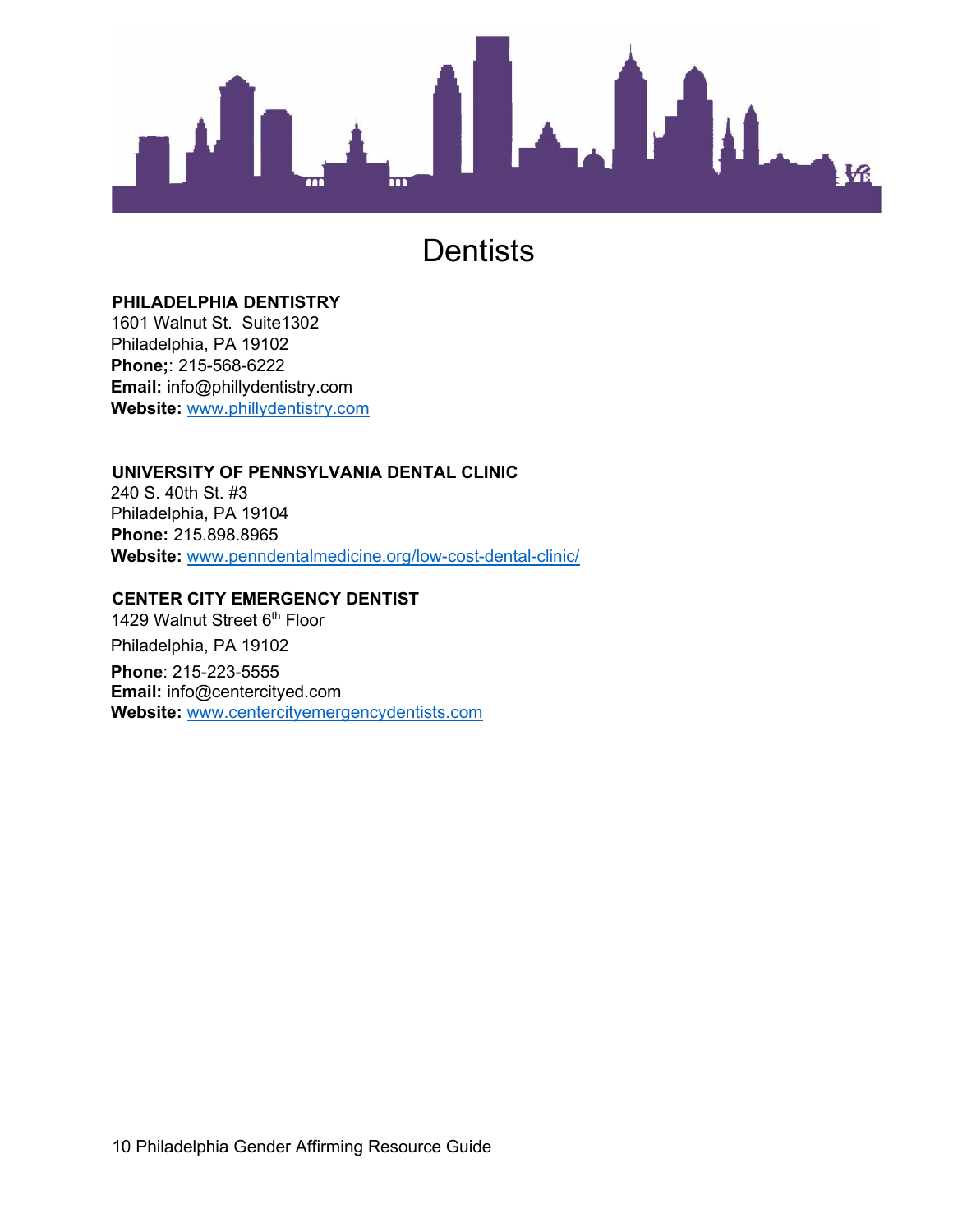# Dentists

**PHILADELPHIA DENTISTRY**
1601 Walnut St.  Suite1302
Philadelphia, PA 19102
**Phone;**: 215-568-6222
**Email:** info@phillydentistry.com
**Website:** www.phillydentistry.com

**UNIVERSITY OF PENNSYLVANIA DENTAL CLINIC**
240 S. 40th St. #3
Philadelphia, PA 19104
**Phone:** 215.898.8965
**Website:** www.penndentalmedicine.org/low-cost-dental-clinic/

**CENTER CITY EMERGENCY DENTIST**
1429 Walnut Street 6th Floor
Philadelphia, PA 19102
**Phone**: 215-223-5555
**Email:** info@centercityed.com
**Website:** www.centercityemergencydentists.com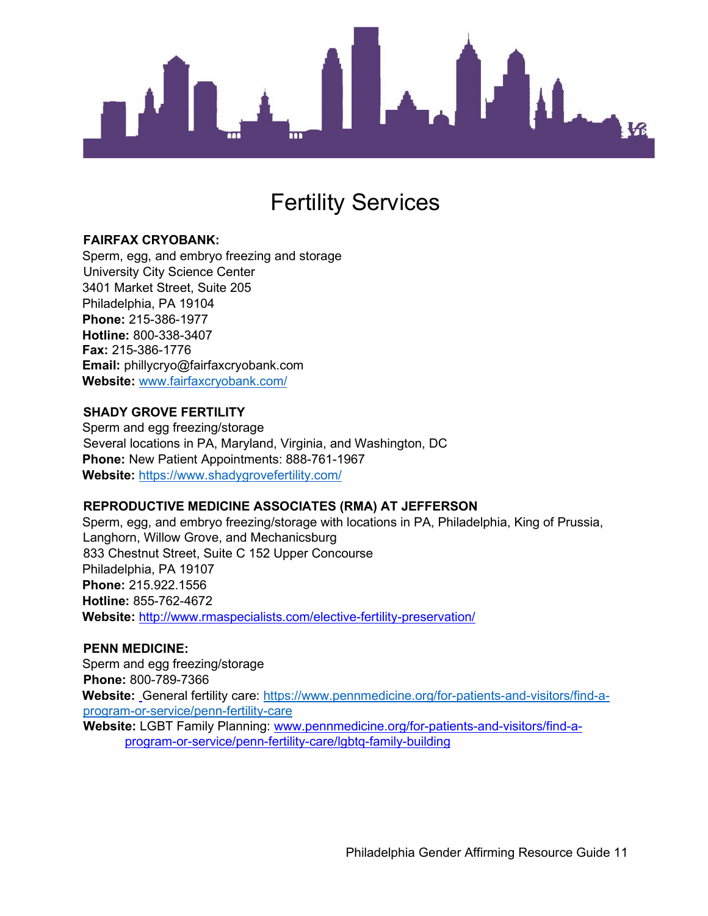# Fertility Services

**FAIRFAX CRYOBANK:**
Sperm, egg, and embryo freezing and storage
University City Science Center
3401 Market Street, Suite 205
Philadelphia, PA 19104
**Phone:** 215-386-1977
**Hotline:** 800-338-3407
**Fax:** 215-386-1776
**Email:** phillycryo@fairfaxcryobank.com
**Website:** [www.fairfaxcryobank.com/](http://www.fairfaxcryobank.com/)

**SHADY GROVE FERTILITY**
Sperm and egg freezing/storage
Several locations in PA, Maryland, Virginia, and Washington, DC
**Phone:** New Patient Appointments: 888-761-1967
**Website:** [https://www.shadygrovefertility.com/](https://www.shadygrovefertility.com/)

**REPRODUCTIVE MEDICINE ASSOCIATES (RMA) AT JEFFERSON**
Sperm, egg, and embryo freezing/storage with locations in PA, Philadelphia, King of Prussia, Langhorn, Willow Grove, and Mechanicsburg
833 Chestnut Street, Suite C 152 Upper Concourse
Philadelphia, PA 19107
**Phone:** 215.922.1556
**Hotline:** 855-762-4672
**Website:** [http://www.rmaspecialists.com/elective-fertility-preservation/](http://www.rmaspecialists.com/elective-fertility-preservation/)

**PENN MEDICINE:**
Sperm and egg freezing/storage
**Phone:** 800-789-7366
**Website:** General fertility care: [https://www.pennmedicine.org/for-patients-and-visitors/find-a-program-or-service/penn-fertility-care](https://www.pennmedicine.org/for-patients-and-visitors/find-a-program-or-service/penn-fertility-care)
**Website:** LGBT Family Planning: [www.pennmedicine.org/for-patients-and-visitors/find-a-program-or-service/penn-fertility-care/lgbtq-family-building](http://www.pennmedicine.org/for-patients-and-visitors/find-a-program-or-service/penn-fertility-care/lgbtq-family-building)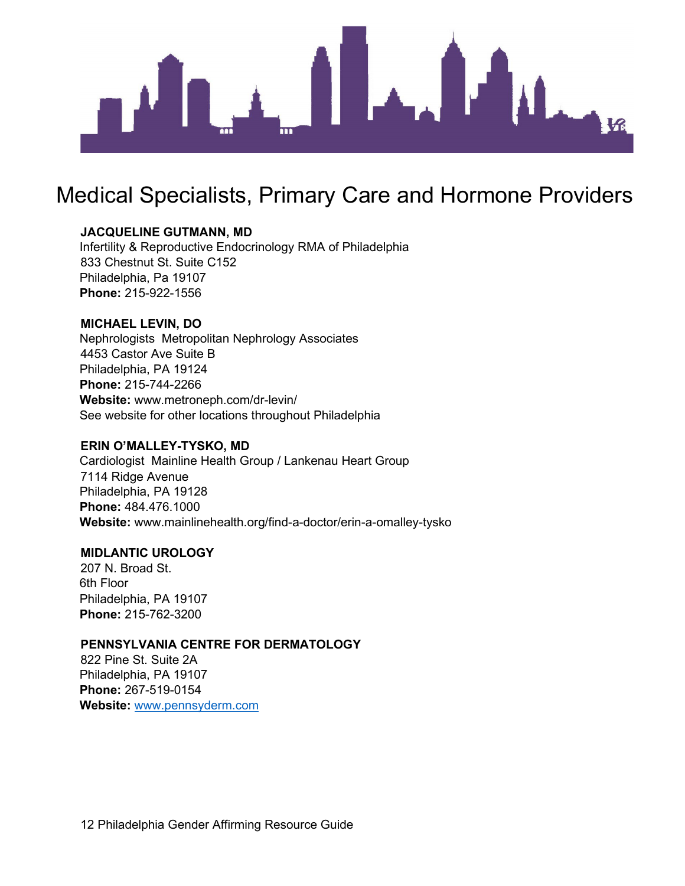# Medical Specialists, Primary Care and Hormone Providers

**JACQUELINE GUTMANN, MD**
Infertility & Reproductive Endocrinology RMA of Philadelphia
833 Chestnut St. Suite C152
Philadelphia, Pa 19107
**Phone:** 215-922-1556

**MICHAEL LEVIN, DO**
Nephrologists Metropolitan Nephrology Associates
4453 Castor Ave Suite B
Philadelphia, PA 19124
**Phone:** 215-744-2266
**Website:** www.metroneph.com/dr-levin/
See website for other locations throughout Philadelphia

**ERIN O'MALLEY-TYSKO, MD**
Cardiologist Mainline Health Group / Lankenau Heart Group
7114 Ridge Avenue
Philadelphia, PA 19128
**Phone:** 484.476.1000
**Website:** www.mainlinehealth.org/find-a-doctor/erin-a-omalley-tysko

**MIDLANTIC UROLOGY**
207 N. Broad St.
6th Floor
Philadelphia, PA 19107
**Phone:** 215-762-3200

**PENNSYLVANIA CENTRE FOR DERMATOLOGY**
822 Pine St. Suite 2A
Philadelphia, PA 19107
**Phone:** 267-519-0154
**Website:** www.pennsyderm.com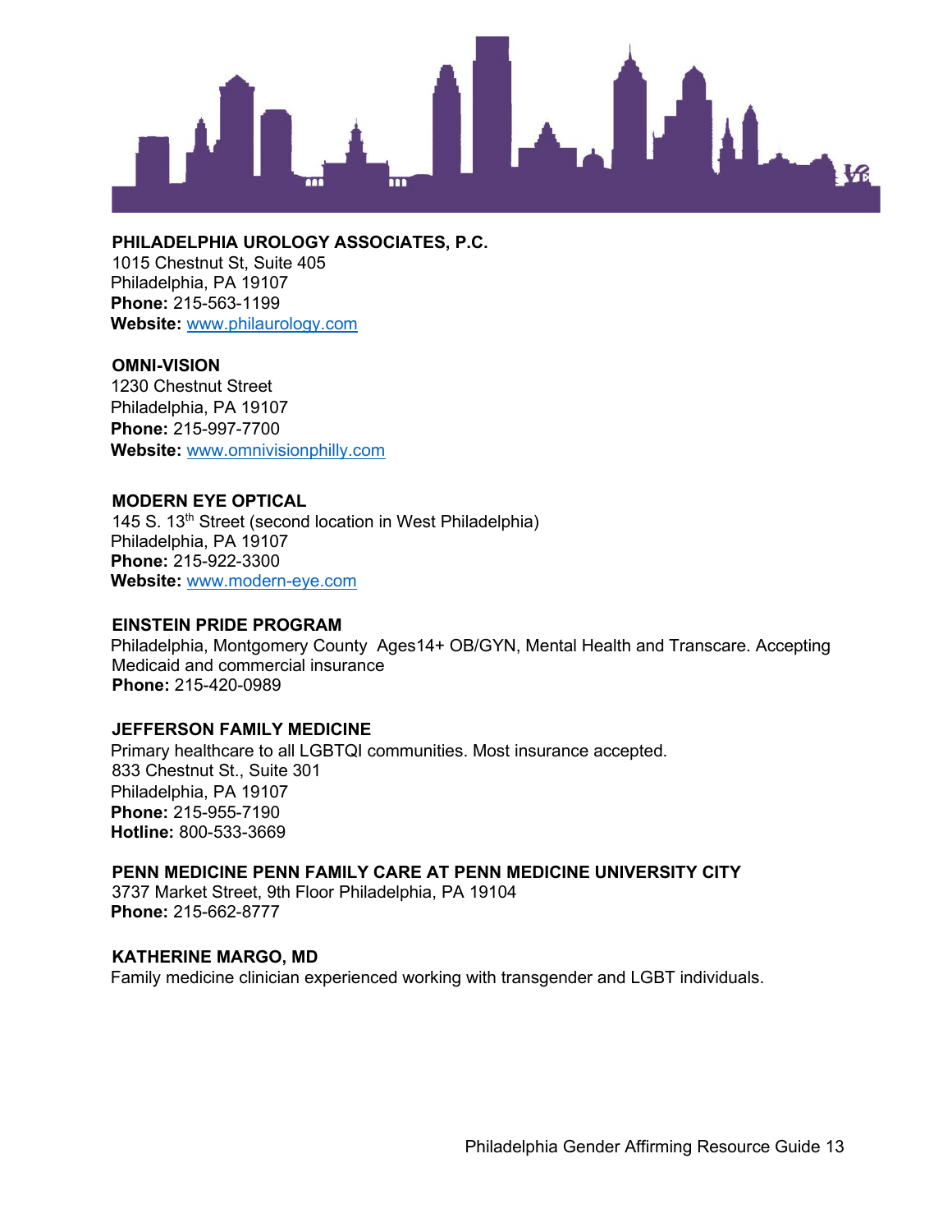**PHILADELPHIA UROLOGY ASSOCIATES, P.C.**
1015 Chestnut St, Suite 405
Philadelphia, PA 19107
**Phone:** 215-563-1199
**Website:** www.philaurology.com

**OMNI-VISION**
1230 Chestnut Street
Philadelphia, PA 19107
**Phone:** 215-997-7700
**Website:** www.omnivisionphilly.com

**MODERN EYE OPTICAL**
145 S. 13th Street (second location in West Philadelphia)
Philadelphia, PA 19107
**Phone:** 215-922-3300
**Website:** www.modern-eye.com

**EINSTEIN PRIDE PROGRAM**
Philadelphia, Montgomery County Ages14+ OB/GYN, Mental Health and Transcare. Accepting Medicaid and commercial insurance
**Phone:** 215-420-0989

**JEFFERSON FAMILY MEDICINE**
Primary healthcare to all LGBTQI communities. Most insurance accepted.
833 Chestnut St., Suite 301
Philadelphia, PA 19107
**Phone:** 215-955-7190
**Hotline:** 800-533-3669

**PENN MEDICINE PENN FAMILY CARE AT PENN MEDICINE UNIVERSITY CITY**
3737 Market Street, 9th Floor Philadelphia, PA 19104
**Phone:** 215-662-8777

**KATHERINE MARGO, MD**
Family medicine clinician experienced working with transgender and LGBT individuals.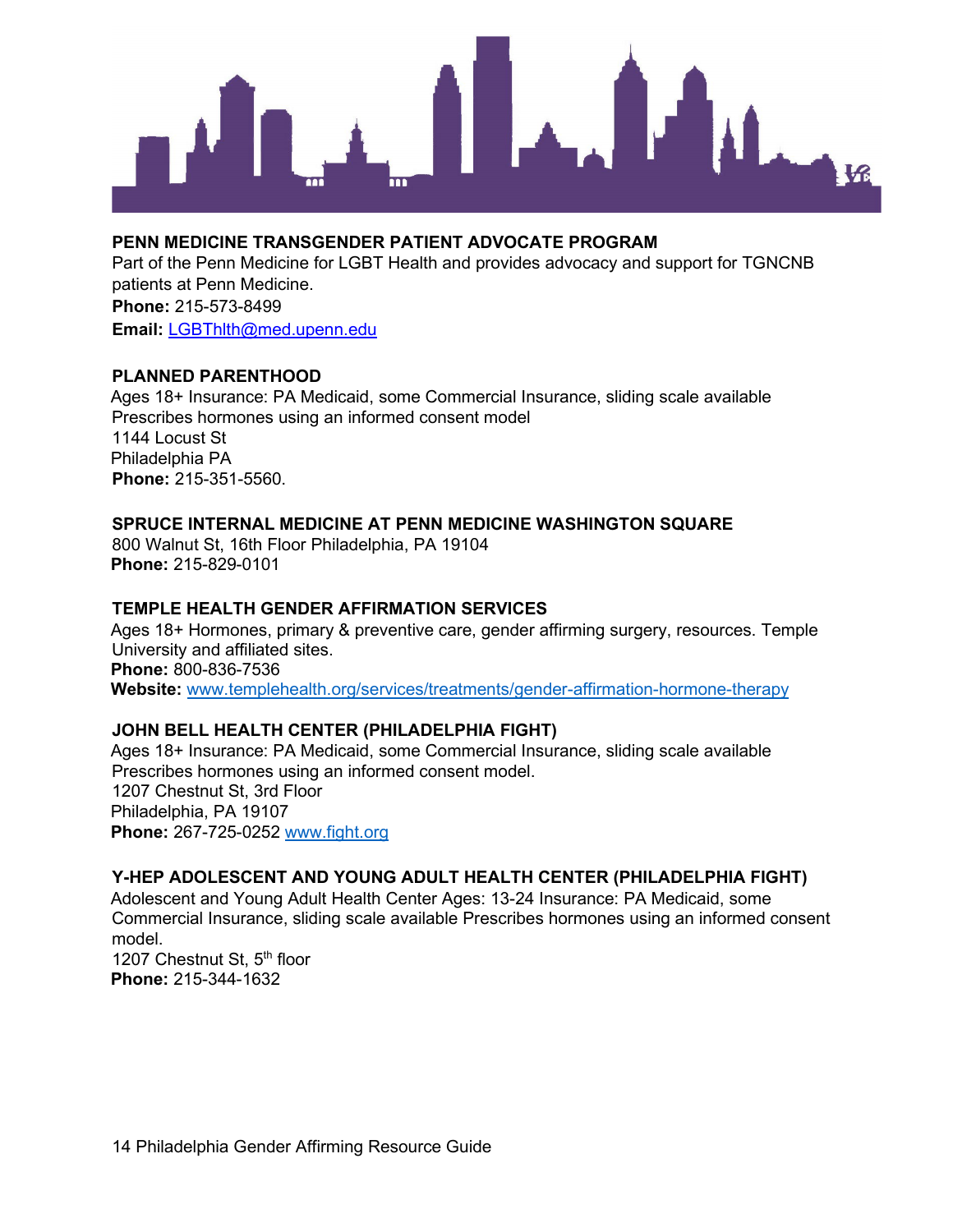**PENN MEDICINE TRANSGENDER PATIENT ADVOCATE PROGRAM**
Part of the Penn Medicine for LGBT Health and provides advocacy and support for TGNCNB patients at Penn Medicine.
**Phone:** 215-573-8499
**Email:** LGBThlth@med.upenn.edu

**PLANNED PARENTHOOD**
Ages 18+ Insurance: PA Medicaid, some Commercial Insurance, sliding scale available
Prescribes hormones using an informed consent model
1144 Locust St
Philadelphia PA
**Phone:** 215-351-5560.

**SPRUCE INTERNAL MEDICINE AT PENN MEDICINE WASHINGTON SQUARE**
800 Walnut St, 16th Floor Philadelphia, PA 19104
**Phone:** 215-829-0101

**TEMPLE HEALTH GENDER AFFIRMATION SERVICES**
Ages 18+ Hormones, primary & preventive care, gender affirming surgery, resources. Temple University and affiliated sites.
**Phone:** 800-836-7536
**Website:** www.templehealth.org/services/treatments/gender-affirmation-hormone-therapy

**JOHN BELL HEALTH CENTER (PHILADELPHIA FIGHT)**
Ages 18+ Insurance: PA Medicaid, some Commercial Insurance, sliding scale available
Prescribes hormones using an informed consent model.
1207 Chestnut St, 3rd Floor
Philadelphia, PA 19107
**Phone:** 267-725-0252 www.fight.org

**Y-HEP ADOLESCENT AND YOUNG ADULT HEALTH CENTER (PHILADELPHIA FIGHT)**
Adolescent and Young Adult Health Center Ages: 13-24 Insurance: PA Medicaid, some Commercial Insurance, sliding scale available Prescribes hormones using an informed consent model.
1207 Chestnut St, 5th floor
**Phone:** 215-344-1632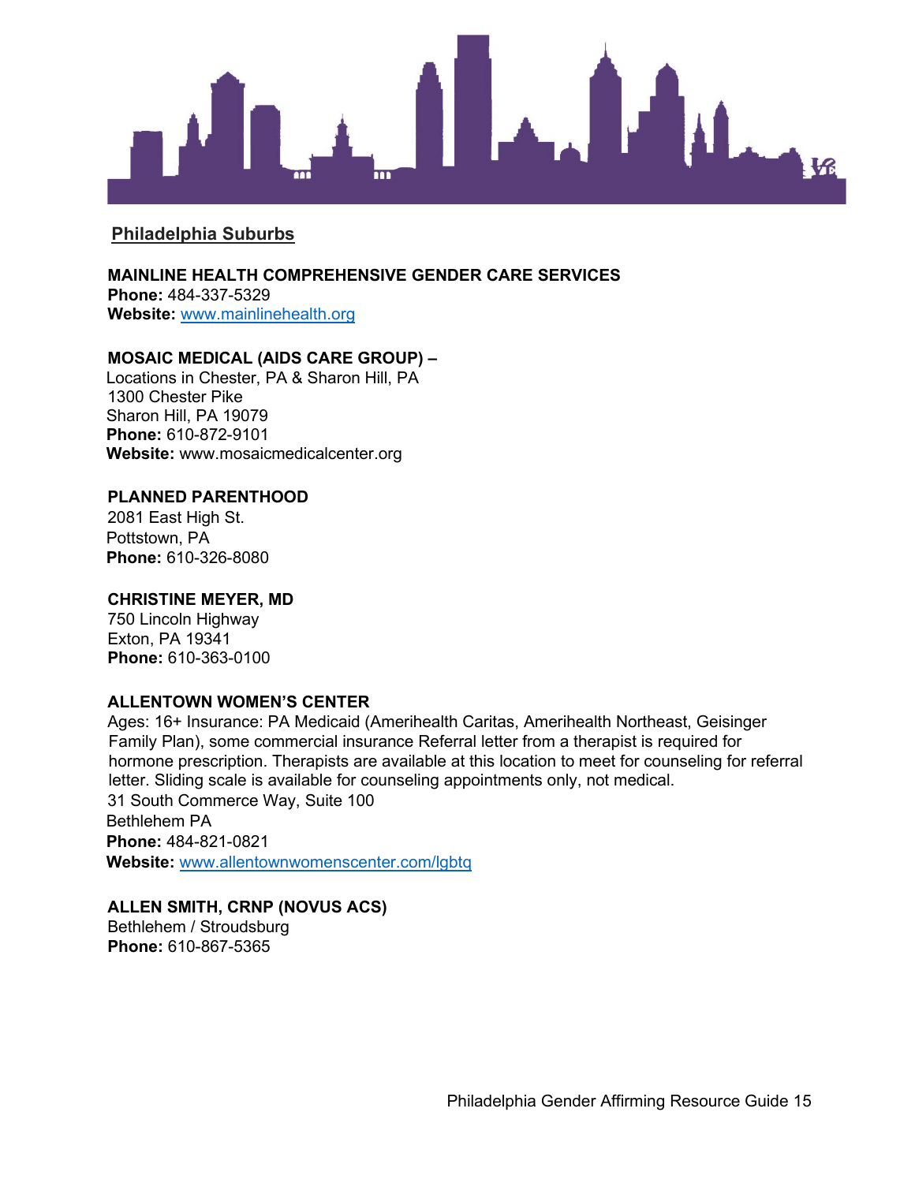## Philadelphia Suburbs

**MAINLINE HEALTH COMPREHENSIVE GENDER CARE SERVICES**
**Phone:** 484-337-5329
**Website:** www.mainlinehealth.org

**MOSAIC MEDICAL (AIDS CARE GROUP) –**
Locations in Chester, PA & Sharon Hill, PA
1300 Chester Pike
Sharon Hill, PA 19079
**Phone:** 610-872-9101
**Website:** www.mosaicmedicalcenter.org

**PLANNED PARENTHOOD**
2081 East High St.
Pottstown, PA
**Phone:** 610-326-8080

**CHRISTINE MEYER, MD**
750 Lincoln Highway
Exton, PA 19341
**Phone:** 610-363-0100

**ALLENTOWN WOMEN'S CENTER**
Ages: 16+ Insurance: PA Medicaid (Amerihealth Caritas, Amerihealth Northeast, Geisinger Family Plan), some commercial insurance Referral letter from a therapist is required for hormone prescription. Therapists are available at this location to meet for counseling for referral letter. Sliding scale is available for counseling appointments only, not medical.
31 South Commerce Way, Suite 100
Bethlehem PA
**Phone:** 484-821-0821
**Website:** www.allentownwomenscenter.com/lgbtq

**ALLEN SMITH, CRNP (NOVUS ACS)**
Bethlehem / Stroudsburg
**Phone:** 610-867-5365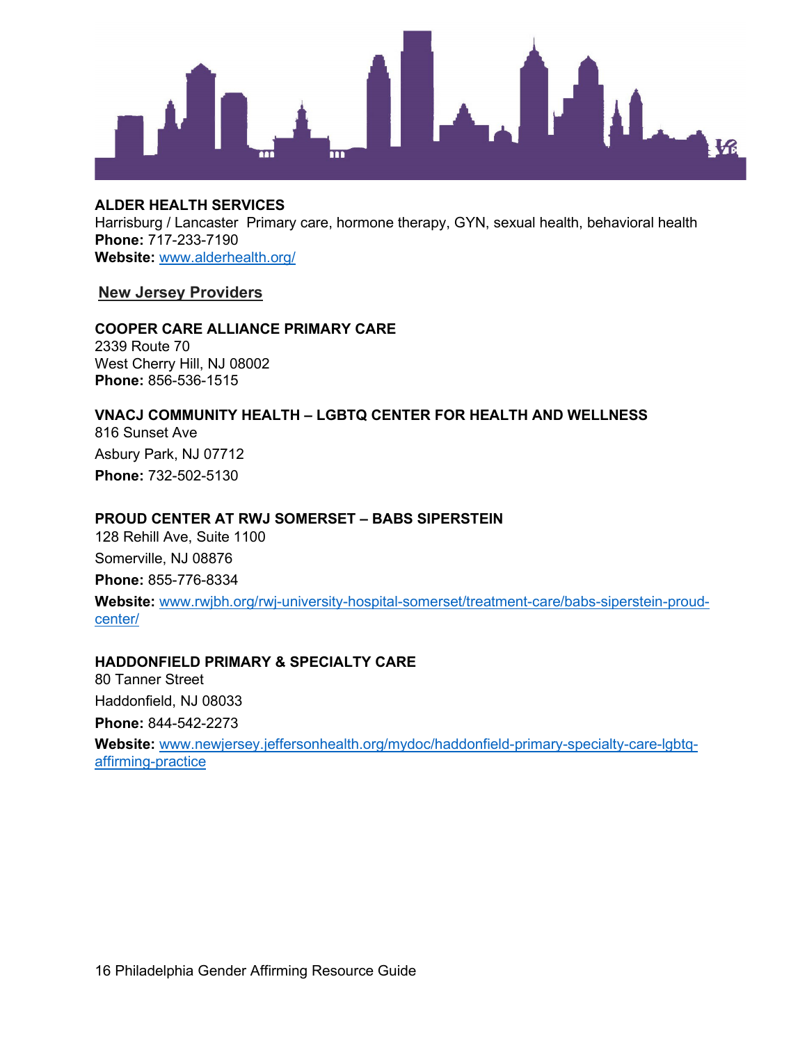**ALDER HEALTH SERVICES**
Harrisburg / Lancaster Primary care, hormone therapy, GYN, sexual health, behavioral health
**Phone:** 717-233-7190
**Website:** www.alderhealth.org/

## New Jersey Providers

**COOPER CARE ALLIANCE PRIMARY CARE**
2339 Route 70
West Cherry Hill, NJ 08002
**Phone:** 856-536-1515

**VNACJ COMMUNITY HEALTH – LGBTQ CENTER FOR HEALTH AND WELLNESS**
816 Sunset Ave
Asbury Park, NJ 07712
**Phone:** 732-502-5130

**PROUD CENTER AT RWJ SOMERSET – BABS SIPERSTEIN**
128 Rehill Ave, Suite 1100
Somerville, NJ 08876
**Phone:** 855-776-8334
**Website:** www.rwjbh.org/rwj-university-hospital-somerset/treatment-care/babs-siperstein-proud-center/

**HADDONFIELD PRIMARY & SPECIALTY CARE**
80 Tanner Street
Haddonfield, NJ 08033
**Phone:** 844-542-2273
**Website:** www.newjersey.jeffersonhealth.org/mydoc/haddonfield-primary-specialty-care-lgbtq-affirming-practice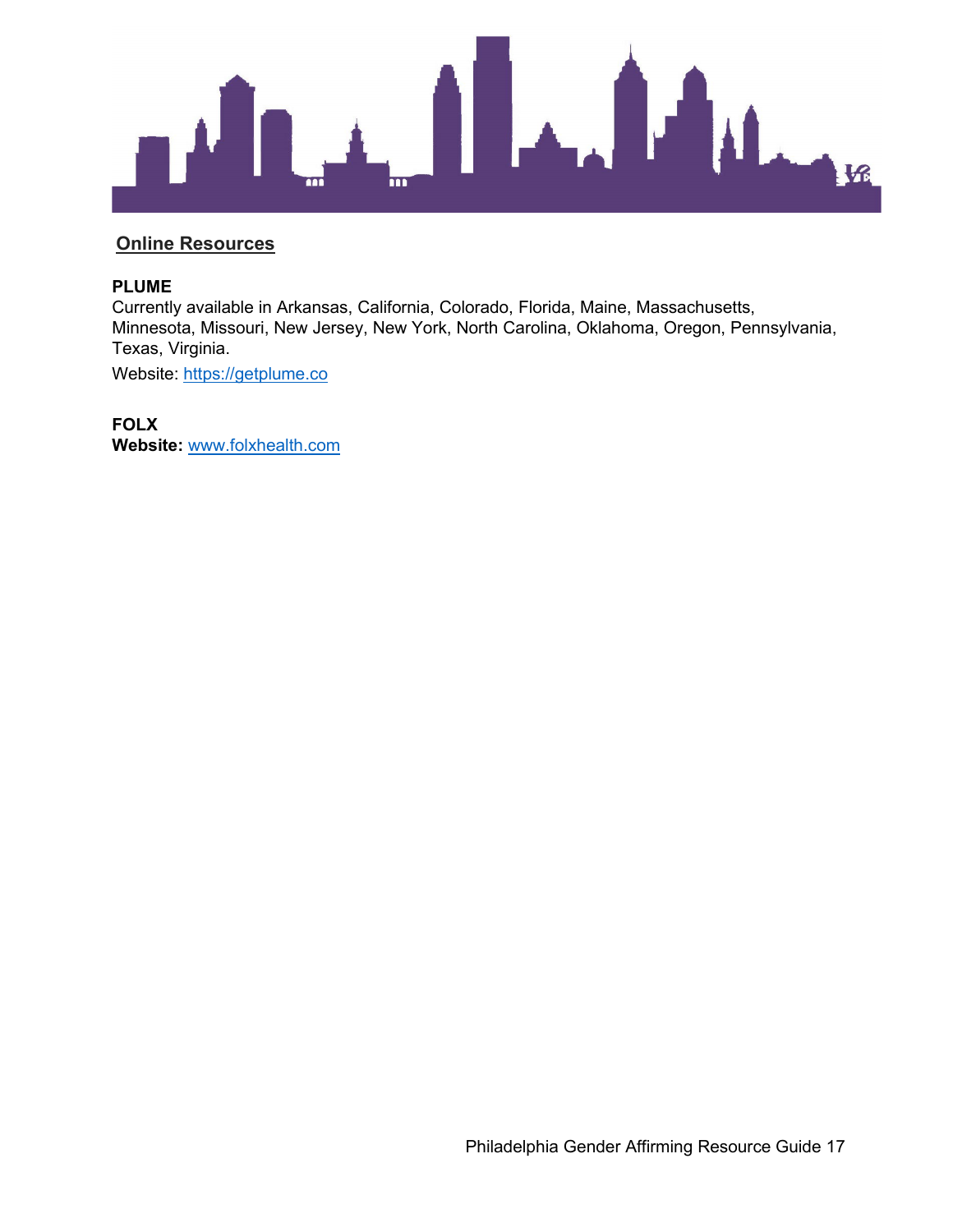## Online Resources

**PLUME**
Currently available in Arkansas, California, Colorado, Florida, Maine, Massachusetts, Minnesota, Missouri, New Jersey, New York, North Carolina, Oklahoma, Oregon, Pennsylvania, Texas, Virginia.

Website: https://getplume.co

**FOLX**
**Website:** www.folxhealth.com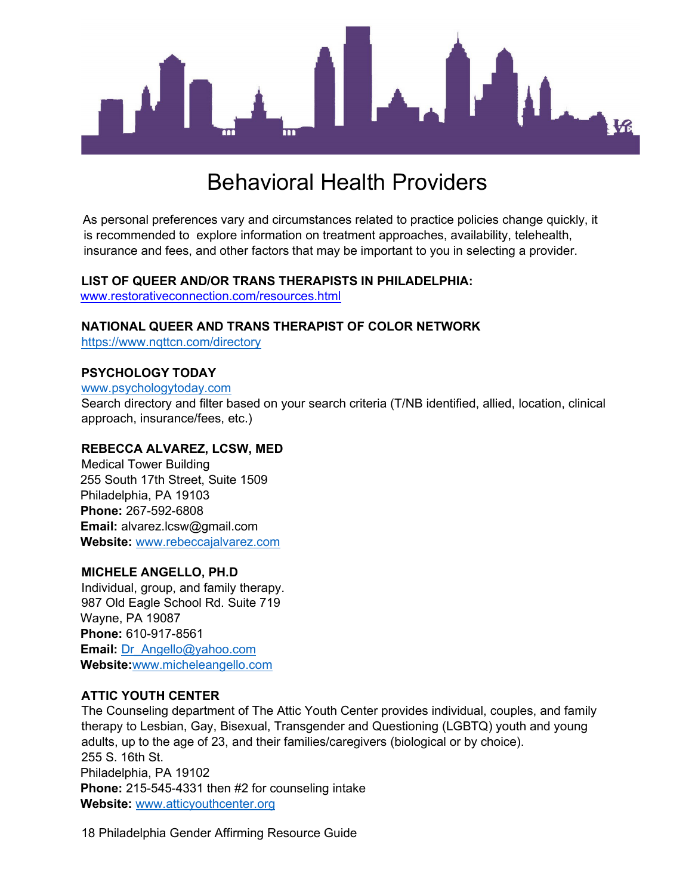# Behavioral Health Providers

As personal preferences vary and circumstances related to practice policies change quickly, it is recommended to explore information on treatment approaches, availability, telehealth, insurance and fees, and other factors that may be important to you in selecting a provider.

**LIST OF QUEER AND/OR TRANS THERAPISTS IN PHILADELPHIA:**
www.restorativeconnection.com/resources.html

**NATIONAL QUEER AND TRANS THERAPIST OF COLOR NETWORK**
https://www.nqttcn.com/directory

**PSYCHOLOGY TODAY**
www.psychologytoday.com
Search directory and filter based on your search criteria (T/NB identified, allied, location, clinical approach, insurance/fees, etc.)

**REBECCA ALVAREZ, LCSW, MED**
Medical Tower Building
255 South 17th Street, Suite 1509
Philadelphia, PA 19103
**Phone:** 267-592-6808
**Email:** alvarez.lcsw@gmail.com
**Website:** www.rebeccajalvarez.com

**MICHELE ANGELLO, PH.D**
Individual, group, and family therapy.
987 Old Eagle School Rd. Suite 719
Wayne, PA 19087
**Phone:** 610-917-8561
**Email:** Dr_Angello@yahoo.com
**Website:** www.micheleangello.com

**ATTIC YOUTH CENTER**
The Counseling department of The Attic Youth Center provides individual, couples, and family therapy to Lesbian, Gay, Bisexual, Transgender and Questioning (LGBTQ) youth and young adults, up to the age of 23, and their families/caregivers (biological or by choice).
255 S. 16th St.
Philadelphia, PA 19102
**Phone:** 215-545-4331 then #2 for counseling intake
**Website:** www.atticyouthcenter.org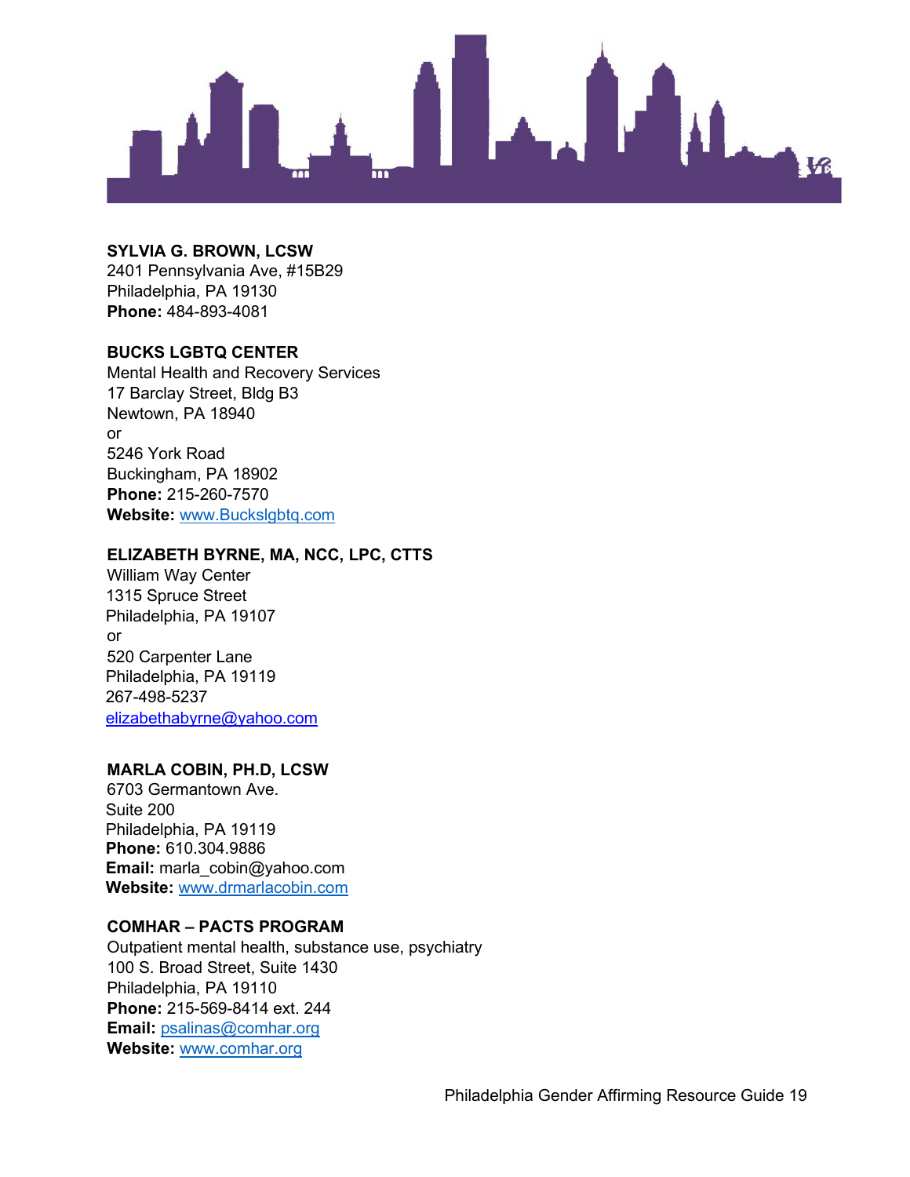**SYLVIA G. BROWN, LCSW**
2401 Pennsylvania Ave, #15B29
Philadelphia, PA 19130
**Phone:** 484-893-4081

**BUCKS LGBTQ CENTER**
Mental Health and Recovery Services
17 Barclay Street, Bldg B3
Newtown, PA 18940
or
5246 York Road
Buckingham, PA 18902
**Phone:** 215-260-7570
**Website:** www.Buckslgbtq.com

**ELIZABETH BYRNE, MA, NCC, LPC, CTTS**
William Way Center
1315 Spruce Street
Philadelphia, PA 19107
or
520 Carpenter Lane
Philadelphia, PA 19119
267-498-5237
elizabethabyrne@yahoo.com

**MARLA COBIN, PH.D, LCSW**
6703 Germantown Ave.
Suite 200
Philadelphia, PA 19119
**Phone:** 610.304.9886
**Email:** marla_cobin@yahoo.com
**Website:** www.drmarlacobin.com

**COMHAR – PACTS PROGRAM**
Outpatient mental health, substance use, psychiatry
100 S. Broad Street, Suite 1430
Philadelphia, PA 19110
**Phone:** 215-569-8414 ext. 244
**Email:** psalinas@comhar.org
**Website:** www.comhar.org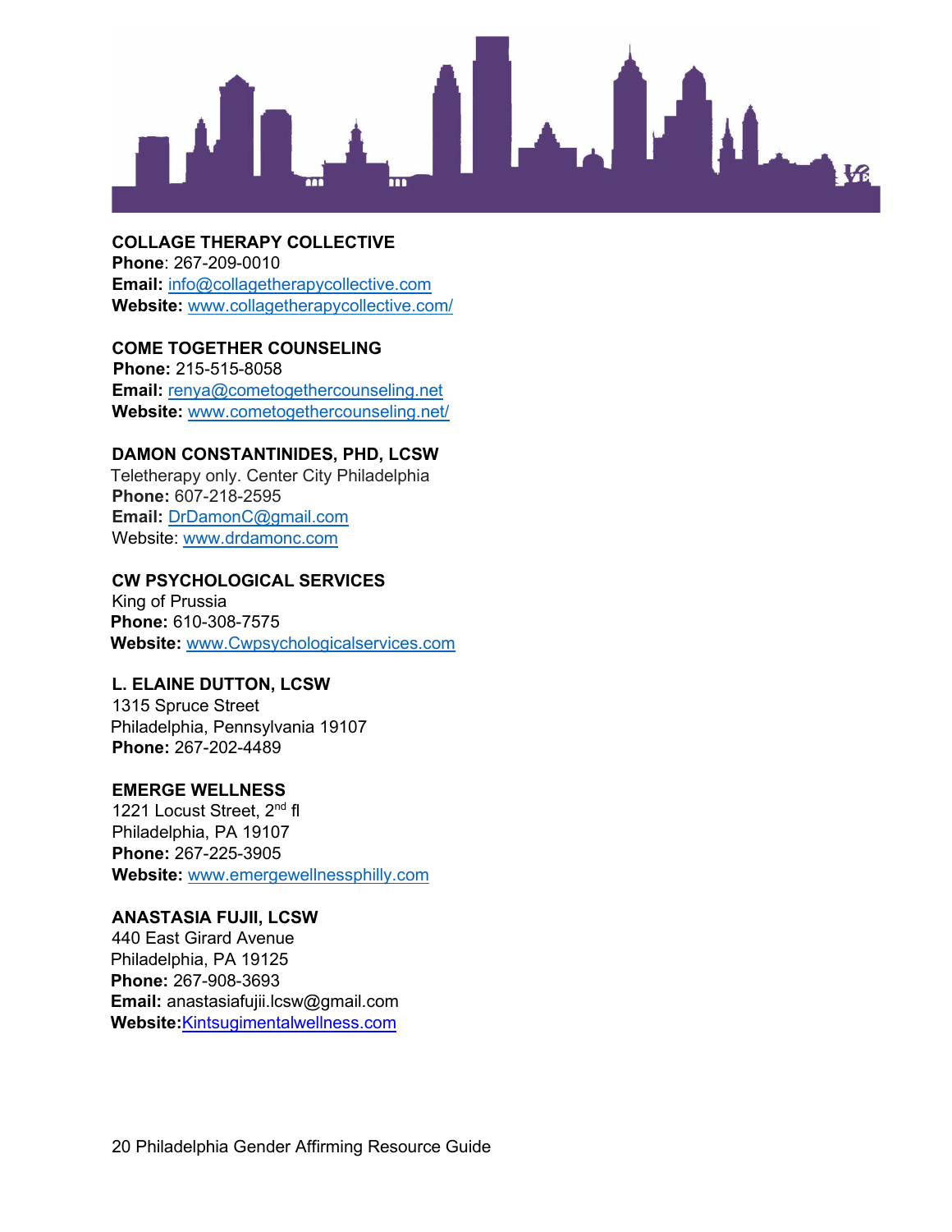**COLLAGE THERAPY COLLECTIVE**
**Phone**: 267-209-0010
**Email:** info@collagetherapycollective.com
**Website:** www.collagetherapycollective.com/

**COME TOGETHER COUNSELING**
**Phone:** 215-515-8058
**Email:** renya@cometogethercounseling.net
**Website:** www.cometogethercounseling.net/

**DAMON CONSTANTINIDES, PHD, LCSW**
Teletherapy only. Center City Philadelphia
**Phone:** 607-218-2595
**Email:** DrDamonC@gmail.com
Website: www.drdamonc.com

**CW PSYCHOLOGICAL SERVICES**
King of Prussia
**Phone:** 610-308-7575
**Website:** www.Cwpsychologicalservices.com

**L. ELAINE DUTTON, LCSW**
1315 Spruce Street
Philadelphia, Pennsylvania 19107
**Phone:** 267-202-4489

**EMERGE WELLNESS**
1221 Locust Street, 2nd fl
Philadelphia, PA 19107
**Phone:** 267-225-3905
**Website:** www.emergewellnessphilly.com

**ANASTASIA FUJII, LCSW**
440 East Girard Avenue
Philadelphia, PA 19125
**Phone:** 267-908-3693
**Email:** anastasiafujii.lcsw@gmail.com
**Website:** Kintsugimentalwellness.com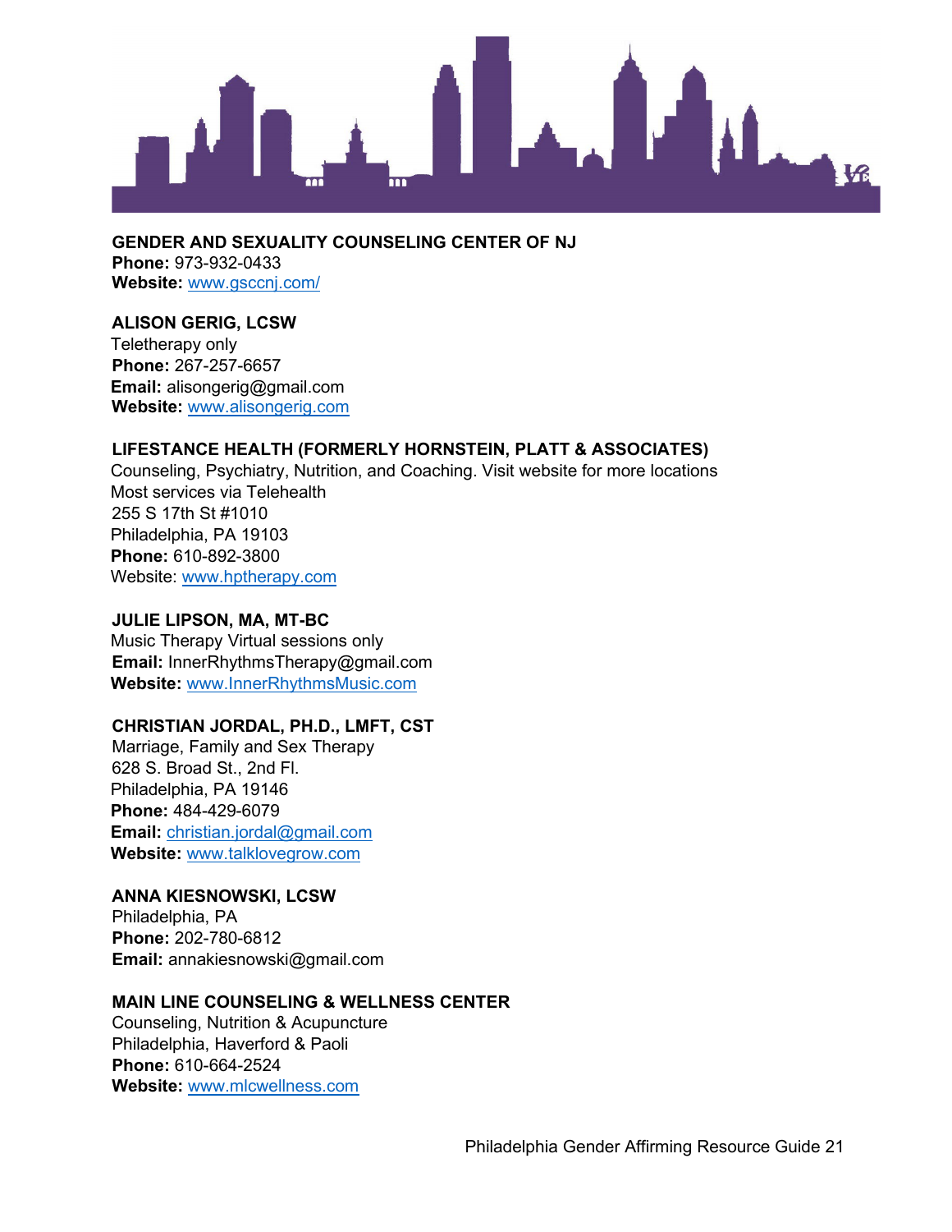**GENDER AND SEXUALITY COUNSELING CENTER OF NJ**
**Phone:** 973-932-0433
**Website:** www.gsccnj.com/

**ALISON GERIG, LCSW**
Teletherapy only
**Phone:** 267-257-6657
**Email:** alisongerig@gmail.com
**Website:** www.alisongerig.com

**LIFESTANCE HEALTH (FORMERLY HORNSTEIN, PLATT & ASSOCIATES)**
Counseling, Psychiatry, Nutrition, and Coaching. Visit website for more locations
Most services via Telehealth
255 S 17th St #1010
Philadelphia, PA 19103
**Phone:** 610-892-3800
Website: www.hptherapy.com

**JULIE LIPSON, MA, MT-BC**
Music Therapy Virtual sessions only
**Email:** InnerRhythmsTherapy@gmail.com
**Website:** www.InnerRhythmsMusic.com

**CHRISTIAN JORDAL, PH.D., LMFT, CST**
Marriage, Family and Sex Therapy
628 S. Broad St., 2nd Fl.
Philadelphia, PA 19146
**Phone:** 484-429-6079
**Email:** christian.jordal@gmail.com
**Website:** www.talklovegrow.com

**ANNA KIESNOWSKI, LCSW**
Philadelphia, PA
**Phone:** 202-780-6812
**Email:** annakiesnowski@gmail.com

**MAIN LINE COUNSELING & WELLNESS CENTER**
Counseling, Nutrition & Acupuncture
Philadelphia, Haverford & Paoli
**Phone:** 610-664-2524
**Website:** www.mlcwellness.com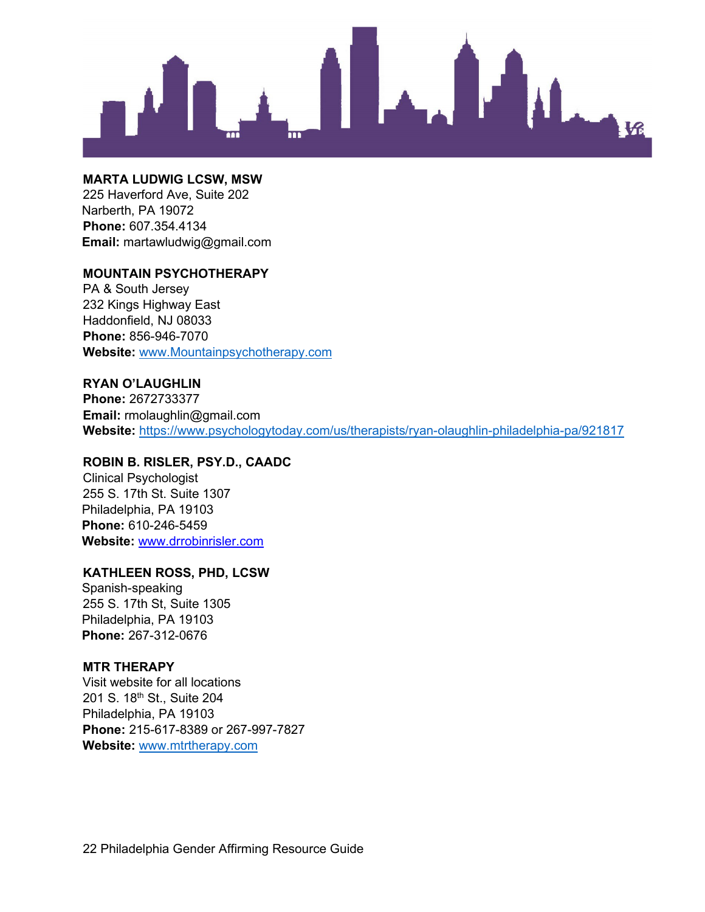**MARTA LUDWIG LCSW, MSW**
225 Haverford Ave, Suite 202
Narberth, PA 19072
**Phone:** 607.354.4134
**Email:** martawludwig@gmail.com

**MOUNTAIN PSYCHOTHERAPY**
PA & South Jersey
232 Kings Highway East
Haddonfield, NJ 08033
**Phone:** 856-946-7070
**Website:** www.Mountainpsychotherapy.com

**RYAN O'LAUGHLIN**
**Phone:** 2672733377
**Email:** rmolaughlin@gmail.com
**Website:** https://www.psychologytoday.com/us/therapists/ryan-olaughlin-philadelphia-pa/921817

**ROBIN B. RISLER, PSY.D., CAADC**
Clinical Psychologist
255 S. 17th St. Suite 1307
Philadelphia, PA 19103
**Phone:** 610-246-5459
**Website:** www.drrobinrisler.com

**KATHLEEN ROSS, PHD, LCSW**
Spanish-speaking
255 S. 17th St, Suite 1305
Philadelphia, PA 19103
**Phone:** 267-312-0676

**MTR THERAPY**
Visit website for all locations
201 S. 18th St., Suite 204
Philadelphia, PA 19103
**Phone:** 215-617-8389 or 267-997-7827
**Website:** www.mtrtherapy.com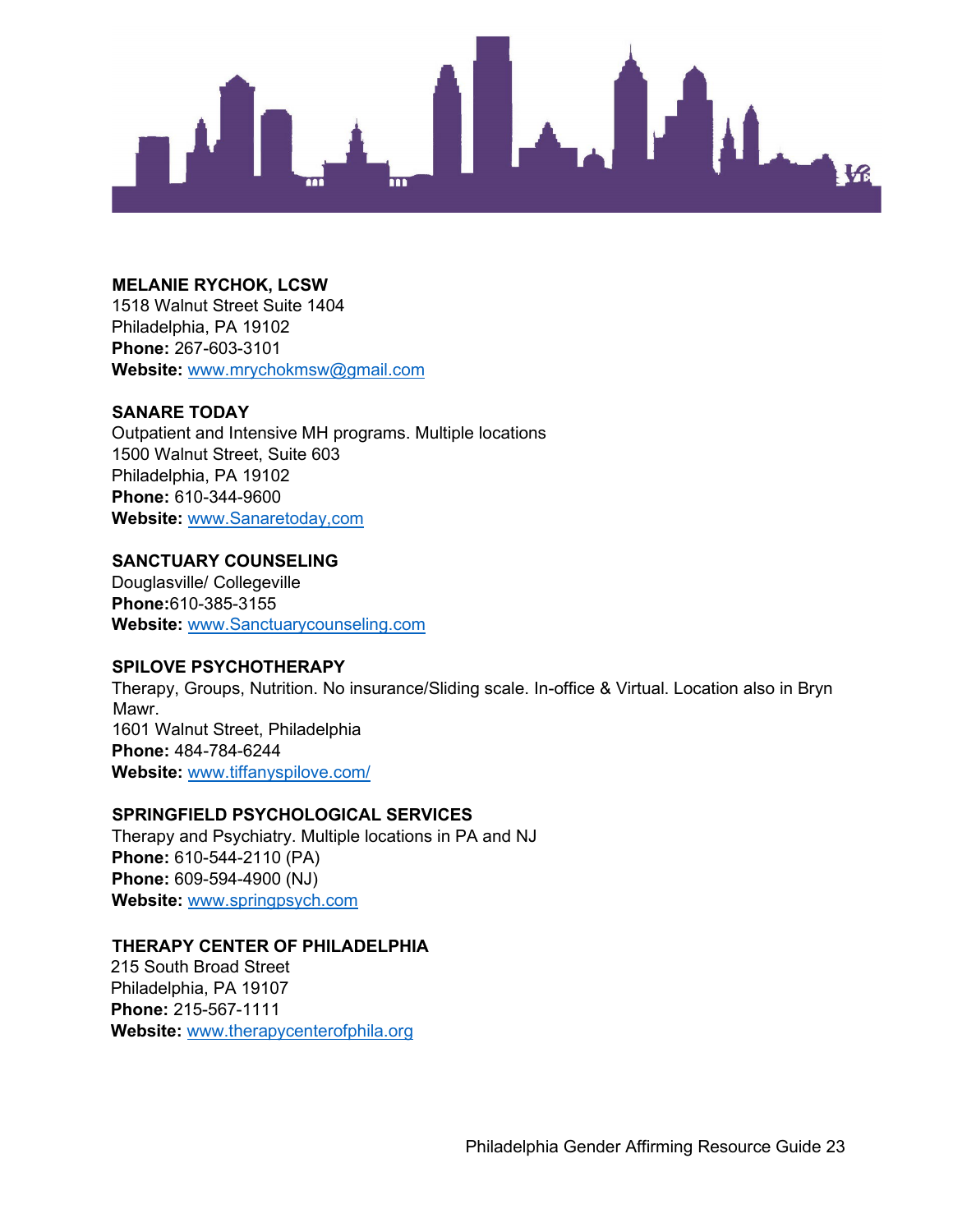**MELANIE RYCHOK, LCSW**
1518 Walnut Street Suite 1404
Philadelphia, PA 19102
**Phone:** 267-603-3101
**Website:** www.mrychokmsw@gmail.com

**SANARE TODAY**
Outpatient and Intensive MH programs. Multiple locations
1500 Walnut Street, Suite 603
Philadelphia, PA 19102
**Phone:** 610-344-9600
**Website:** www.Sanaretoday,com

**SANCTUARY COUNSELING**
Douglasville/ Collegeville
**Phone:**610-385-3155
**Website:** www.Sanctuarycounseling.com

**SPILOVE PSYCHOTHERAPY**
Therapy, Groups, Nutrition. No insurance/Sliding scale. In-office & Virtual. Location also in Bryn Mawr.
1601 Walnut Street, Philadelphia
**Phone:** 484-784-6244
**Website:** www.tiffanyspilove.com/

**SPRINGFIELD PSYCHOLOGICAL SERVICES**
Therapy and Psychiatry. Multiple locations in PA and NJ
**Phone:** 610-544-2110 (PA)
**Phone:** 609-594-4900 (NJ)
**Website:** www.springpsych.com

**THERAPY CENTER OF PHILADELPHIA**
215 South Broad Street
Philadelphia, PA 19107
**Phone:** 215-567-1111
**Website:** www.therapycenterofphila.org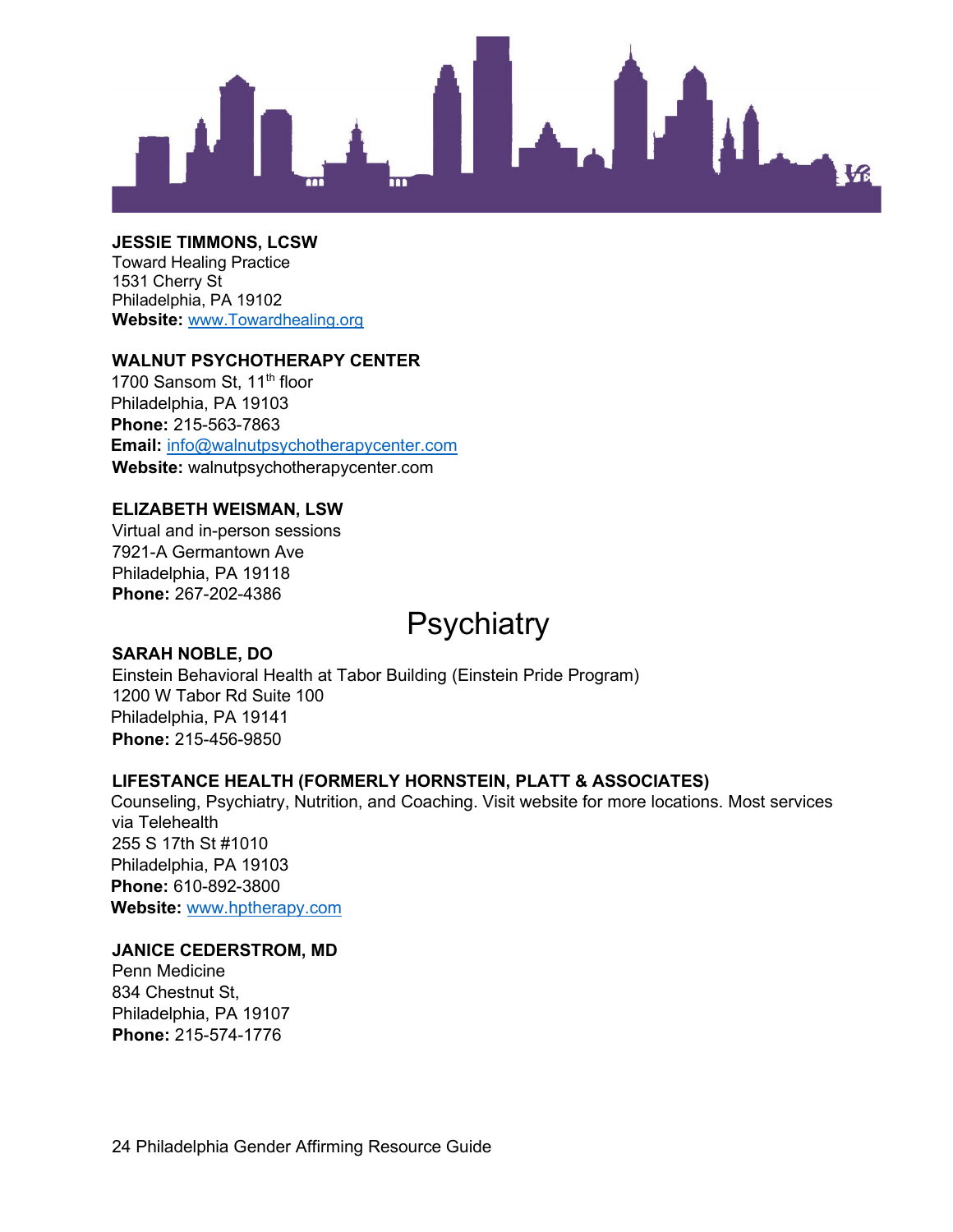**JESSIE TIMMONS, LCSW**
Toward Healing Practice
1531 Cherry St
Philadelphia, PA 19102
**Website:** www.Towardhealing.org

**WALNUT PSYCHOTHERAPY CENTER**
1700 Sansom St, 11th floor
Philadelphia, PA 19103
**Phone:** 215-563-7863
**Email:** info@walnutpsychotherapycenter.com
**Website:** walnutpsychotherapycenter.com

**ELIZABETH WEISMAN, LSW**
Virtual and in-person sessions
7921-A Germantown Ave
Philadelphia, PA 19118
**Phone:** 267-202-4386

# Psychiatry

**SARAH NOBLE, DO**
Einstein Behavioral Health at Tabor Building (Einstein Pride Program)
1200 W Tabor Rd Suite 100
Philadelphia, PA 19141
**Phone:** 215-456-9850

**LIFESTANCE HEALTH (FORMERLY HORNSTEIN, PLATT & ASSOCIATES)**
Counseling, Psychiatry, Nutrition, and Coaching. Visit website for more locations. Most services via Telehealth
255 S 17th St #1010
Philadelphia, PA 19103
**Phone:** 610-892-3800
**Website:** www.hptherapy.com

**JANICE CEDERSTROM, MD**
Penn Medicine
834 Chestnut St,
Philadelphia, PA 19107
**Phone:** 215-574-1776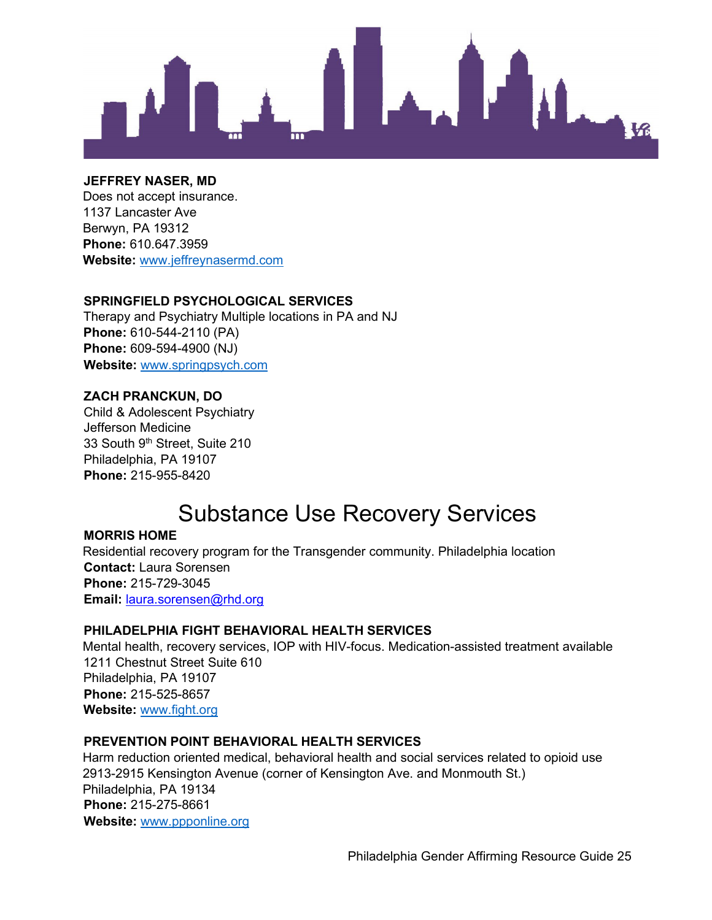**JEFFREY NASER, MD**
Does not accept insurance.
1137 Lancaster Ave
Berwyn, PA 19312
**Phone:** 610.647.3959
**Website:** www.jeffreynasermd.com

**SPRINGFIELD PSYCHOLOGICAL SERVICES**
Therapy and Psychiatry Multiple locations in PA and NJ
**Phone:** 610-544-2110 (PA)
**Phone:** 609-594-4900 (NJ)
**Website:** www.springpsych.com

**ZACH PRANCKUN, DO**
Child & Adolescent Psychiatry
Jefferson Medicine
33 South 9th Street, Suite 210
Philadelphia, PA 19107
**Phone:** 215-955-8420

# Substance Use Recovery Services

**MORRIS HOME**
Residential recovery program for the Transgender community. Philadelphia location
**Contact:** Laura Sorensen
**Phone:** 215-729-3045
**Email:** laura.sorensen@rhd.org

**PHILADELPHIA FIGHT BEHAVIORAL HEALTH SERVICES**
Mental health, recovery services, IOP with HIV-focus. Medication-assisted treatment available
1211 Chestnut Street Suite 610
Philadelphia, PA 19107
**Phone:** 215-525-8657
**Website:** www.fight.org

**PREVENTION POINT BEHAVIORAL HEALTH SERVICES**
Harm reduction oriented medical, behavioral health and social services related to opioid use
2913-2915 Kensington Avenue (corner of Kensington Ave. and Monmouth St.)
Philadelphia, PA 19134
**Phone:** 215-275-8661
**Website:** www.ppponline.org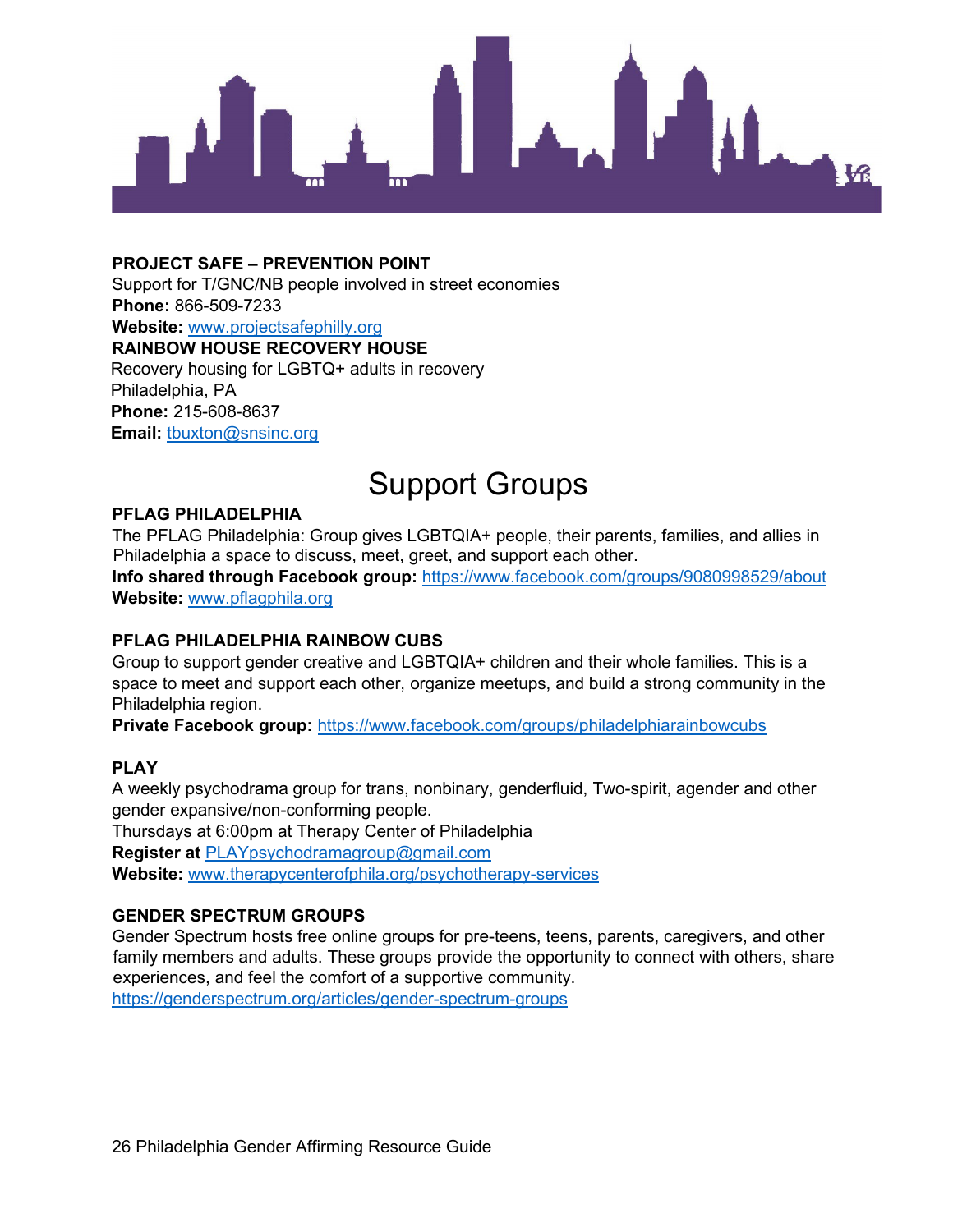**PROJECT SAFE – PREVENTION POINT**
Support for T/GNC/NB people involved in street economies
**Phone:** 866-509-7233
**Website:** www.projectsafephilly.org

**RAINBOW HOUSE RECOVERY HOUSE**
Recovery housing for LGBTQ+ adults in recovery
Philadelphia, PA
**Phone:** 215-608-8637
**Email:** tbuxton@snsinc.org

# Support Groups

**PFLAG PHILADELPHIA**
The PFLAG Philadelphia: Group gives LGBTQIA+ people, their parents, families, and allies in Philadelphia a space to discuss, meet, greet, and support each other.
**Info shared through Facebook group:** https://www.facebook.com/groups/9080998529/about
**Website:** www.pflagphila.org

**PFLAG PHILADELPHIA RAINBOW CUBS**
Group to support gender creative and LGBTQIA+ children and their whole families. This is a space to meet and support each other, organize meetups, and build a strong community in the Philadelphia region.
**Private Facebook group:** https://www.facebook.com/groups/philadelphiarainbowcubs

**PLAY**
A weekly psychodrama group for trans, nonbinary, genderfluid, Two-spirit, agender and other gender expansive/non-conforming people.
Thursdays at 6:00pm at Therapy Center of Philadelphia
**Register at** PLAYpsychodramagroup@gmail.com
**Website:** www.therapycenterofphila.org/psychotherapy-services

**GENDER SPECTRUM GROUPS**
Gender Spectrum hosts free online groups for pre-teens, teens, parents, caregivers, and other family members and adults. These groups provide the opportunity to connect with others, share experiences, and feel the comfort of a supportive community.
https://genderspectrum.org/articles/gender-spectrum-groups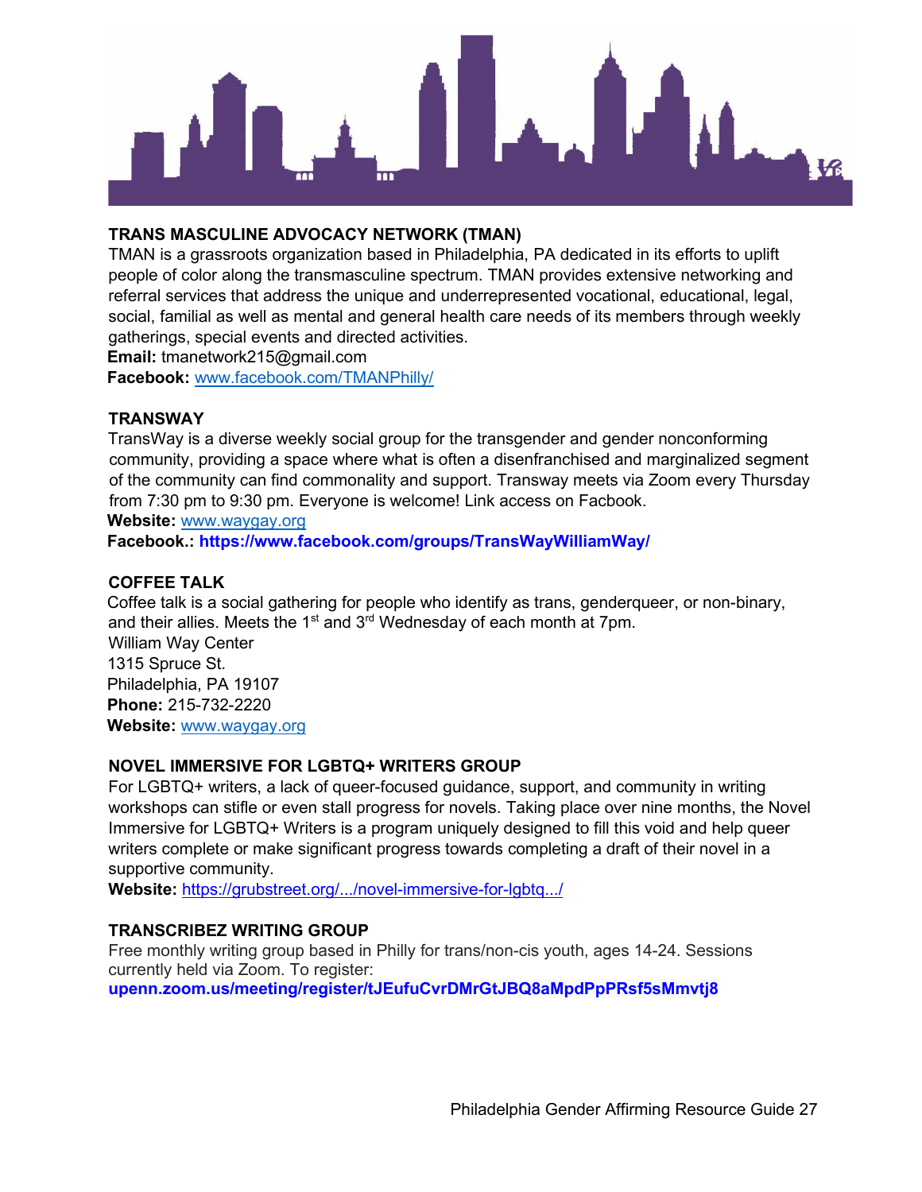### TRANS MASCULINE ADVOCACY NETWORK (TMAN)

TMAN is a grassroots organization based in Philadelphia, PA dedicated in its efforts to uplift people of color along the transmasculine spectrum. TMAN provides extensive networking and referral services that address the unique and underrepresented vocational, educational, legal, social, familial as well as mental and general health care needs of its members through weekly gatherings, special events and directed activities.

**Email:** tmanetwork215@gmail.com

**Facebook:** www.facebook.com/TMANPhilly/

### TRANSWAY

TransWay is a diverse weekly social group for the transgender and gender nonconforming community, providing a space where what is often a disenfranchised and marginalized segment of the community can find commonality and support. Transway meets via Zoom every Thursday from 7:30 pm to 9:30 pm. Everyone is welcome! Link access on Facbook.

**Website:** www.waygay.org

**Facebook.:** **https://www.facebook.com/groups/TransWayWilliamWay/**

### COFFEE TALK

Coffee talk is a social gathering for people who identify as trans, genderqueer, or non-binary, and their allies. Meets the 1st and 3rd Wednesday of each month at 7pm.

William Way Center
1315 Spruce St.
Philadelphia, PA 19107

**Phone:** 215-732-2220

**Website:** www.waygay.org

### NOVEL IMMERSIVE FOR LGBTQ+ WRITERS GROUP

For LGBTQ+ writers, a lack of queer-focused guidance, support, and community in writing workshops can stifle or even stall progress for novels. Taking place over nine months, the Novel Immersive for LGBTQ+ Writers is a program uniquely designed to fill this void and help queer writers complete or make significant progress towards completing a draft of their novel in a supportive community.

**Website:** https://grubstreet.org/.../novel-immersive-for-lgbtq.../

### TRANSCRIBEZ WRITING GROUP

Free monthly writing group based in Philly for trans/non-cis youth, ages 14-24. Sessions currently held via Zoom. To register:

**upenn.zoom.us/meeting/register/tJEufuCvrDMrGtJBQ8aMpdPpPRsf5sMmvtj8**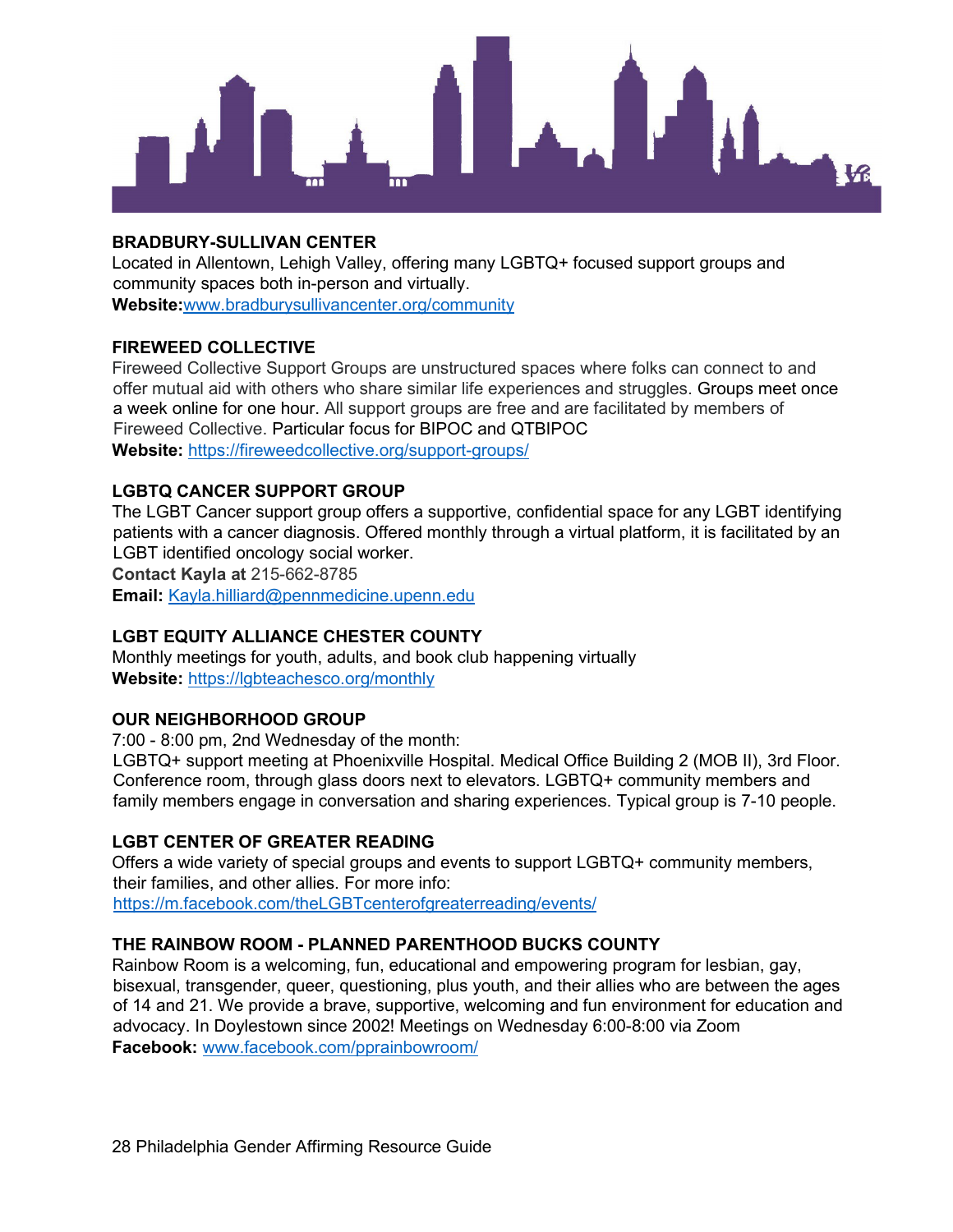**BRADBURY-SULLIVAN CENTER**
Located in Allentown, Lehigh Valley, offering many LGBTQ+ focused support groups and community spaces both in-person and virtually.
**Website:**www.bradburysullivancenter.org/community

**FIREWEED COLLECTIVE**
Fireweed Collective Support Groups are unstructured spaces where folks can connect to and offer mutual aid with others who share similar life experiences and struggles. Groups meet once a week online for one hour. All support groups are free and are facilitated by members of Fireweed Collective. Particular focus for BIPOC and QTBIPOC
**Website:** https://fireweedcollective.org/support-groups/

**LGBTQ CANCER SUPPORT GROUP**
The LGBT Cancer support group offers a supportive, confidential space for any LGBT identifying patients with a cancer diagnosis. Offered monthly through a virtual platform, it is facilitated by an LGBT identified oncology social worker.
**Contact Kayla at** 215-662-8785
**Email:** Kayla.hilliard@pennmedicine.upenn.edu

**LGBT EQUITY ALLIANCE CHESTER COUNTY**
Monthly meetings for youth, adults, and book club happening virtually
**Website:** https://lgbteachesco.org/monthly

**OUR NEIGHBORHOOD GROUP**
7:00 - 8:00 pm, 2nd Wednesday of the month:
LGBTQ+ support meeting at Phoenixville Hospital. Medical Office Building 2 (MOB II), 3rd Floor. Conference room, through glass doors next to elevators. LGBTQ+ community members and family members engage in conversation and sharing experiences. Typical group is 7-10 people.

**LGBT CENTER OF GREATER READING**
Offers a wide variety of special groups and events to support LGBTQ+ community members, their families, and other allies. For more info:
https://m.facebook.com/theLGBTcenterofgreaterreading/events/

**THE RAINBOW ROOM - PLANNED PARENTHOOD BUCKS COUNTY**
Rainbow Room is a welcoming, fun, educational and empowering program for lesbian, gay, bisexual, transgender, queer, questioning, plus youth, and their allies who are between the ages of 14 and 21. We provide a brave, supportive, welcoming and fun environment for education and advocacy. In Doylestown since 2002! Meetings on Wednesday 6:00-8:00 via Zoom
**Facebook:** www.facebook.com/pprainbowroom/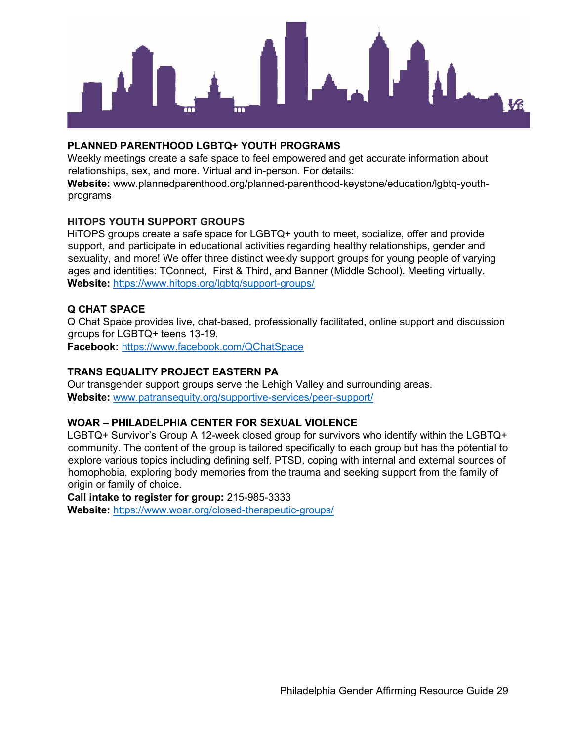### PLANNED PARENTHOOD LGBTQ+ YOUTH PROGRAMS

Weekly meetings create a safe space to feel empowered and get accurate information about relationships, sex, and more. Virtual and in-person. For details:
**Website:** www.plannedparenthood.org/planned-parenthood-keystone/education/lgbtq-youth-programs

### HITOPS YOUTH SUPPORT GROUPS

HiTOPS groups create a safe space for LGBTQ+ youth to meet, socialize, offer and provide support, and participate in educational activities regarding healthy relationships, gender and sexuality, and more! We offer three distinct weekly support groups for young people of varying ages and identities: TConnect, First & Third, and Banner (Middle School). Meeting virtually.
**Website:** https://www.hitops.org/lgbtq/support-groups/

### Q CHAT SPACE

Q Chat Space provides live, chat-based, professionally facilitated, online support and discussion groups for LGBTQ+ teens 13-19.
**Facebook:** https://www.facebook.com/QChatSpace

### TRANS EQUALITY PROJECT EASTERN PA

Our transgender support groups serve the Lehigh Valley and surrounding areas.
**Website:** www.patransequity.org/supportive-services/peer-support/

### WOAR – PHILADELPHIA CENTER FOR SEXUAL VIOLENCE

LGBTQ+ Survivor's Group A 12-week closed group for survivors who identify within the LGBTQ+ community. The content of the group is tailored specifically to each group but has the potential to explore various topics including defining self, PTSD, coping with internal and external sources of homophobia, exploring body memories from the trauma and seeking support from the family of origin or family of choice.
**Call intake to register for group:** 215-985-3333
**Website:** https://www.woar.org/closed-therapeutic-groups/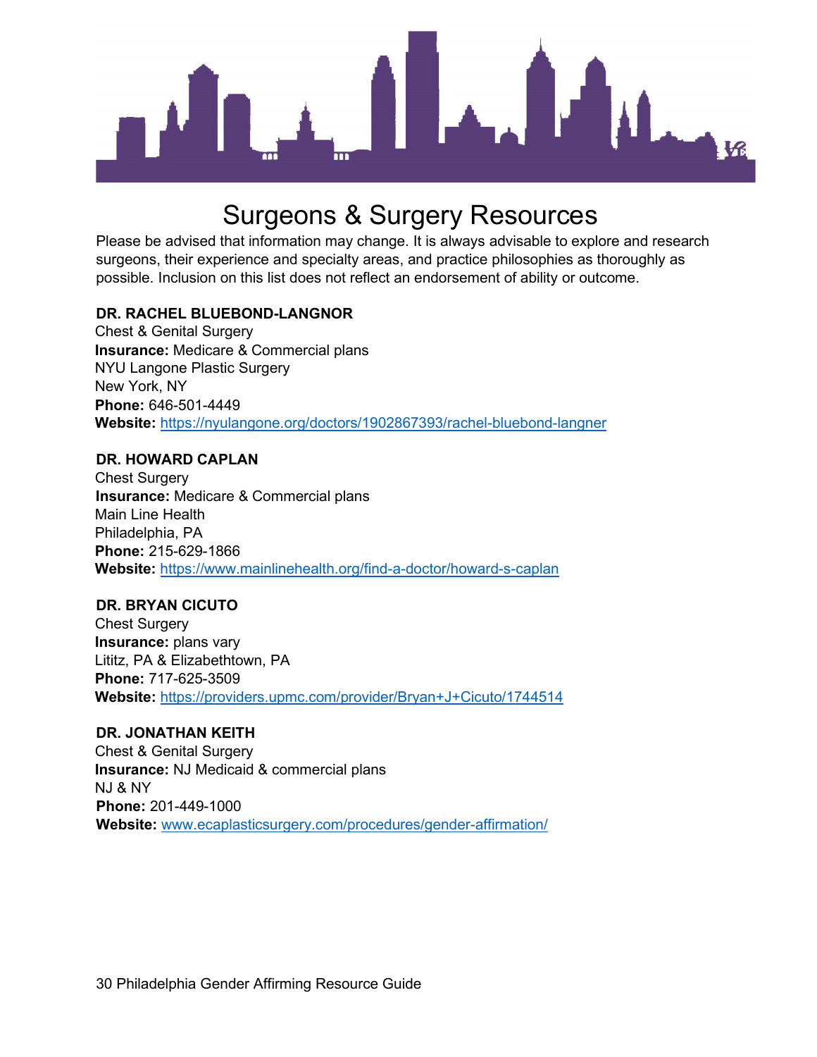# Surgeons & Surgery Resources

Please be advised that information may change. It is always advisable to explore and research surgeons, their experience and specialty areas, and practice philosophies as thoroughly as possible. Inclusion on this list does not reflect an endorsement of ability or outcome.

**DR. RACHEL BLUEBOND-LANGNOR**
Chest & Genital Surgery
**Insurance:** Medicare & Commercial plans
NYU Langone Plastic Surgery
New York, NY
**Phone:** 646-501-4449
**Website:** https://nyulangone.org/doctors/1902867393/rachel-bluebond-langner

**DR. HOWARD CAPLAN**
Chest Surgery
**Insurance:** Medicare & Commercial plans
Main Line Health
Philadelphia, PA
**Phone:** 215-629-1866
**Website:** https://www.mainlinehealth.org/find-a-doctor/howard-s-caplan

**DR. BRYAN CICUTO**
Chest Surgery
**Insurance:** plans vary
Lititz, PA & Elizabethtown, PA
**Phone:** 717-625-3509
**Website:** https://providers.upmc.com/provider/Bryan+J+Cicuto/1744514

**DR. JONATHAN KEITH**
Chest & Genital Surgery
**Insurance:** NJ Medicaid & commercial plans
NJ & NY
**Phone:** 201-449-1000
**Website:** www.ecaplasticsurgery.com/procedures/gender-affirmation/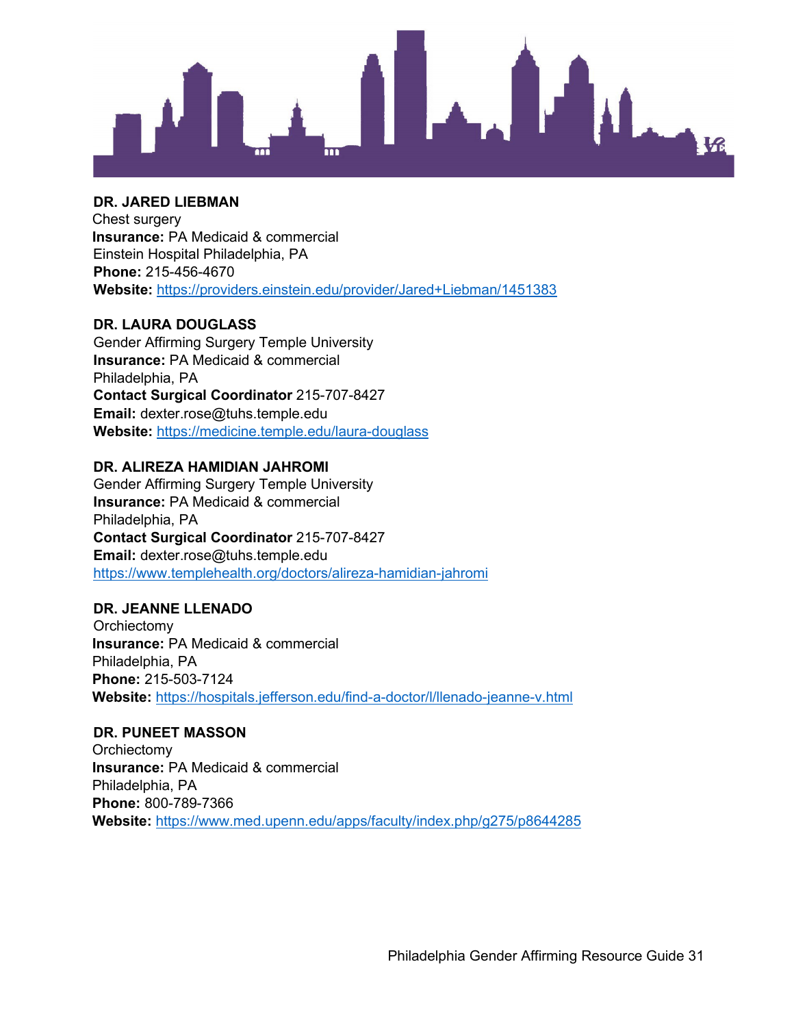**DR. JARED LIEBMAN**
Chest surgery
**Insurance:** PA Medicaid & commercial
Einstein Hospital Philadelphia, PA
**Phone:** 215-456-4670
**Website:** https://providers.einstein.edu/provider/Jared+Liebman/1451383

**DR. LAURA DOUGLASS**
Gender Affirming Surgery Temple University
**Insurance:** PA Medicaid & commercial
Philadelphia, PA
**Contact Surgical Coordinator** 215-707-8427
**Email:** dexter.rose@tuhs.temple.edu
**Website:** https://medicine.temple.edu/laura-douglass

**DR. ALIREZA HAMIDIAN JAHROMI**
Gender Affirming Surgery Temple University
**Insurance:** PA Medicaid & commercial
Philadelphia, PA
**Contact Surgical Coordinator** 215-707-8427
**Email:** dexter.rose@tuhs.temple.edu
https://www.templehealth.org/doctors/alireza-hamidian-jahromi

**DR. JEANNE LLENADO**
Orchiectomy
**Insurance:** PA Medicaid & commercial
Philadelphia, PA
**Phone:** 215-503-7124
**Website:** https://hospitals.jefferson.edu/find-a-doctor/l/llenado-jeanne-v.html

**DR. PUNEET MASSON**
Orchiectomy
**Insurance:** PA Medicaid & commercial
Philadelphia, PA
**Phone:** 800-789-7366
**Website:** https://www.med.upenn.edu/apps/faculty/index.php/g275/p8644285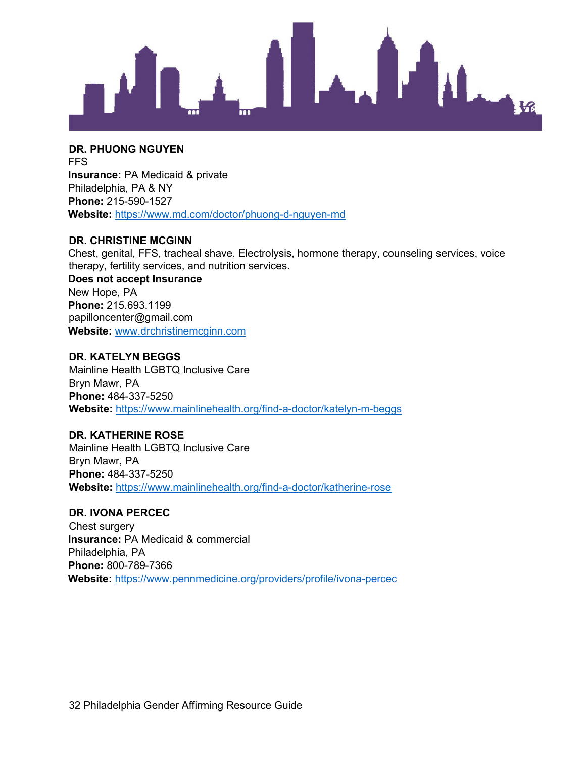**DR. PHUONG NGUYEN**
FFS
**Insurance:** PA Medicaid & private
Philadelphia, PA & NY
**Phone:** 215-590-1527
**Website:** https://www.md.com/doctor/phuong-d-nguyen-md

**DR. CHRISTINE MCGINN**
Chest, genital, FFS, tracheal shave. Electrolysis, hormone therapy, counseling services, voice therapy, fertility services, and nutrition services.
**Does not accept Insurance**
New Hope, PA
**Phone:** 215.693.1199
papilloncenter@gmail.com
**Website:** www.drchristinemcginn.com

**DR. KATELYN BEGGS**
Mainline Health LGBTQ Inclusive Care
Bryn Mawr, PA
**Phone:** 484-337-5250
**Website:** https://www.mainlinehealth.org/find-a-doctor/katelyn-m-beggs

**DR. KATHERINE ROSE**
Mainline Health LGBTQ Inclusive Care
Bryn Mawr, PA
**Phone:** 484-337-5250
**Website:** https://www.mainlinehealth.org/find-a-doctor/katherine-rose

**DR. IVONA PERCEC**
Chest surgery
**Insurance:** PA Medicaid & commercial
Philadelphia, PA
**Phone:** 800-789-7366
**Website:** https://www.pennmedicine.org/providers/profile/ivona-percec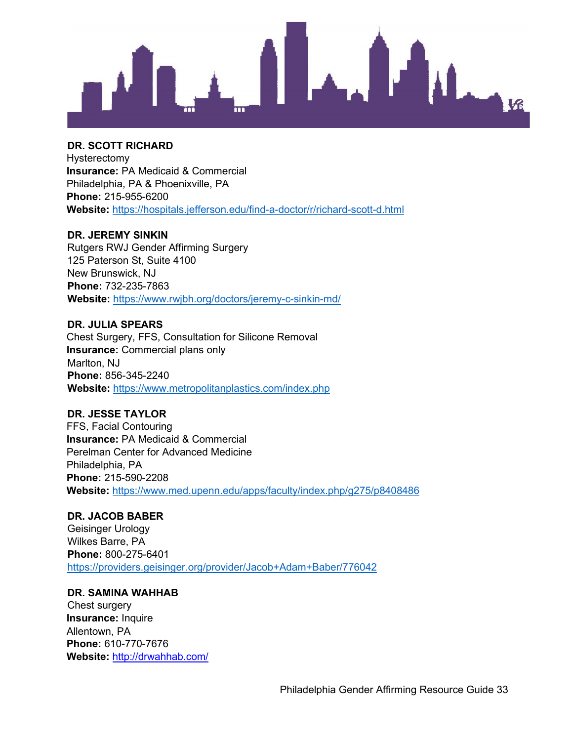**DR. SCOTT RICHARD**
Hysterectomy
**Insurance:** PA Medicaid & Commercial
Philadelphia, PA & Phoenixville, PA
**Phone:** 215-955-6200
**Website:** https://hospitals.jefferson.edu/find-a-doctor/r/richard-scott-d.html

**DR. JEREMY SINKIN**
Rutgers RWJ Gender Affirming Surgery
125 Paterson St, Suite 4100
New Brunswick, NJ
**Phone:** 732-235-7863
**Website:** https://www.rwjbh.org/doctors/jeremy-c-sinkin-md/

**DR. JULIA SPEARS**
Chest Surgery, FFS, Consultation for Silicone Removal
**Insurance:** Commercial plans only
Marlton, NJ
**Phone:** 856-345-2240
**Website:** https://www.metropolitanplastics.com/index.php

**DR. JESSE TAYLOR**
FFS, Facial Contouring
**Insurance:** PA Medicaid & Commercial
Perelman Center for Advanced Medicine
Philadelphia, PA
**Phone:** 215-590-2208
**Website:** https://www.med.upenn.edu/apps/faculty/index.php/g275/p8408486

**DR. JACOB BABER**
Geisinger Urology
Wilkes Barre, PA
**Phone:** 800-275-6401
https://providers.geisinger.org/provider/Jacob+Adam+Baber/776042

**DR. SAMINA WAHHAB**
Chest surgery
**Insurance:** Inquire
Allentown, PA
**Phone:** 610-770-7676
**Website:** http://drwahhab.com/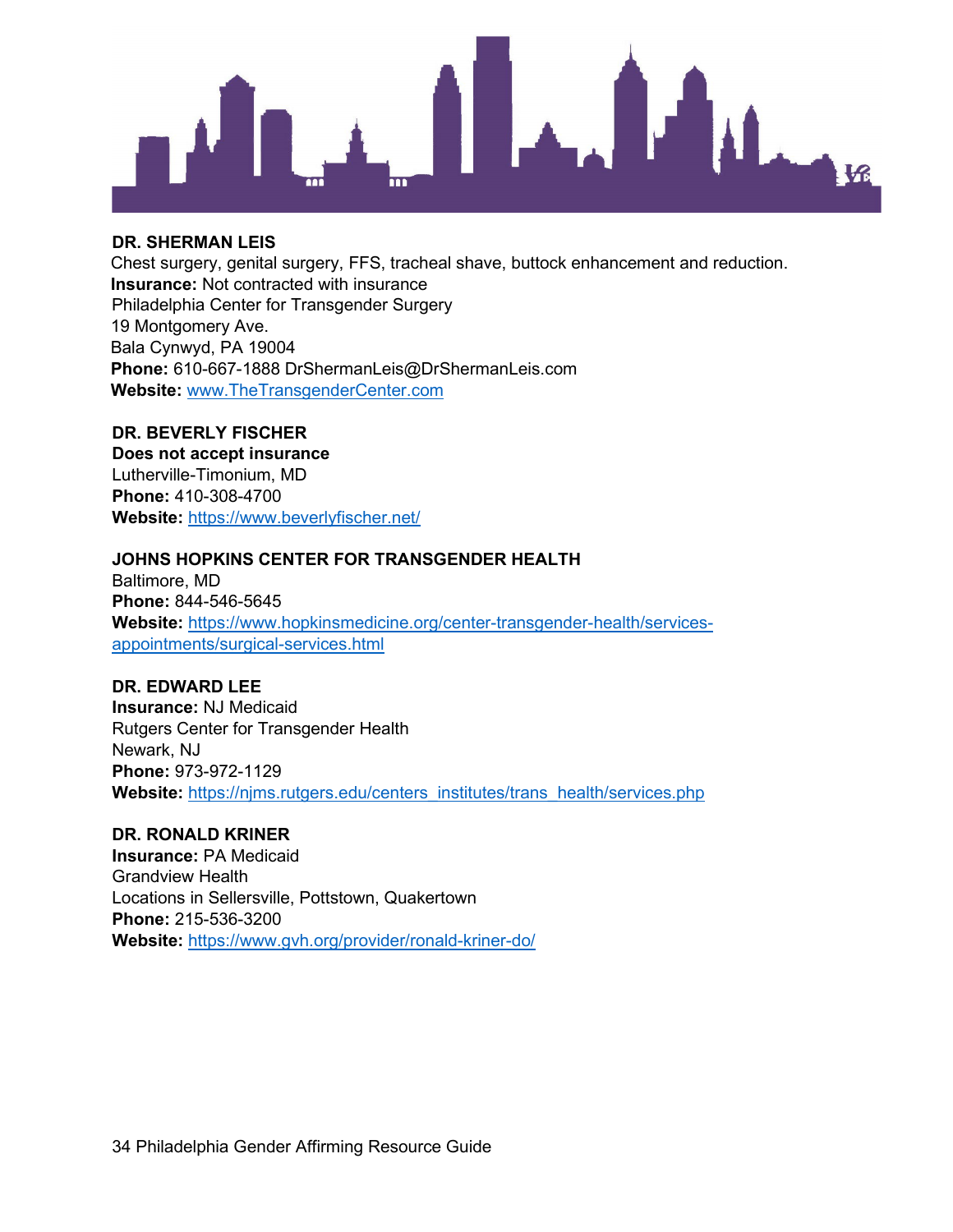**DR. SHERMAN LEIS**
Chest surgery, genital surgery, FFS, tracheal shave, buttock enhancement and reduction.
**Insurance:** Not contracted with insurance
Philadelphia Center for Transgender Surgery
19 Montgomery Ave.
Bala Cynwyd, PA 19004
**Phone:** 610-667-1888 DrShermanLeis@DrShermanLeis.com
**Website:** www.TheTransgenderCenter.com

**DR. BEVERLY FISCHER**
**Does not accept insurance**
Lutherville-Timonium, MD
**Phone:** 410-308-4700
**Website:** https://www.beverlyfischer.net/

**JOHNS HOPKINS CENTER FOR TRANSGENDER HEALTH**
Baltimore, MD
**Phone:** 844-546-5645
**Website:** https://www.hopkinsmedicine.org/center-transgender-health/services-appointments/surgical-services.html

**DR. EDWARD LEE**
**Insurance:** NJ Medicaid
Rutgers Center for Transgender Health
Newark, NJ
**Phone:** 973-972-1129
**Website:** https://njms.rutgers.edu/centers_institutes/trans_health/services.php

**DR. RONALD KRINER**
**Insurance:** PA Medicaid
Grandview Health
Locations in Sellersville, Pottstown, Quakertown
**Phone:** 215-536-3200
**Website:** https://www.gvh.org/provider/ronald-kriner-do/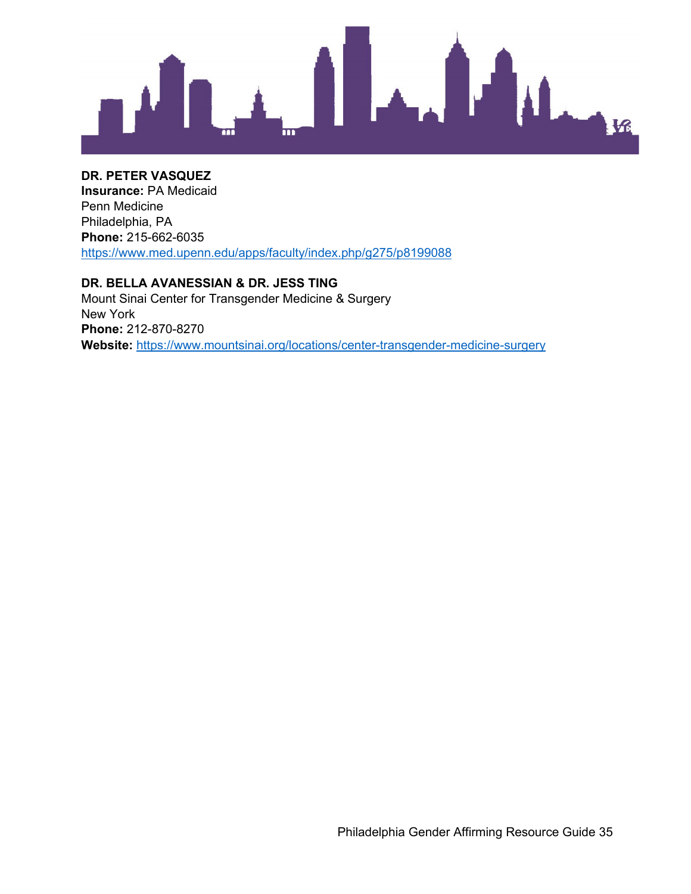**DR. PETER VASQUEZ**
**Insurance:** PA Medicaid
Penn Medicine
Philadelphia, PA
**Phone:** 215-662-6035
https://www.med.upenn.edu/apps/faculty/index.php/g275/p8199088

**DR. BELLA AVANESSIAN & DR. JESS TING**
Mount Sinai Center for Transgender Medicine & Surgery
New York
**Phone:** 212-870-8270
**Website:** https://www.mountsinai.org/locations/center-transgender-medicine-surgery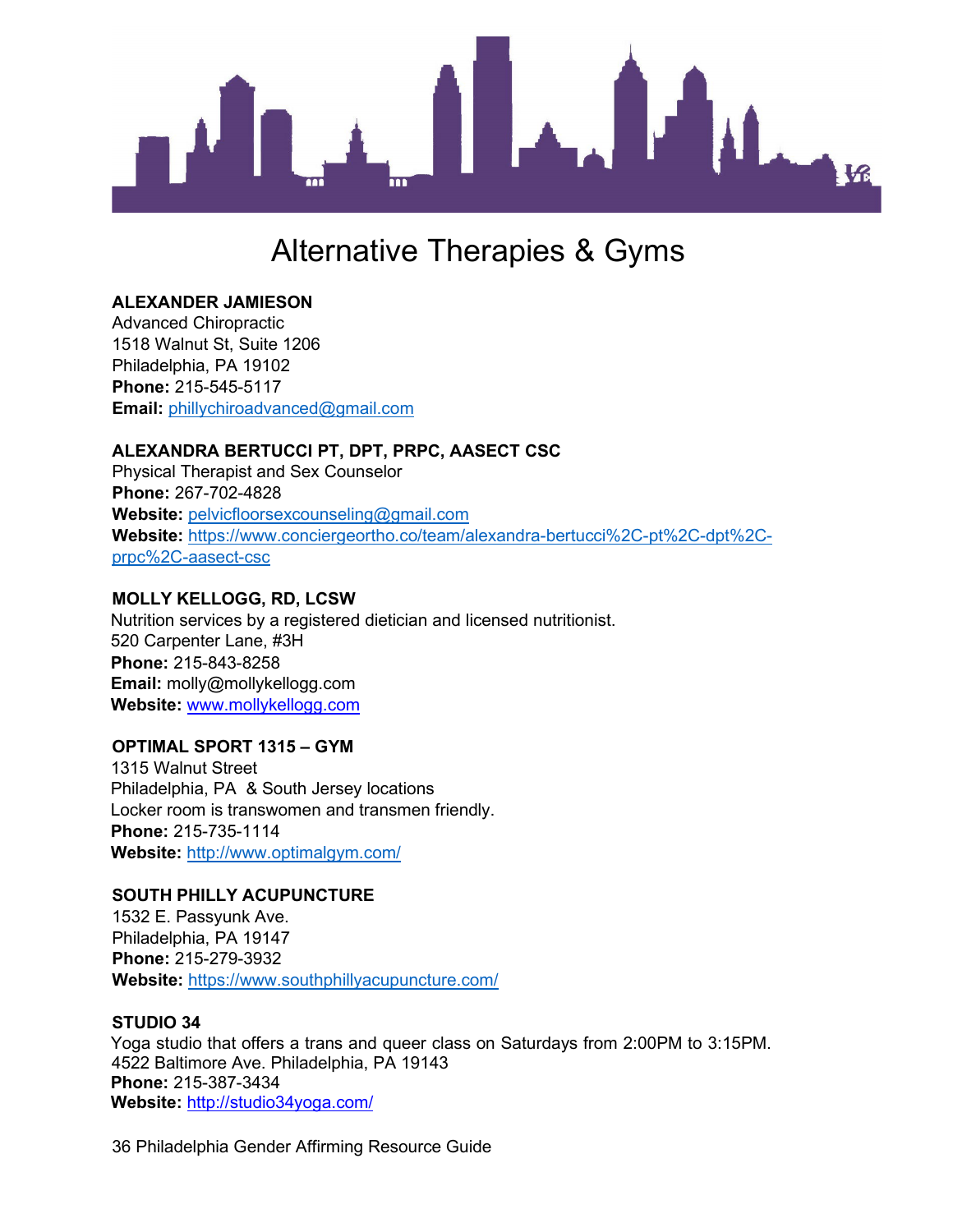# Alternative Therapies & Gyms

**ALEXANDER JAMIESON**
Advanced Chiropractic
1518 Walnut St, Suite 1206
Philadelphia, PA 19102
**Phone:** 215-545-5117
**Email:** phillychiroadvanced@gmail.com

**ALEXANDRA BERTUCCI PT, DPT, PRPC, AASECT CSC**
Physical Therapist and Sex Counselor
**Phone:** 267-702-4828
**Website:** pelvicfloorsexcounseling@gmail.com
**Website:** https://www.conciergeortho.co/team/alexandra-bertucci%2C-pt%2C-dpt%2C-prpc%2C-aasect-csc

**MOLLY KELLOGG, RD, LCSW**
Nutrition services by a registered dietician and licensed nutritionist.
520 Carpenter Lane, #3H
**Phone:** 215-843-8258
**Email:** molly@mollykellogg.com
**Website:** www.mollykellogg.com

**OPTIMAL SPORT 1315 – GYM**
1315 Walnut Street
Philadelphia, PA & South Jersey locations
Locker room is transwomen and transmen friendly.
**Phone:** 215-735-1114
**Website:** http://www.optimalgym.com/

**SOUTH PHILLY ACUPUNCTURE**
1532 E. Passyunk Ave.
Philadelphia, PA 19147
**Phone:** 215-279-3932
**Website:** https://www.southphillyacupuncture.com/

**STUDIO 34**
Yoga studio that offers a trans and queer class on Saturdays from 2:00PM to 3:15PM.
4522 Baltimore Ave. Philadelphia, PA 19143
**Phone:** 215-387-3434
**Website:** http://studio34yoga.com/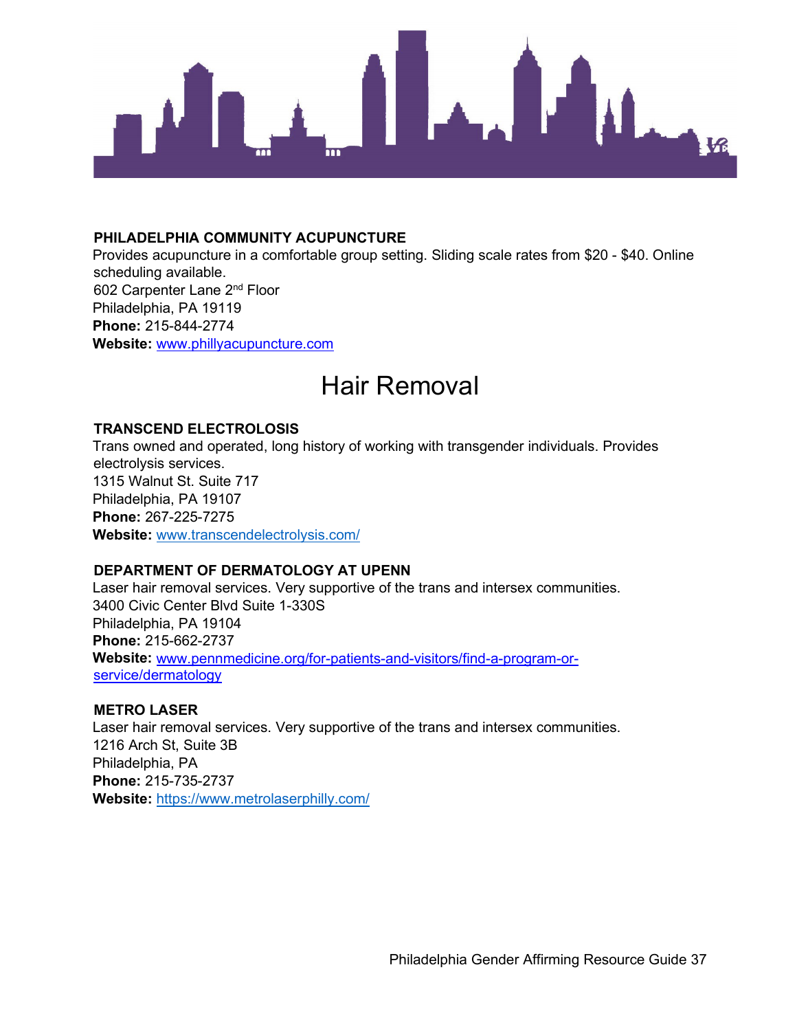**PHILADELPHIA COMMUNITY ACUPUNCTURE**
Provides acupuncture in a comfortable group setting. Sliding scale rates from $20 - $40. Online scheduling available.
602 Carpenter Lane 2nd Floor
Philadelphia, PA 19119
**Phone:** 215-844-2774
**Website:** www.phillyacupuncture.com

# Hair Removal

**TRANSCEND ELECTROLOSIS**
Trans owned and operated, long history of working with transgender individuals. Provides electrolysis services.
1315 Walnut St. Suite 717
Philadelphia, PA 19107
**Phone:** 267-225-7275
**Website:** www.transcendelectrolysis.com/

**DEPARTMENT OF DERMATOLOGY AT UPENN**
Laser hair removal services. Very supportive of the trans and intersex communities.
3400 Civic Center Blvd Suite 1-330S
Philadelphia, PA 19104
**Phone:** 215-662-2737
**Website:** www.pennmedicine.org/for-patients-and-visitors/find-a-program-or-service/dermatology

**METRO LASER**
Laser hair removal services. Very supportive of the trans and intersex communities.
1216 Arch St, Suite 3B
Philadelphia, PA
**Phone:** 215-735-2737
**Website:** https://www.metrolaserphilly.com/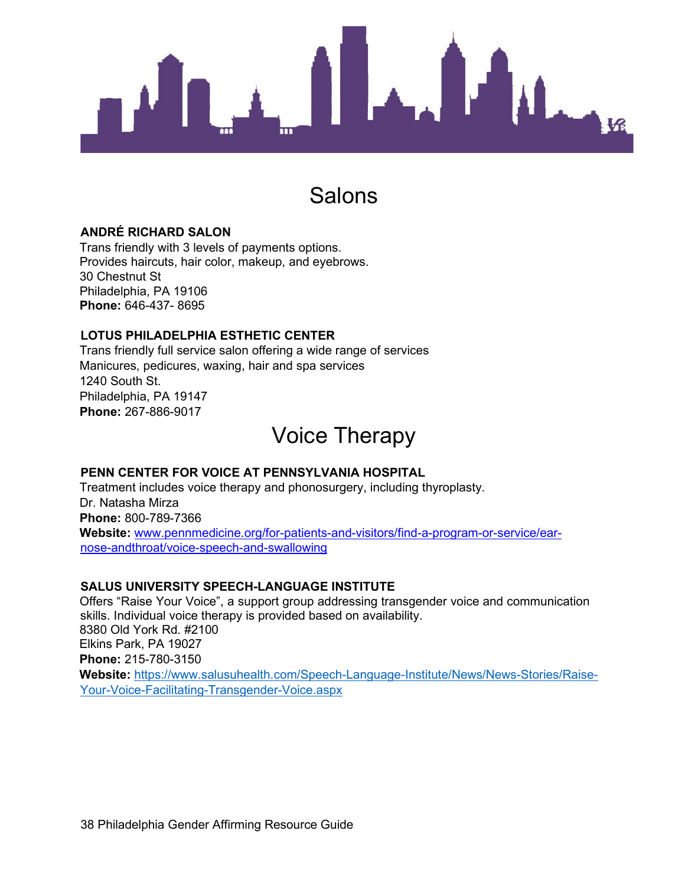# Salons

### ANDRÉ RICHARD SALON

Trans friendly with 3 levels of payments options.
Provides haircuts, hair color, makeup, and eyebrows.
30 Chestnut St
Philadelphia, PA 19106
**Phone:** 646-437- 8695

### LOTUS PHILADELPHIA ESTHETIC CENTER

Trans friendly full service salon offering a wide range of services
Manicures, pedicures, waxing, hair and spa services
1240 South St.
Philadelphia, PA 19147
**Phone:** 267-886-9017

# Voice Therapy

### PENN CENTER FOR VOICE AT PENNSYLVANIA HOSPITAL

Treatment includes voice therapy and phonosurgery, including thyroplasty.
Dr. Natasha Mirza
**Phone:** 800-789-7366
**Website:** www.pennmedicine.org/for-patients-and-visitors/find-a-program-or-service/ear-nose-andthroat/voice-speech-and-swallowing

### SALUS UNIVERSITY SPEECH-LANGUAGE INSTITUTE

Offers "Raise Your Voice", a support group addressing transgender voice and communication skills. Individual voice therapy is provided based on availability.
8380 Old York Rd. #2100
Elkins Park, PA 19027
**Phone:** 215-780-3150
**Website:** https://www.salusuhealth.com/Speech-Language-Institute/News/News-Stories/Raise-Your-Voice-Facilitating-Transgender-Voice.aspx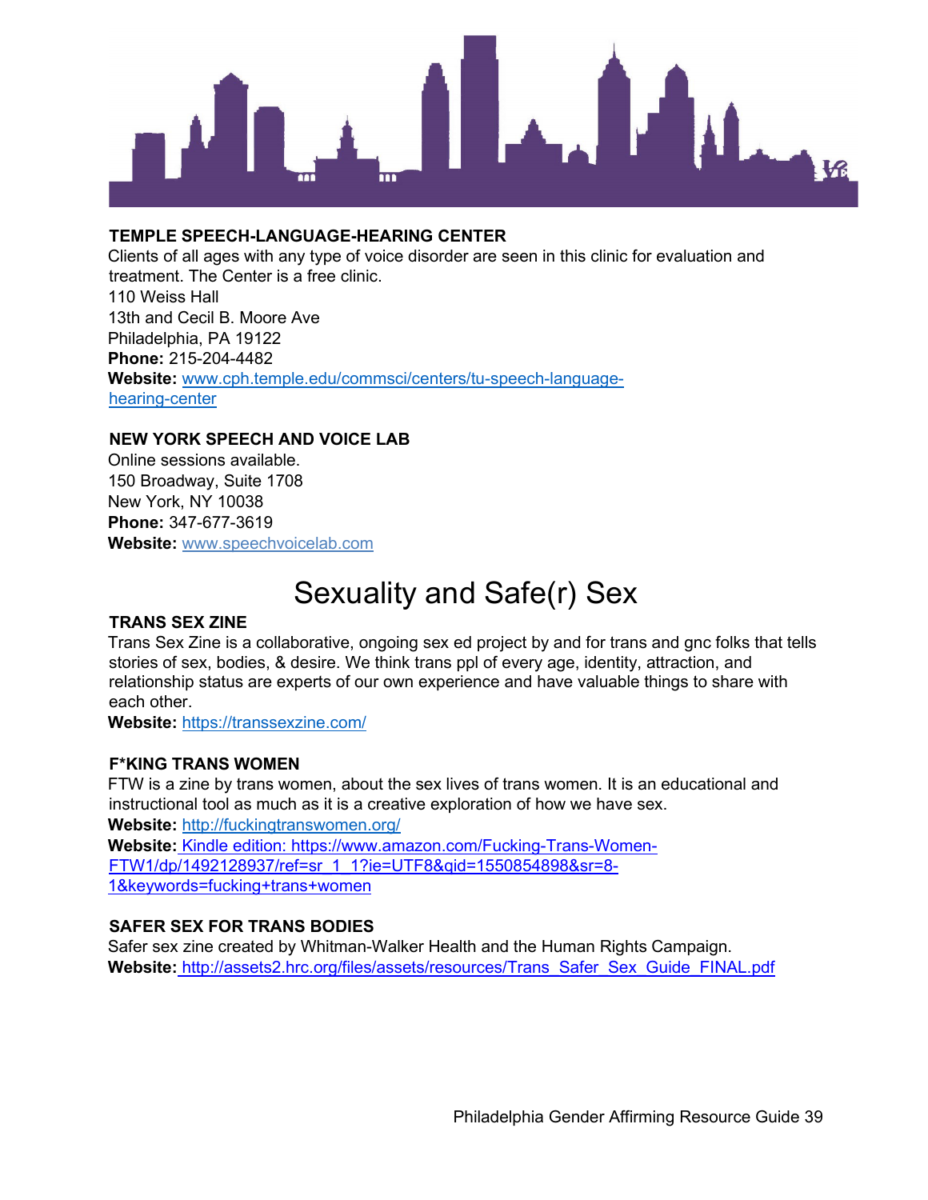### TEMPLE SPEECH-LANGUAGE-HEARING CENTER

Clients of all ages with any type of voice disorder are seen in this clinic for evaluation and treatment. The Center is a free clinic.
110 Weiss Hall
13th and Cecil B. Moore Ave
Philadelphia, PA 19122
**Phone:** 215-204-4482
**Website:** www.cph.temple.edu/commsci/centers/tu-speech-language-hearing-center

### NEW YORK SPEECH AND VOICE LAB

Online sessions available.
150 Broadway, Suite 1708
New York, NY 10038
**Phone:** 347-677-3619
**Website:** www.speechvoicelab.com

# Sexuality and Safe(r) Sex

### TRANS SEX ZINE

Trans Sex Zine is a collaborative, ongoing sex ed project by and for trans and gnc folks that tells stories of sex, bodies, & desire. We think trans ppl of every age, identity, attraction, and relationship status are experts of our own experience and have valuable things to share with each other.
**Website:** https://transsexzine.com/

### F*KING TRANS WOMEN

FTW is a zine by trans women, about the sex lives of trans women. It is an educational and instructional tool as much as it is a creative exploration of how we have sex.
**Website:** http://fuckingtranswomen.org/
**Website:** Kindle edition: https://www.amazon.com/Fucking-Trans-Women-FTW1/dp/1492128937/ref=sr_1_1?ie=UTF8&qid=1550854898&sr=8-1&keywords=fucking+trans+women

### SAFER SEX FOR TRANS BODIES

Safer sex zine created by Whitman-Walker Health and the Human Rights Campaign.
**Website:** http://assets2.hrc.org/files/assets/resources/Trans_Safer_Sex_Guide_FINAL.pdf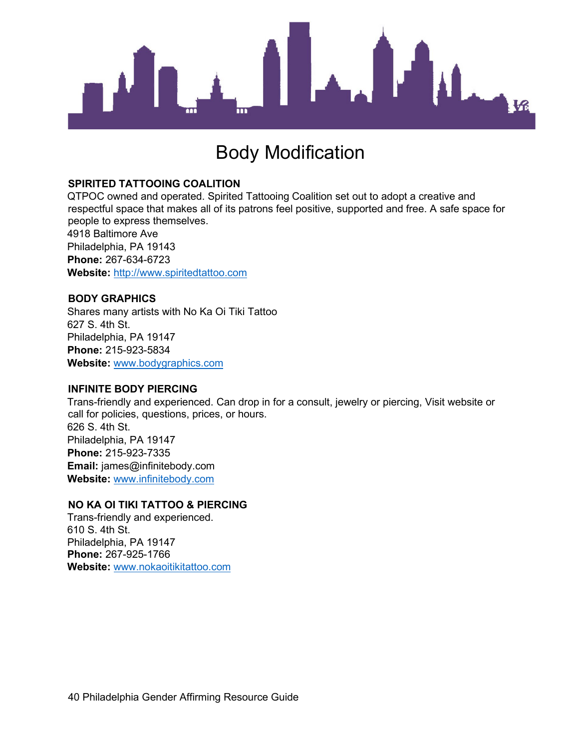# Body Modification

### SPIRITED TATTOOING COALITION

QTPOC owned and operated. Spirited Tattooing Coalition set out to adopt a creative and respectful space that makes all of its patrons feel positive, supported and free. A safe space for people to express themselves.
4918 Baltimore Ave
Philadelphia, PA 19143
**Phone:** 267-634-6723
**Website:** http://www.spiritedtattoo.com

### BODY GRAPHICS

Shares many artists with No Ka Oi Tiki Tattoo
627 S. 4th St.
Philadelphia, PA 19147
**Phone:** 215-923-5834
**Website:** www.bodygraphics.com

### INFINITE BODY PIERCING

Trans-friendly and experienced. Can drop in for a consult, jewelry or piercing, Visit website or call for policies, questions, prices, or hours.
626 S. 4th St.
Philadelphia, PA 19147
**Phone:** 215-923-7335
**Email:** james@infinitebody.com
**Website:** www.infinitebody.com

### NO KA OI TIKI TATTOO & PIERCING

Trans-friendly and experienced.
610 S. 4th St.
Philadelphia, PA 19147
**Phone:** 267-925-1766
**Website:** www.nokaoitikitattoo.com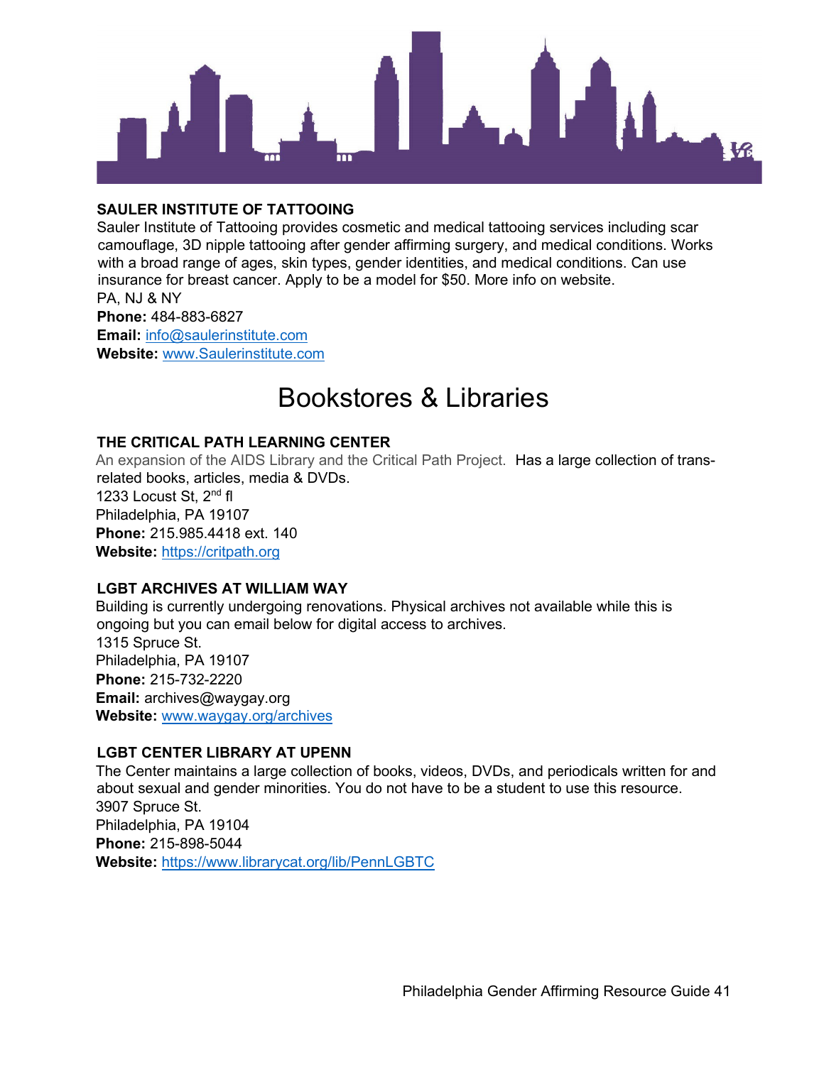### SAULER INSTITUTE OF TATTOOING

Sauler Institute of Tattooing provides cosmetic and medical tattooing services including scar camouflage, 3D nipple tattooing after gender affirming surgery, and medical conditions. Works with a broad range of ages, skin types, gender identities, and medical conditions. Can use insurance for breast cancer. Apply to be a model for $50. More info on website.

PA, NJ & NY
**Phone:** 484-883-6827
**Email:** info@saulerinstitute.com
**Website:** www.Saulerinstitute.com

# Bookstores & Libraries

### THE CRITICAL PATH LEARNING CENTER

An expansion of the AIDS Library and the Critical Path Project. Has a large collection of trans-related books, articles, media & DVDs.

1233 Locust St, 2nd fl
Philadelphia, PA 19107
**Phone:** 215.985.4418 ext. 140
**Website:** https://critpath.org

### LGBT ARCHIVES AT WILLIAM WAY

Building is currently undergoing renovations. Physical archives not available while this is ongoing but you can email below for digital access to archives.

1315 Spruce St.
Philadelphia, PA 19107
**Phone:** 215-732-2220
**Email:** archives@waygay.org
**Website:** www.waygay.org/archives

### LGBT CENTER LIBRARY AT UPENN

The Center maintains a large collection of books, videos, DVDs, and periodicals written for and about sexual and gender minorities. You do not have to be a student to use this resource.

3907 Spruce St.
Philadelphia, PA 19104
**Phone:** 215-898-5044
**Website:** https://www.librarycat.org/lib/PennLGBTC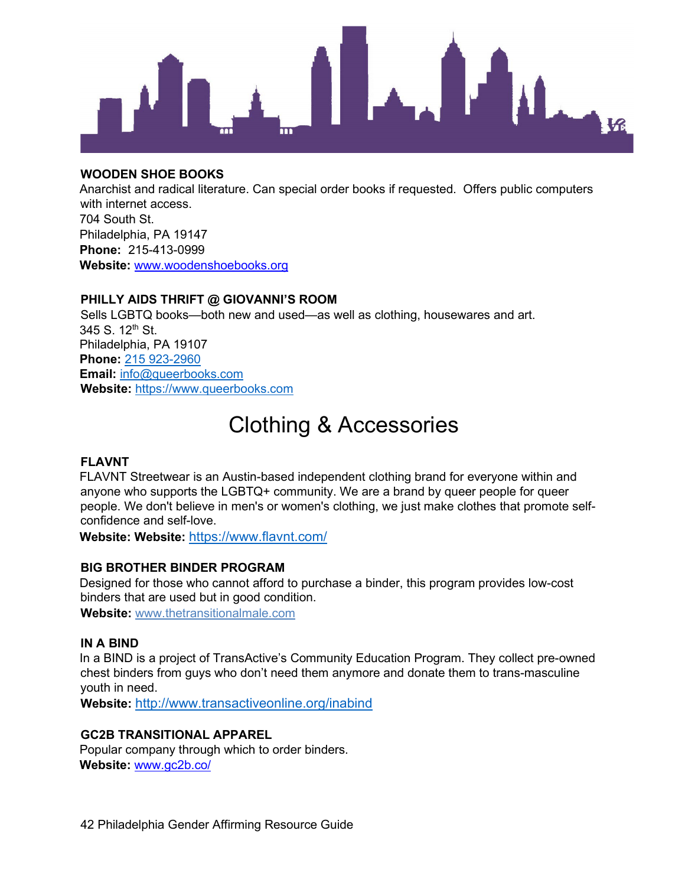**WOODEN SHOE BOOKS**
Anarchist and radical literature. Can special order books if requested. Offers public computers with internet access.
704 South St.
Philadelphia, PA 19147
**Phone:** 215-413-0999
**Website:** www.woodenshoebooks.org

**PHILLY AIDS THRIFT @ GIOVANNI'S ROOM**
Sells LGBTQ books—both new and used—as well as clothing, housewares and art.
345 S. 12th St.
Philadelphia, PA 19107
**Phone:** 215 923-2960
**Email:** info@queerbooks.com
**Website:** https://www.queerbooks.com

# Clothing & Accessories

**FLAVNT**
FLAVNT Streetwear is an Austin-based independent clothing brand for everyone within and anyone who supports the LGBTQ+ community. We are a brand by queer people for queer people. We don't believe in men's or women's clothing, we just make clothes that promote self-confidence and self-love.
**Website: Website:** https://www.flavnt.com/

**BIG BROTHER BINDER PROGRAM**
Designed for those who cannot afford to purchase a binder, this program provides low-cost binders that are used but in good condition.
**Website:** www.thetransitionalmale.com

**IN A BIND**
In a BIND is a project of TransActive's Community Education Program. They collect pre-owned chest binders from guys who don't need them anymore and donate them to trans-masculine youth in need.
**Website:** http://www.transactiveonline.org/inabind

**GC2B TRANSITIONAL APPAREL**
Popular company through which to order binders.
**Website:** www.gc2b.co/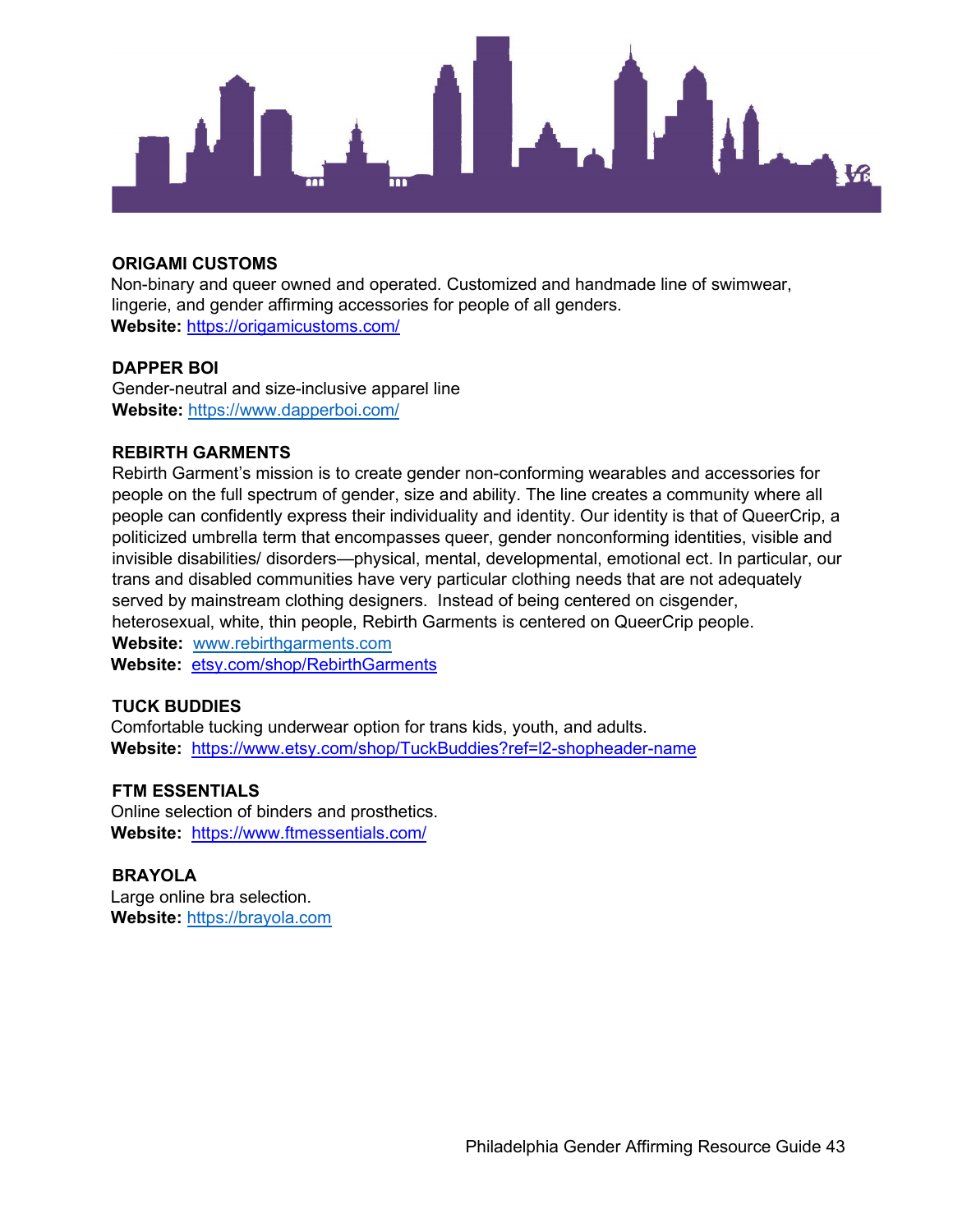**ORIGAMI CUSTOMS**
Non-binary and queer owned and operated. Customized and handmade line of swimwear, lingerie, and gender affirming accessories for people of all genders.
**Website:** https://origamicustoms.com/

**DAPPER BOI**
Gender-neutral and size-inclusive apparel line
**Website:** https://www.dapperboi.com/

**REBIRTH GARMENTS**
Rebirth Garment's mission is to create gender non-conforming wearables and accessories for people on the full spectrum of gender, size and ability. The line creates a community where all people can confidently express their individuality and identity. Our identity is that of QueerCrip, a politicized umbrella term that encompasses queer, gender nonconforming identities, visible and invisible disabilities/ disorders—physical, mental, developmental, emotional ect. In particular, our trans and disabled communities have very particular clothing needs that are not adequately served by mainstream clothing designers. Instead of being centered on cisgender, heterosexual, white, thin people, Rebirth Garments is centered on QueerCrip people.
**Website:** www.rebirthgarments.com
**Website:** etsy.com/shop/RebirthGarments

**TUCK BUDDIES**
Comfortable tucking underwear option for trans kids, youth, and adults.
**Website:** https://www.etsy.com/shop/TuckBuddies?ref=l2-shopheader-name

**FTM ESSENTIALS**
Online selection of binders and prosthetics.
**Website:** https://www.ftmessentials.com/

**BRAYOLA**
Large online bra selection.
**Website:** https://brayola.com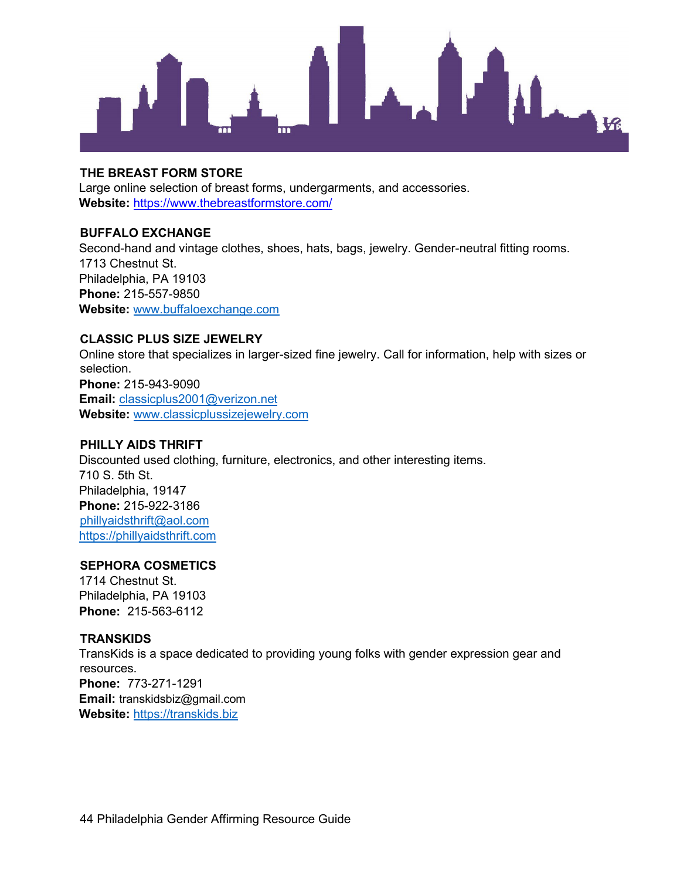### THE BREAST FORM STORE

Large online selection of breast forms, undergarments, and accessories.
**Website:** https://www.thebreastformstore.com/

### BUFFALO EXCHANGE

Second-hand and vintage clothes, shoes, hats, bags, jewelry. Gender-neutral fitting rooms.
1713 Chestnut St.
Philadelphia, PA 19103
**Phone:** 215-557-9850
**Website:** www.buffaloexchange.com

### CLASSIC PLUS SIZE JEWELRY

Online store that specializes in larger-sized fine jewelry. Call for information, help with sizes or selection.
**Phone:** 215-943-9090
**Email:** classicplus2001@verizon.net
**Website:** www.classicplussizejewelry.com

### PHILLY AIDS THRIFT

Discounted used clothing, furniture, electronics, and other interesting items.
710 S. 5th St.
Philadelphia, 19147
**Phone:** 215-922-3186
phillyaidsthrift@aol.com
https://phillyaidsthrift.com

### SEPHORA COSMETICS

1714 Chestnut St.
Philadelphia, PA 19103
**Phone:** 215-563-6112

### TRANSKIDS

TransKids is a space dedicated to providing young folks with gender expression gear and resources.
**Phone:** 773-271-1291
**Email:** transkidsbiz@gmail.com
**Website:** https://transkids.biz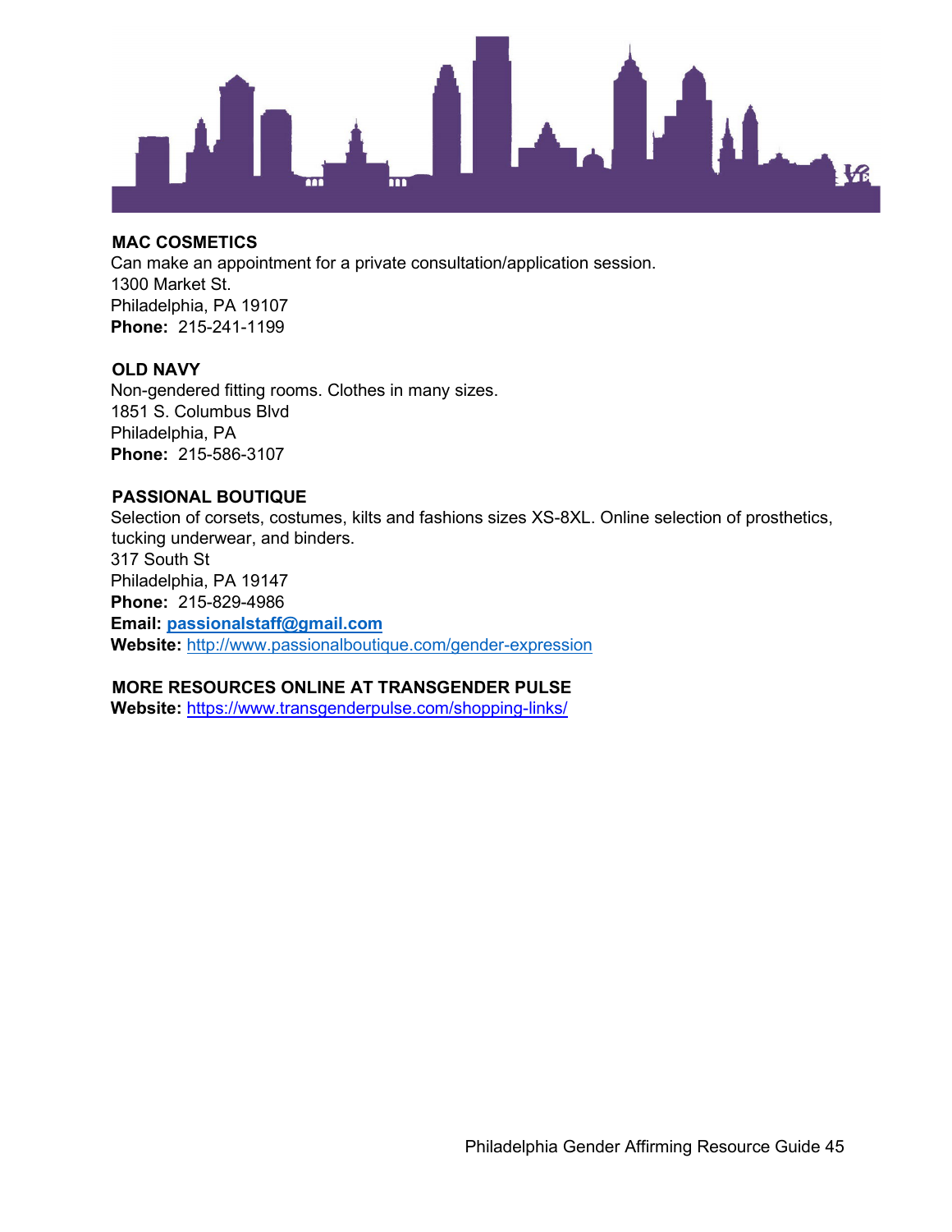**MAC COSMETICS**
Can make an appointment for a private consultation/application session.
1300 Market St.
Philadelphia, PA 19107
**Phone:** 215-241-1199

**OLD NAVY**
Non-gendered fitting rooms. Clothes in many sizes.
1851 S. Columbus Blvd
Philadelphia, PA
**Phone:** 215-586-3107

**PASSIONAL BOUTIQUE**
Selection of corsets, costumes, kilts and fashions sizes XS-8XL. Online selection of prosthetics, tucking underwear, and binders.
317 South St
Philadelphia, PA 19147
**Phone:** 215-829-4986
**Email:** **passionalstaff@gmail.com**
**Website:** http://www.passionalboutique.com/gender-expression

**MORE RESOURCES ONLINE AT TRANSGENDER PULSE**
**Website:** https://www.transgenderpulse.com/shopping-links/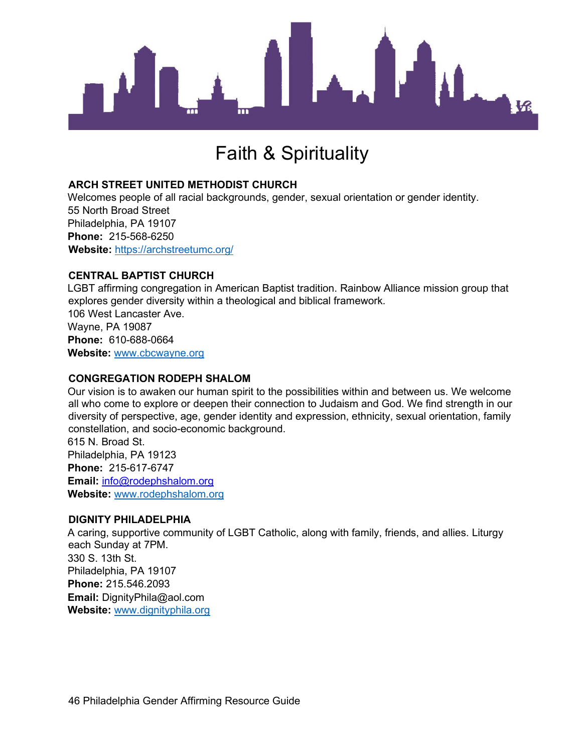# Faith & Spirituality

### ARCH STREET UNITED METHODIST CHURCH

Welcomes people of all racial backgrounds, gender, sexual orientation or gender identity.
55 North Broad Street
Philadelphia, PA 19107
**Phone:** 215-568-6250
**Website:** https://archstreetumc.org/

### CENTRAL BAPTIST CHURCH

LGBT affirming congregation in American Baptist tradition. Rainbow Alliance mission group that explores gender diversity within a theological and biblical framework.
106 West Lancaster Ave.
Wayne, PA 19087
**Phone:** 610-688-0664
**Website:** www.cbcwayne.org

### CONGREGATION RODEPH SHALOM

Our vision is to awaken our human spirit to the possibilities within and between us. We welcome all who come to explore or deepen their connection to Judaism and God. We find strength in our diversity of perspective, age, gender identity and expression, ethnicity, sexual orientation, family constellation, and socio-economic background.
615 N. Broad St.
Philadelphia, PA 19123
**Phone:** 215-617-6747
**Email:** info@rodephshalom.org
**Website:** www.rodephshalom.org

### DIGNITY PHILADELPHIA

A caring, supportive community of LGBT Catholic, along with family, friends, and allies. Liturgy each Sunday at 7PM.
330 S. 13th St.
Philadelphia, PA 19107
**Phone:** 215.546.2093
**Email:** DignityPhila@aol.com
**Website:** www.dignityphila.org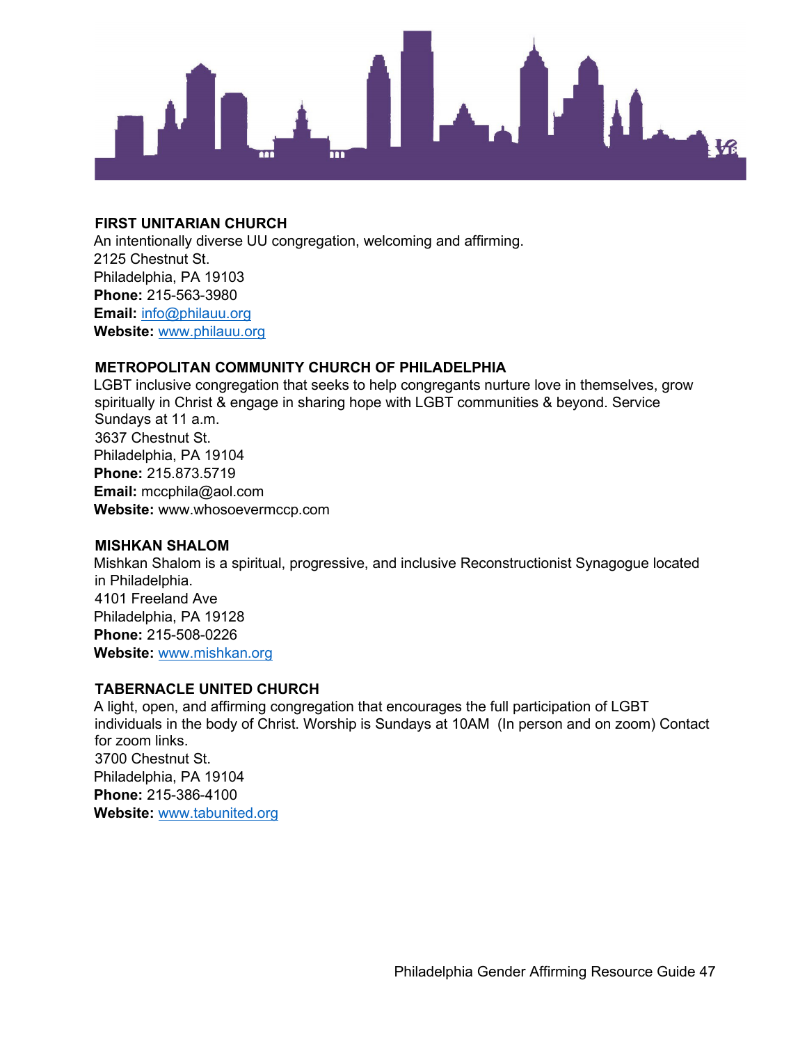### FIRST UNITARIAN CHURCH

An intentionally diverse UU congregation, welcoming and affirming.
2125 Chestnut St.
Philadelphia, PA 19103
**Phone:** 215-563-3980
**Email:** info@philauu.org
**Website:** www.philauu.org

### METROPOLITAN COMMUNITY CHURCH OF PHILADELPHIA

LGBT inclusive congregation that seeks to help congregants nurture love in themselves, grow spiritually in Christ & engage in sharing hope with LGBT communities & beyond. Service Sundays at 11 a.m.
3637 Chestnut St.
Philadelphia, PA 19104
**Phone:** 215.873.5719
**Email:** mccphila@aol.com
**Website:** www.whosoevermccp.com

### MISHKAN SHALOM

Mishkan Shalom is a spiritual, progressive, and inclusive Reconstructionist Synagogue located in Philadelphia.
4101 Freeland Ave
Philadelphia, PA 19128
**Phone:** 215-508-0226
**Website:** www.mishkan.org

### TABERNACLE UNITED CHURCH

A light, open, and affirming congregation that encourages the full participation of LGBT individuals in the body of Christ. Worship is Sundays at 10AM (In person and on zoom) Contact for zoom links.
3700 Chestnut St.
Philadelphia, PA 19104
**Phone:** 215-386-4100
**Website:** www.tabunited.org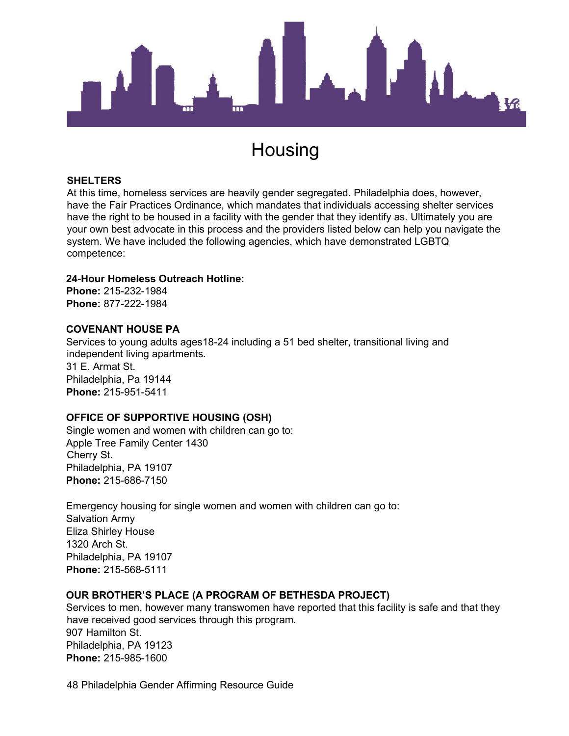# Housing

**SHELTERS**

At this time, homeless services are heavily gender segregated. Philadelphia does, however, have the Fair Practices Ordinance, which mandates that individuals accessing shelter services have the right to be housed in a facility with the gender that they identify as. Ultimately you are your own best advocate in this process and the providers listed below can help you navigate the system. We have included the following agencies, which have demonstrated LGBTQ competence:

**24-Hour Homeless Outreach Hotline:**
**Phone:** 215-232-1984
**Phone:** 877-222-1984

**COVENANT HOUSE PA**

Services to young adults ages18-24 including a 51 bed shelter, transitional living and independent living apartments.
31 E. Armat St.
Philadelphia, Pa 19144
**Phone:** 215-951-5411

**OFFICE OF SUPPORTIVE HOUSING (OSH)**

Single women and women with children can go to:
Apple Tree Family Center 1430
Cherry St.
Philadelphia, PA 19107
**Phone:** 215-686-7150

Emergency housing for single women and women with children can go to:
Salvation Army
Eliza Shirley House
1320 Arch St.
Philadelphia, PA 19107
**Phone:** 215-568-5111

**OUR BROTHER'S PLACE (A PROGRAM OF BETHESDA PROJECT)**

Services to men, however many transwomen have reported that this facility is safe and that they have received good services through this program.
907 Hamilton St.
Philadelphia, PA 19123
**Phone:** 215-985-1600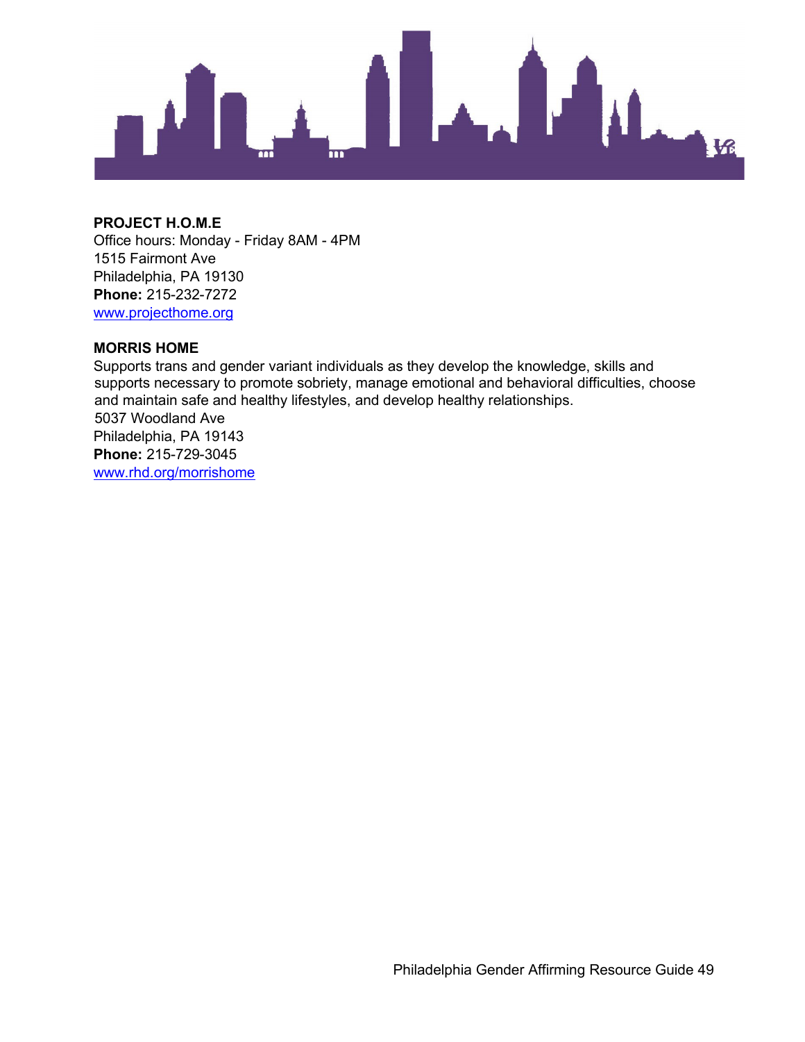**PROJECT H.O.M.E**
Office hours: Monday - Friday 8AM - 4PM
1515 Fairmont Ave
Philadelphia, PA 19130
**Phone:** 215-232-7272
www.projecthome.org

**MORRIS HOME**
Supports trans and gender variant individuals as they develop the knowledge, skills and supports necessary to promote sobriety, manage emotional and behavioral difficulties, choose and maintain safe and healthy lifestyles, and develop healthy relationships.
5037 Woodland Ave
Philadelphia, PA 19143
**Phone:** 215-729-3045
www.rhd.org/morrishome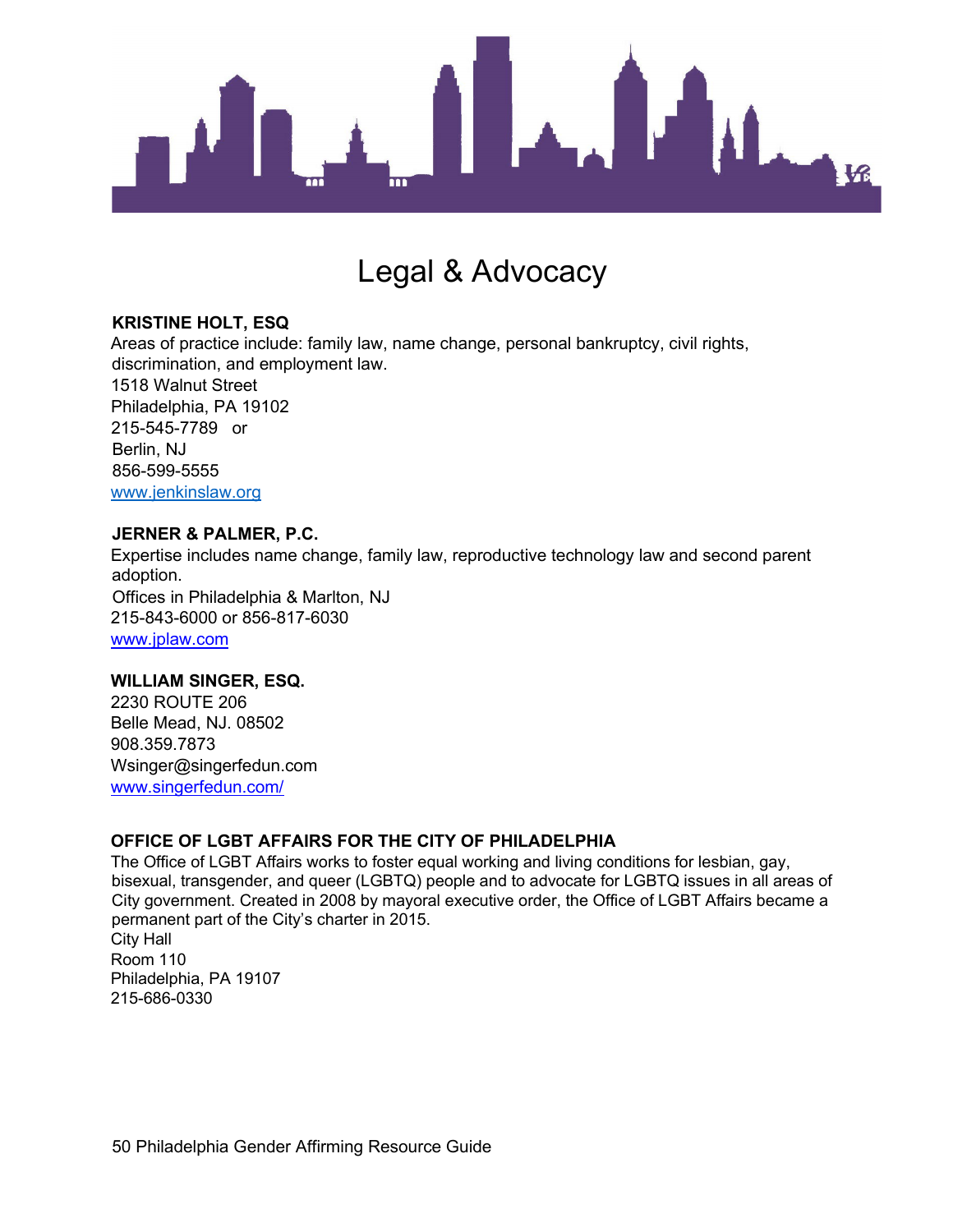# Legal & Advocacy

**KRISTINE HOLT, ESQ**
Areas of practice include: family law, name change, personal bankruptcy, civil rights, discrimination, and employment law.
1518 Walnut Street
Philadelphia, PA 19102
215-545-7789 or
Berlin, NJ
856-599-5555
www.jenkinslaw.org

**JERNER & PALMER, P.C.**
Expertise includes name change, family law, reproductive technology law and second parent adoption.
Offices in Philadelphia & Marlton, NJ
215-843-6000 or 856-817-6030
www.jplaw.com

**WILLIAM SINGER, ESQ.**
2230 ROUTE 206
Belle Mead, NJ. 08502
908.359.7873
Wsinger@singerfedun.com
www.singerfedun.com/

**OFFICE OF LGBT AFFAIRS FOR THE CITY OF PHILADELPHIA**
The Office of LGBT Affairs works to foster equal working and living conditions for lesbian, gay, bisexual, transgender, and queer (LGBTQ) people and to advocate for LGBTQ issues in all areas of City government. Created in 2008 by mayoral executive order, the Office of LGBT Affairs became a permanent part of the City's charter in 2015.
City Hall
Room 110
Philadelphia, PA 19107
215-686-0330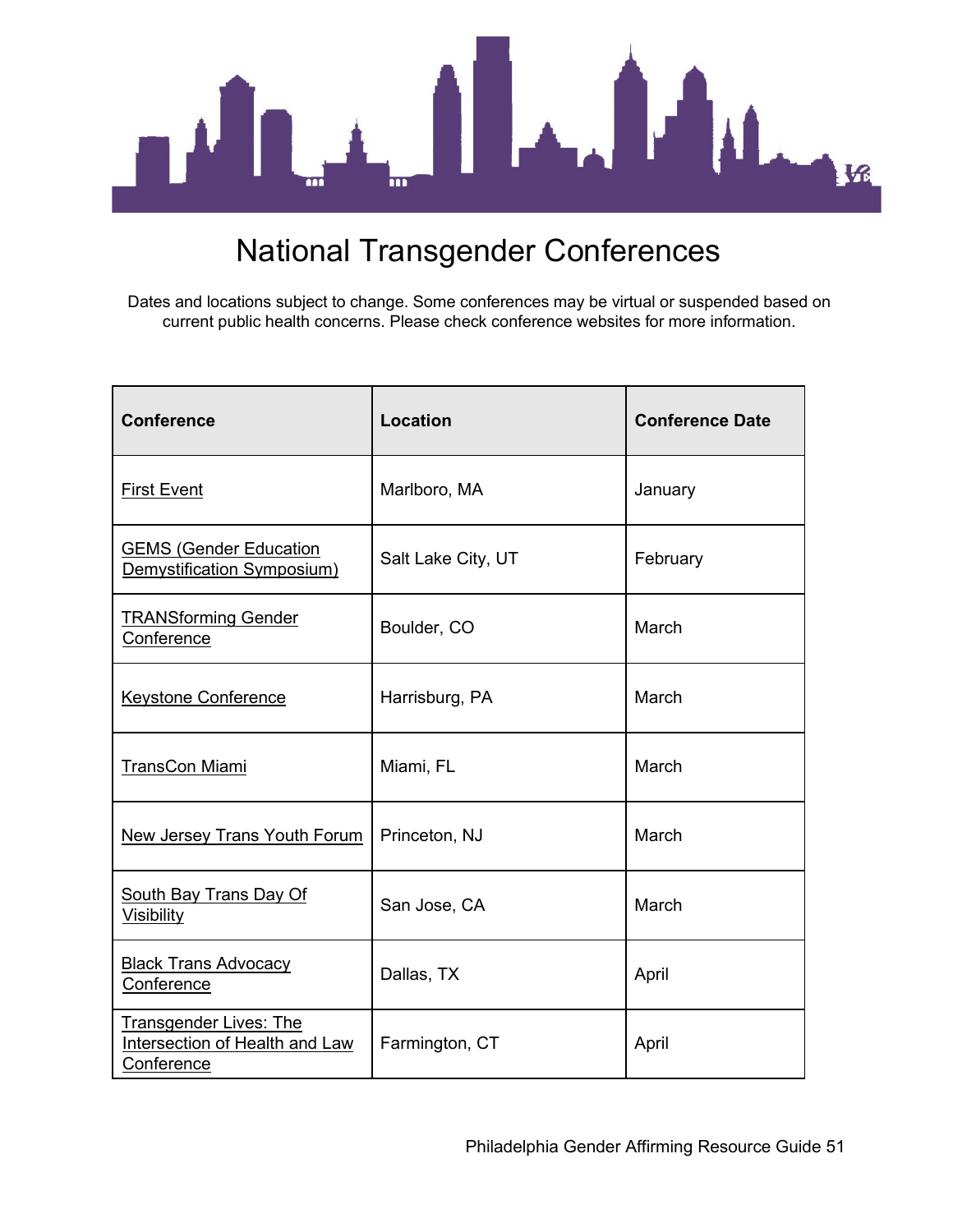# National Transgender Conferences

Dates and locations subject to change. Some conferences may be virtual or suspended based on current public health concerns. Please check conference websites for more information.

| Conference | Location | Conference Date |
|---|---|---|
| First Event | Marlboro, MA | January |
| GEMS (Gender Education Demystification Symposium) | Salt Lake City, UT | February |
| TRANSforming Gender Conference | Boulder, CO | March |
| Keystone Conference | Harrisburg, PA | March |
| TransCon Miami | Miami, FL | March |
| New Jersey Trans Youth Forum | Princeton, NJ | March |
| South Bay Trans Day Of Visibility | San Jose, CA | March |
| Black Trans Advocacy Conference | Dallas, TX | April |
| Transgender Lives: The Intersection of Health and Law Conference | Farmington, CT | April |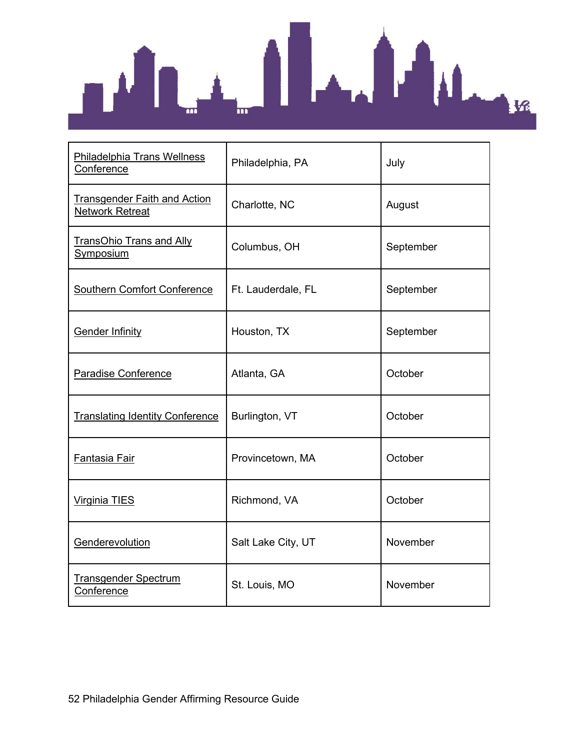| Philadelphia Trans Wellness Conference | Philadelphia, PA | July |
|---|---|---|
| Transgender Faith and Action Network Retreat | Charlotte, NC | August |
| TransOhio Trans and Ally Symposium | Columbus, OH | September |
| Southern Comfort Conference | Ft. Lauderdale, FL | September |
| Gender Infinity | Houston, TX | September |
| Paradise Conference | Atlanta, GA | October |
| Translating Identity Conference | Burlington, VT | October |
| Fantasia Fair | Provincetown, MA | October |
| Virginia TIES | Richmond, VA | October |
| Genderevolution | Salt Lake City, UT | November |
| Transgender Spectrum Conference | St. Louis, MO | November |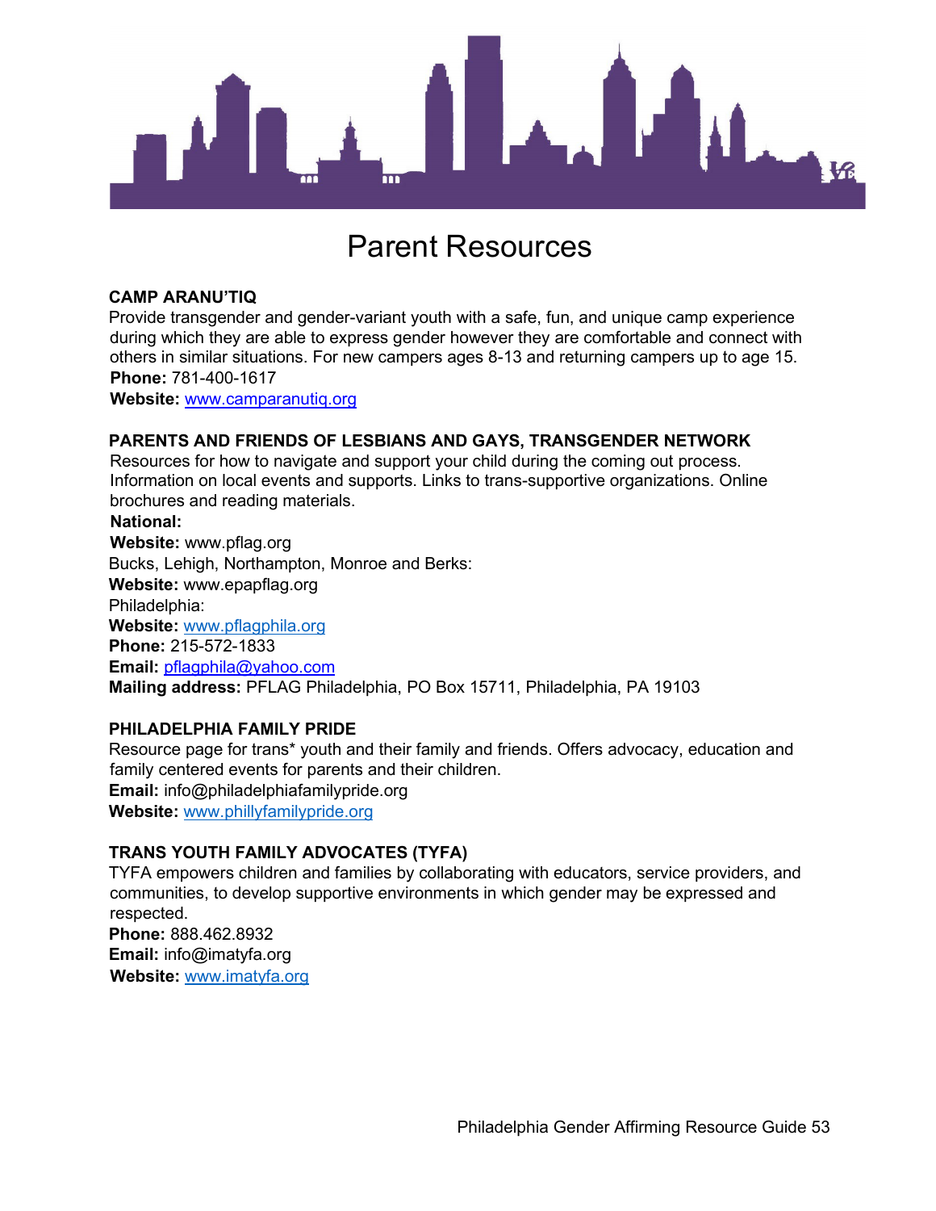# Parent Resources

### CAMP ARANU'TIQ

Provide transgender and gender-variant youth with a safe, fun, and unique camp experience during which they are able to express gender however they are comfortable and connect with others in similar situations. For new campers ages 8-13 and returning campers up to age 15.

**Phone:** 781-400-1617
**Website:** www.camparanutiq.org

### PARENTS AND FRIENDS OF LESBIANS AND GAYS, TRANSGENDER NETWORK

Resources for how to navigate and support your child during the coming out process. Information on local events and supports. Links to trans-supportive organizations. Online brochures and reading materials.

**National:**
**Website:** www.pflag.org
Bucks, Lehigh, Northampton, Monroe and Berks:
**Website:** www.epapflag.org
Philadelphia:
**Website:** www.pflagphila.org
**Phone:** 215-572-1833
**Email:** pflagphila@yahoo.com
**Mailing address:** PFLAG Philadelphia, PO Box 15711, Philadelphia, PA 19103

### PHILADELPHIA FAMILY PRIDE

Resource page for trans* youth and their family and friends. Offers advocacy, education and family centered events for parents and their children.

**Email:** info@philadelphiafamilypride.org
**Website:** www.phillyfamilypride.org

### TRANS YOUTH FAMILY ADVOCATES (TYFA)

TYFA empowers children and families by collaborating with educators, service providers, and communities, to develop supportive environments in which gender may be expressed and respected.

**Phone:** 888.462.8932
**Email:** info@imatyfa.org
**Website:** www.imatyfa.org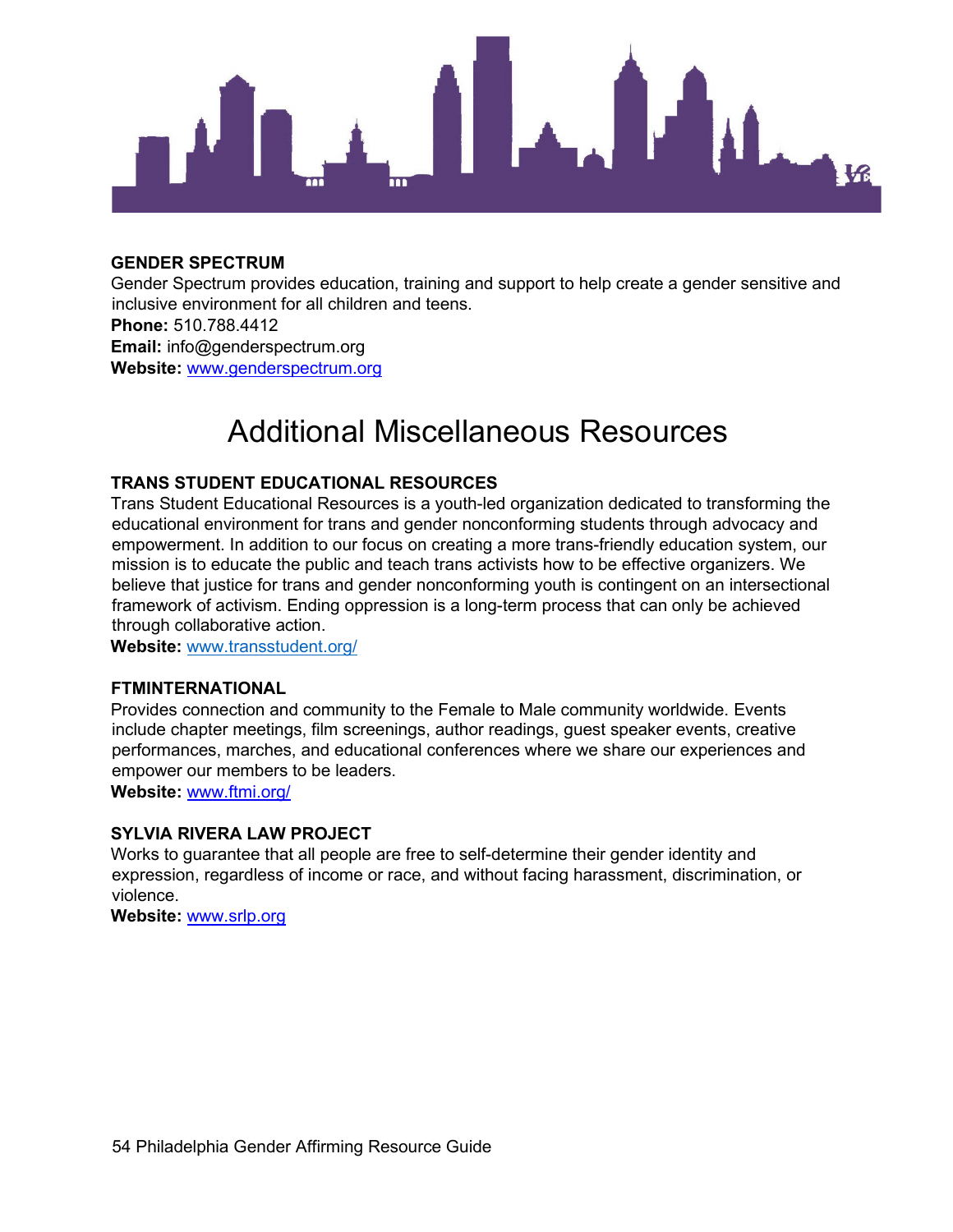**GENDER SPECTRUM**
Gender Spectrum provides education, training and support to help create a gender sensitive and inclusive environment for all children and teens.
**Phone:** 510.788.4412
**Email:** info@genderspectrum.org
**Website:** www.genderspectrum.org

# Additional Miscellaneous Resources

**TRANS STUDENT EDUCATIONAL RESOURCES**
Trans Student Educational Resources is a youth-led organization dedicated to transforming the educational environment for trans and gender nonconforming students through advocacy and empowerment. In addition to our focus on creating a more trans-friendly education system, our mission is to educate the public and teach trans activists how to be effective organizers. We believe that justice for trans and gender nonconforming youth is contingent on an intersectional framework of activism. Ending oppression is a long-term process that can only be achieved through collaborative action.
**Website:** www.transstudent.org/

**FTMINTERNATIONAL**
Provides connection and community to the Female to Male community worldwide. Events include chapter meetings, film screenings, author readings, guest speaker events, creative performances, marches, and educational conferences where we share our experiences and empower our members to be leaders.
**Website:** www.ftmi.org/

**SYLVIA RIVERA LAW PROJECT**
Works to guarantee that all people are free to self-determine their gender identity and expression, regardless of income or race, and without facing harassment, discrimination, or violence.
**Website:** www.srlp.org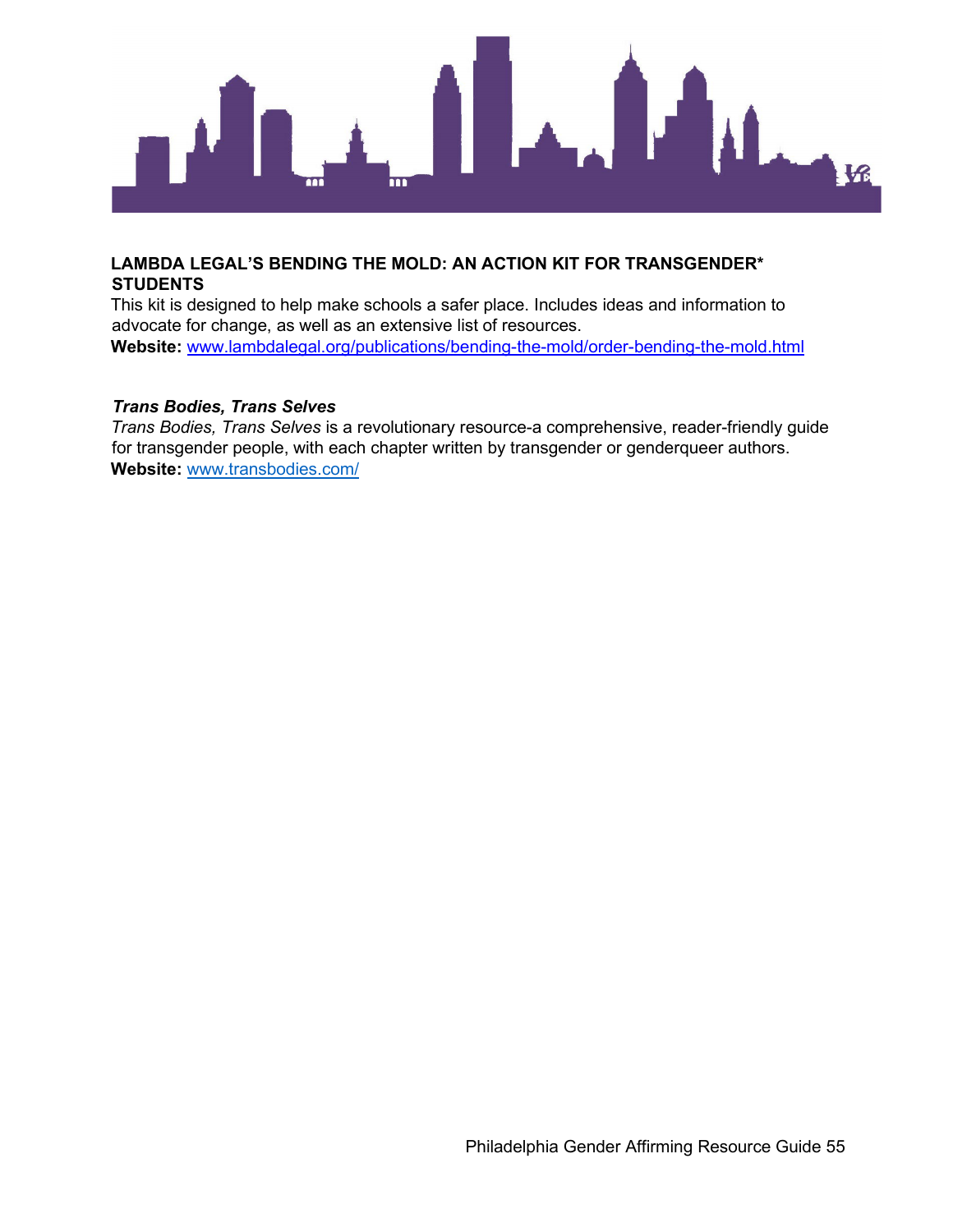**LAMBDA LEGAL'S BENDING THE MOLD: AN ACTION KIT FOR TRANSGENDER* STUDENTS**

This kit is designed to help make schools a safer place. Includes ideas and information to advocate for change, as well as an extensive list of resources.

**Website:** www.lambdalegal.org/publications/bending-the-mold/order-bending-the-mold.html

***Trans Bodies, Trans Selves***

*Trans Bodies, Trans Selves* is a revolutionary resource-a comprehensive, reader-friendly guide for transgender people, with each chapter written by transgender or genderqueer authors.

**Website:** www.transbodies.com/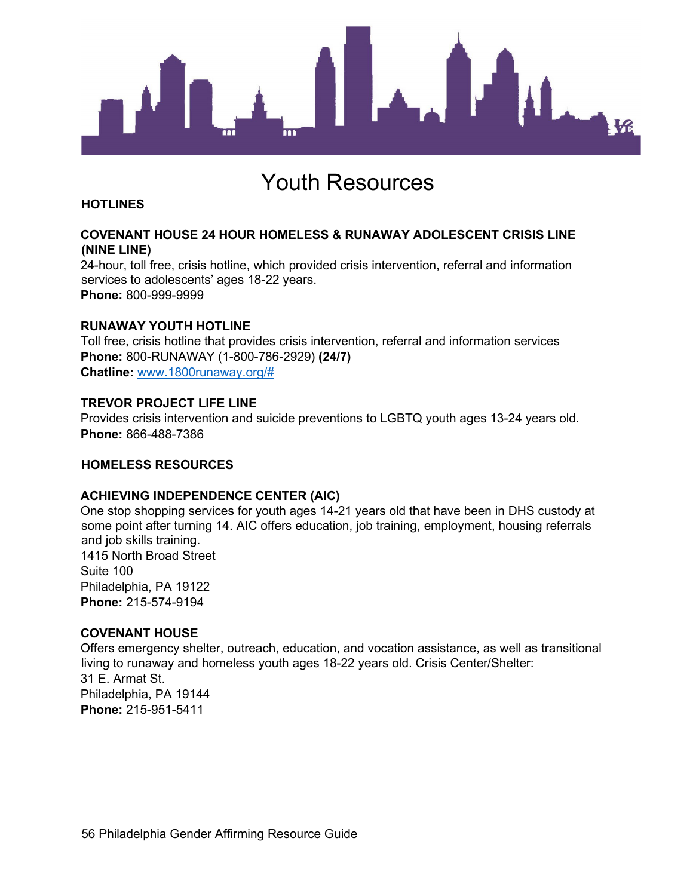# Youth Resources

## HOTLINES

### COVENANT HOUSE 24 HOUR HOMELESS & RUNAWAY ADOLESCENT CRISIS LINE (NINE LINE)

24-hour, toll free, crisis hotline, which provided crisis intervention, referral and information services to adolescents' ages 18-22 years.
**Phone:** 800-999-9999

### RUNAWAY YOUTH HOTLINE

Toll free, crisis hotline that provides crisis intervention, referral and information services
**Phone:** 800-RUNAWAY (1-800-786-2929) **(24/7)**
**Chatline:** www.1800runaway.org/#

### TREVOR PROJECT LIFE LINE

Provides crisis intervention and suicide preventions to LGBTQ youth ages 13-24 years old.
**Phone:** 866-488-7386

## HOMELESS RESOURCES

### ACHIEVING INDEPENDENCE CENTER (AIC)

One stop shopping services for youth ages 14-21 years old that have been in DHS custody at some point after turning 14. AIC offers education, job training, employment, housing referrals and job skills training.
1415 North Broad Street
Suite 100
Philadelphia, PA 19122
**Phone:** 215-574-9194

### COVENANT HOUSE

Offers emergency shelter, outreach, education, and vocation assistance, as well as transitional living to runaway and homeless youth ages 18-22 years old. Crisis Center/Shelter:
31 E. Armat St.
Philadelphia, PA 19144
**Phone:** 215-951-5411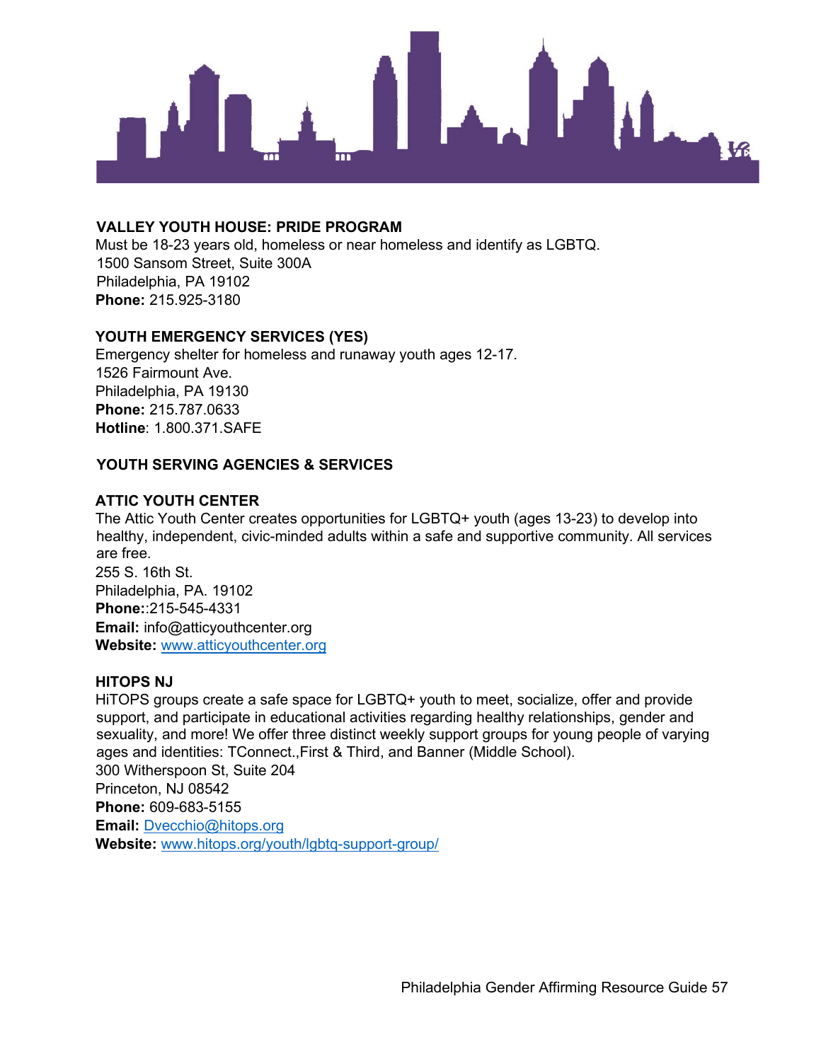### VALLEY YOUTH HOUSE: PRIDE PROGRAM

Must be 18-23 years old, homeless or near homeless and identify as LGBTQ.
1500 Sansom Street, Suite 300A
Philadelphia, PA 19102
**Phone:** 215.925-3180

### YOUTH EMERGENCY SERVICES (YES)

Emergency shelter for homeless and runaway youth ages 12-17.
1526 Fairmount Ave.
Philadelphia, PA 19130
**Phone:** 215.787.0633
**Hotline**: 1.800.371.SAFE

## YOUTH SERVING AGENCIES & SERVICES

### ATTIC YOUTH CENTER

The Attic Youth Center creates opportunities for LGBTQ+ youth (ages 13-23) to develop into healthy, independent, civic-minded adults within a safe and supportive community. All services are free.
255 S. 16th St.
Philadelphia, PA. 19102
**Phone:**:215-545-4331
**Email:** info@atticyouthcenter.org
**Website:** www.atticyouthcenter.org

### HITOPS NJ

HiTOPS groups create a safe space for LGBTQ+ youth to meet, socialize, offer and provide support, and participate in educational activities regarding healthy relationships, gender and sexuality, and more! We offer three distinct weekly support groups for young people of varying ages and identities: TConnect.,First & Third, and Banner (Middle School).
300 Witherspoon St, Suite 204
Princeton, NJ 08542
**Phone:** 609-683-5155
**Email:** Dvecchio@hitops.org
**Website:** www.hitops.org/youth/lgbtq-support-group/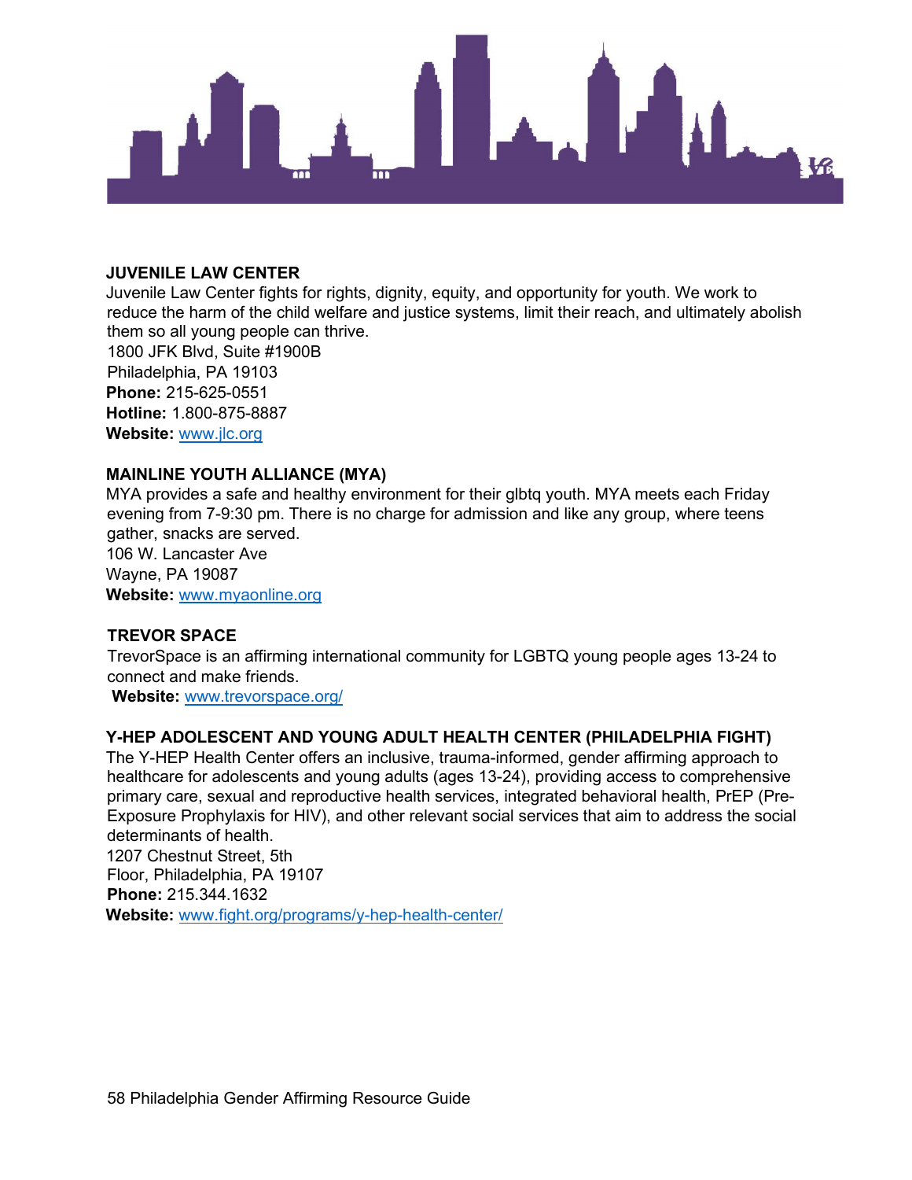**JUVENILE LAW CENTER**

Juvenile Law Center fights for rights, dignity, equity, and opportunity for youth. We work to reduce the harm of the child welfare and justice systems, limit their reach, and ultimately abolish them so all young people can thrive.
1800 JFK Blvd, Suite #1900B
Philadelphia, PA 19103
**Phone:** 215-625-0551
**Hotline:** 1.800-875-8887
**Website:** www.jlc.org

**MAINLINE YOUTH ALLIANCE (MYA)**

MYA provides a safe and healthy environment for their glbtq youth. MYA meets each Friday evening from 7-9:30 pm. There is no charge for admission and like any group, where teens gather, snacks are served.
106 W. Lancaster Ave
Wayne, PA 19087
**Website:** www.myaonline.org

**TREVOR SPACE**

TrevorSpace is an affirming international community for LGBTQ young people ages 13-24 to connect and make friends.
**Website:** www.trevorspace.org/

**Y-HEP ADOLESCENT AND YOUNG ADULT HEALTH CENTER (PHILADELPHIA FIGHT)**

The Y-HEP Health Center offers an inclusive, trauma-informed, gender affirming approach to healthcare for adolescents and young adults (ages 13-24), providing access to comprehensive primary care, sexual and reproductive health services, integrated behavioral health, PrEP (Pre-Exposure Prophylaxis for HIV), and other relevant social services that aim to address the social determinants of health.
1207 Chestnut Street, 5th
Floor, Philadelphia, PA 19107
**Phone:** 215.344.1632
**Website:** www.fight.org/programs/y-hep-health-center/